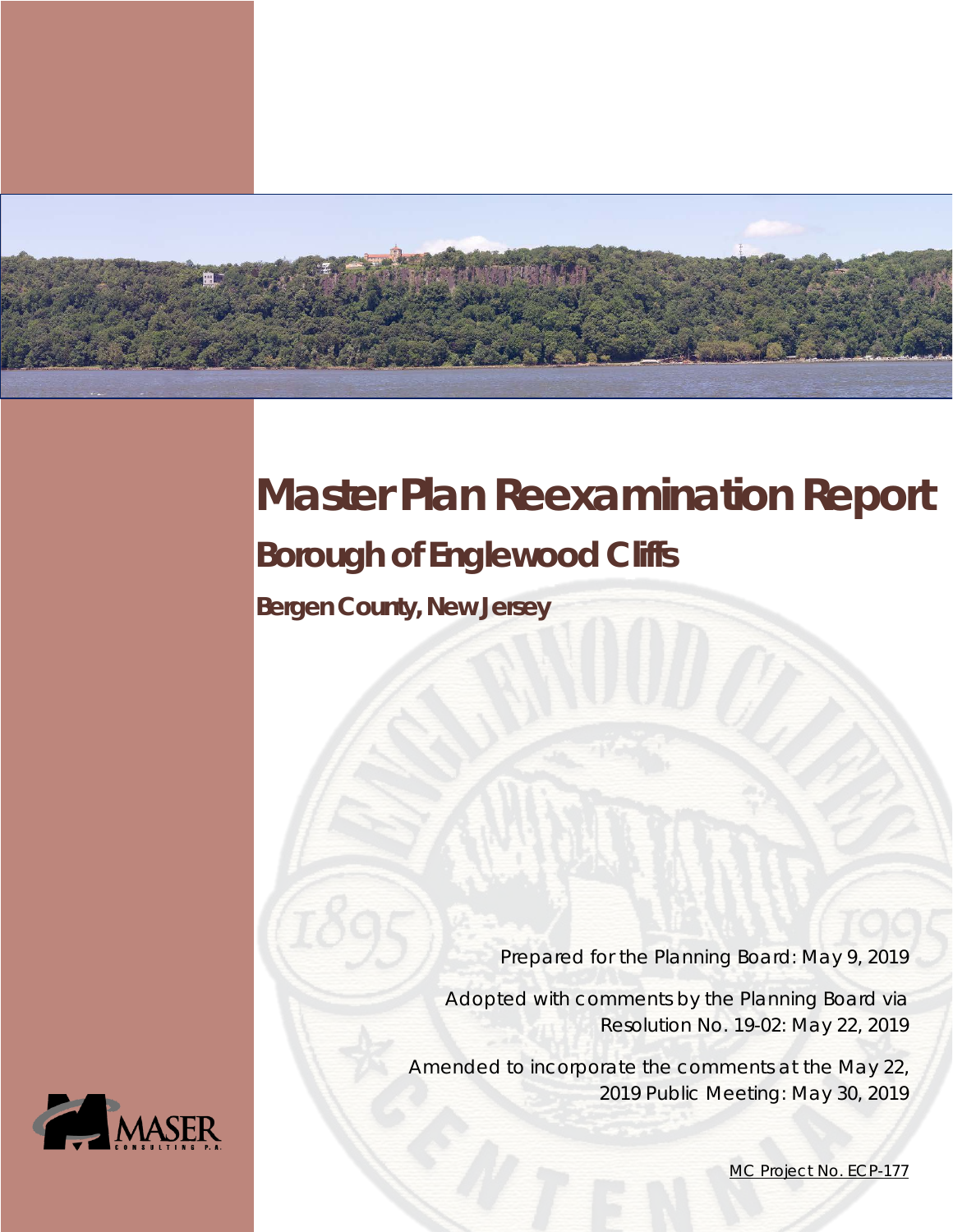# Master Plan Reexamination Report

## Borough of Englewood Cliffs

### Bergen County, New Jersey

Prepared for the Planning Board: May 9, 2019

Adopted with comments by the Planning Board via Resolution No. 19-02: May 22, 2019

Amended to incorporate the comments at the May 22, 2019 Public Meeting: May 30, 2019

MC Project No. ECP-177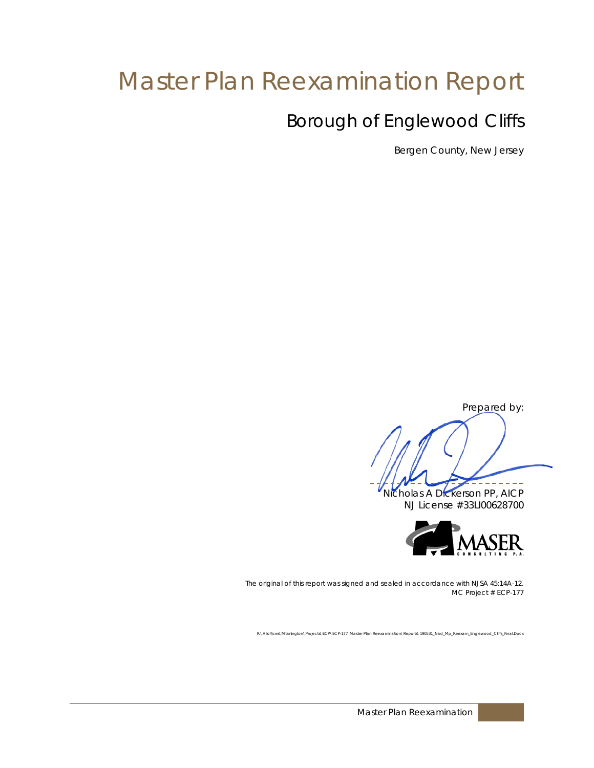# Master Plan Reexamination Report

## Borough of Englewood Cliffs

Bergen County, New Jersey

Prepared by:

Nicholas A Dickerson PP, AICP
NJ License #33LI00628700

MASER CONSULTING P.A.

*The original of this report was signed and sealed in accordance with NJSA 45:14A-12.*
*MC Project # ECP-177*

R:\Alloffices\Mtarlington\Projects\ECP\ECP-177 Master Plan Reexamination\Reports\190531_Nad_Mp_Reexam_Englewood_Cliffs_Final.Docx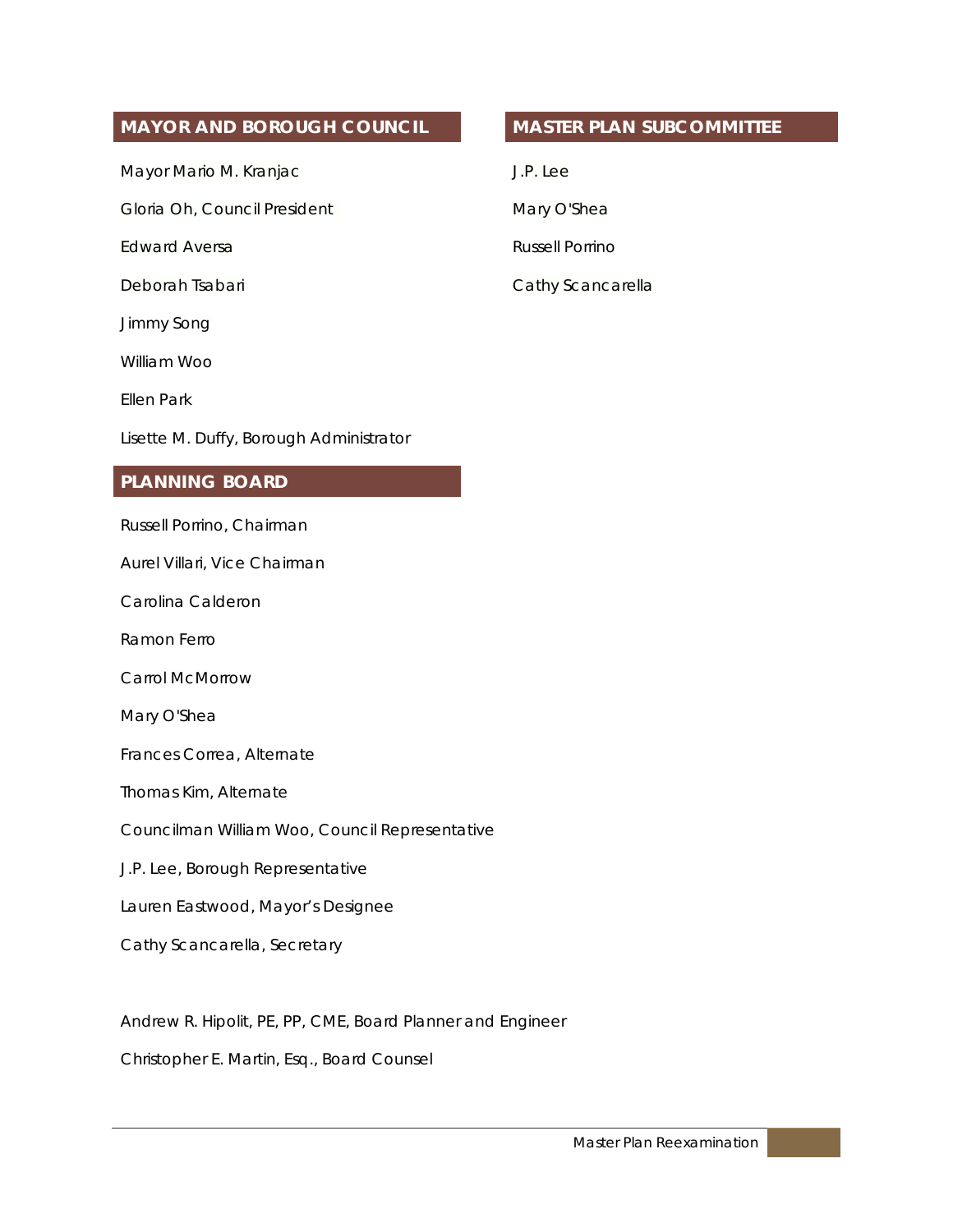## MAYOR AND BOROUGH COUNCIL

Mayor Mario M. Kranjac

Gloria Oh, Council President

Edward Aversa

Deborah Tsabari

Jimmy Song

William Woo

Ellen Park

Lisette M. Duffy, Borough Administrator

## PLANNING BOARD

Russell Porrino, Chairman

Aurel Villari, Vice Chairman

Carolina Calderon

Ramon Ferro

Carrol McMorrow

Mary O'Shea

Frances Correa, Alternate

Thomas Kim, Alternate

Councilman William Woo, Council Representative

J.P. Lee, Borough Representative

Lauren Eastwood, Mayor's Designee

Cathy Scancarella, Secretary

Andrew R. Hipolit, PE, PP, CME, Board Planner and Engineer

Christopher E. Martin, Esq., Board Counsel

## MASTER PLAN SUBCOMMITTEE

J.P. Lee

Mary O'Shea

Russell Porrino

Cathy Scancarella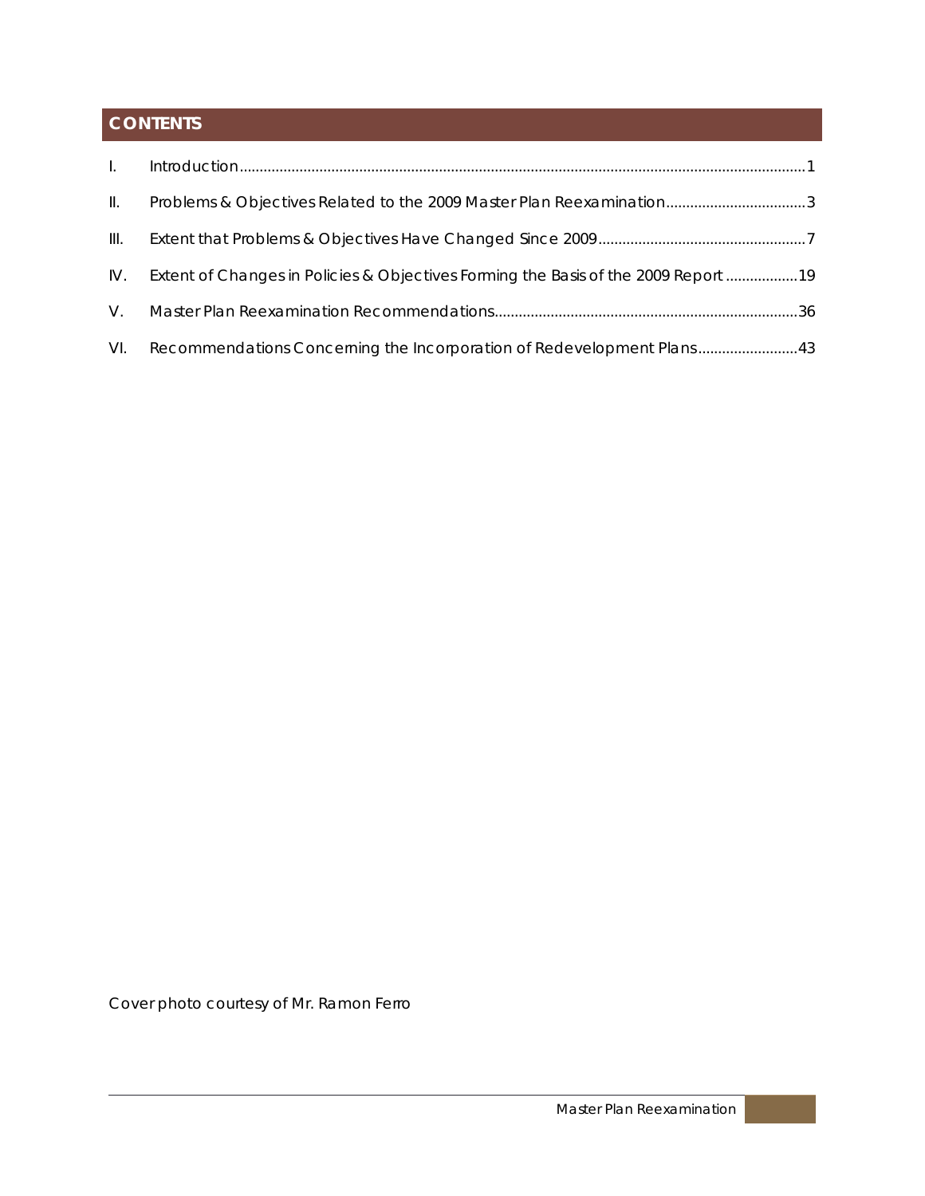# CONTENTS

| | | |
|---|---|---|
| I. | Introduction | 1 |
| II. | Problems & Objectives Related to the 2009 Master Plan Reexamination | 3 |
| III. | Extent that Problems & Objectives Have Changed Since 2009 | 7 |
| IV. | Extent of Changes in Policies & Objectives Forming the Basis of the 2009 Report | 19 |
| V. | Master Plan Reexamination Recommendations | 36 |
| VI. | Recommendations Concerning the Incorporation of Redevelopment Plans | 43 |

Cover photo courtesy of Mr. Ramon Ferro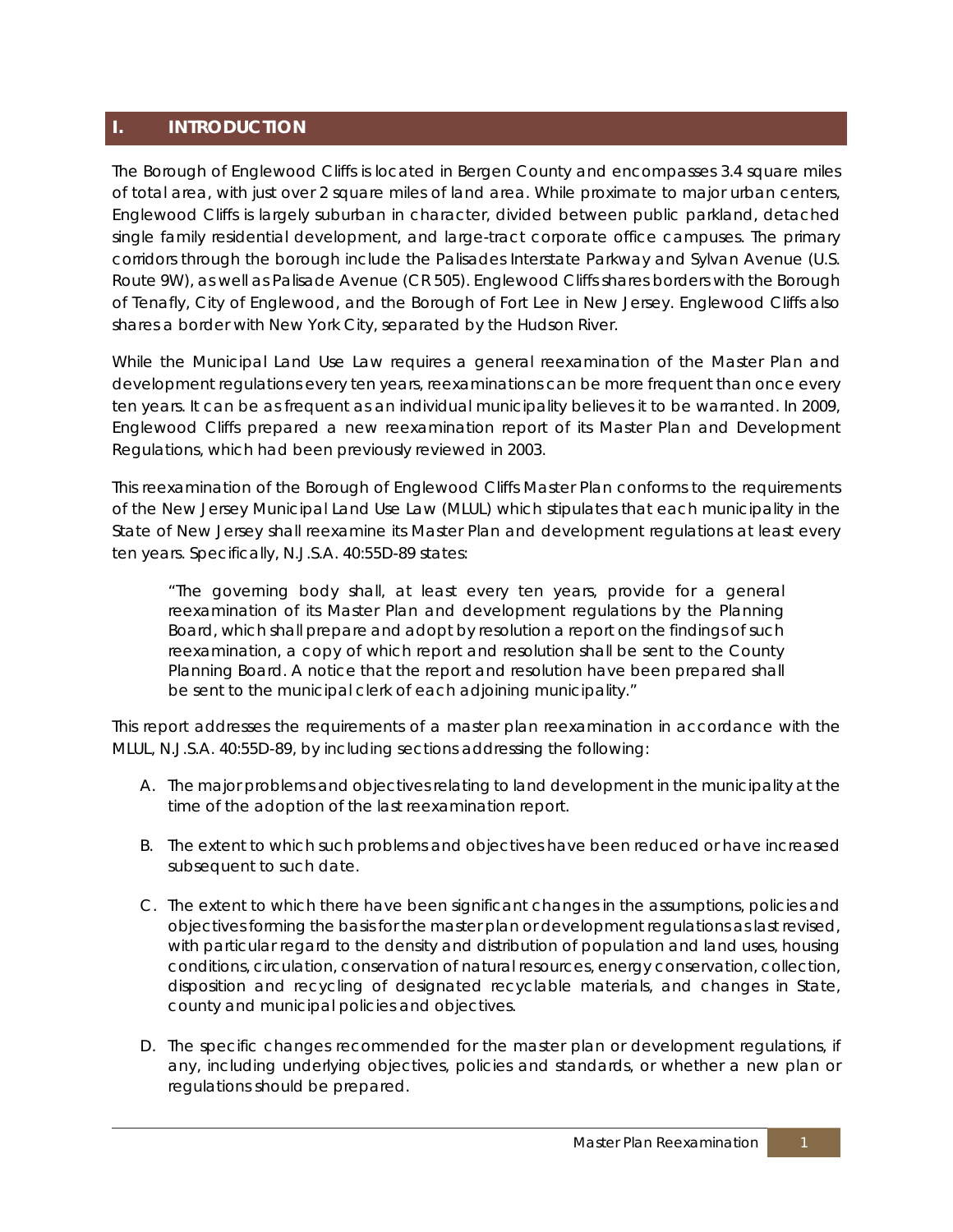# I. INTRODUCTION

The Borough of Englewood Cliffs is located in Bergen County and encompasses 3.4 square miles of total area, with just over 2 square miles of land area. While proximate to major urban centers, Englewood Cliffs is largely suburban in character, divided between public parkland, detached single family residential development, and large-tract corporate office campuses. The primary corridors through the borough include the Palisades Interstate Parkway and Sylvan Avenue (U.S. Route 9W), as well as Palisade Avenue (CR 505). Englewood Cliffs shares borders with the Borough of Tenafly, City of Englewood, and the Borough of Fort Lee in New Jersey. Englewood Cliffs also shares a border with New York City, separated by the Hudson River.

While the Municipal Land Use Law requires a general reexamination of the Master Plan and development regulations every ten years, reexaminations can be more frequent than once every ten years. It can be as frequent as an individual municipality believes it to be warranted. In 2009, Englewood Cliffs prepared a new reexamination report of its Master Plan and Development Regulations, which had been previously reviewed in 2003.

This reexamination of the Borough of Englewood Cliffs Master Plan conforms to the requirements of the New Jersey Municipal Land Use Law (MLUL) which stipulates that each municipality in the State of New Jersey shall reexamine its Master Plan and development regulations at least every ten years. Specifically, N.J.S.A. 40:55D-89 states:

> "The governing body shall, at least every ten years, provide for a general reexamination of its Master Plan and development regulations by the Planning Board, which shall prepare and adopt by resolution a report on the findings of such reexamination, a copy of which report and resolution shall be sent to the County Planning Board. A notice that the report and resolution have been prepared shall be sent to the municipal clerk of each adjoining municipality."

This report addresses the requirements of a master plan reexamination in accordance with the MLUL, N.J.S.A. 40:55D-89, by including sections addressing the following:

A. The major problems and objectives relating to land development in the municipality at the time of the adoption of the last reexamination report.

B. The extent to which such problems and objectives have been reduced or have increased subsequent to such date.

C. The extent to which there have been significant changes in the assumptions, policies and objectives forming the basis for the master plan or development regulations as last revised, with particular regard to the density and distribution of population and land uses, housing conditions, circulation, conservation of natural resources, energy conservation, collection, disposition and recycling of designated recyclable materials, and changes in State, county and municipal policies and objectives.

D. The specific changes recommended for the master plan or development regulations, if any, including underlying objectives, policies and standards, or whether a new plan or regulations should be prepared.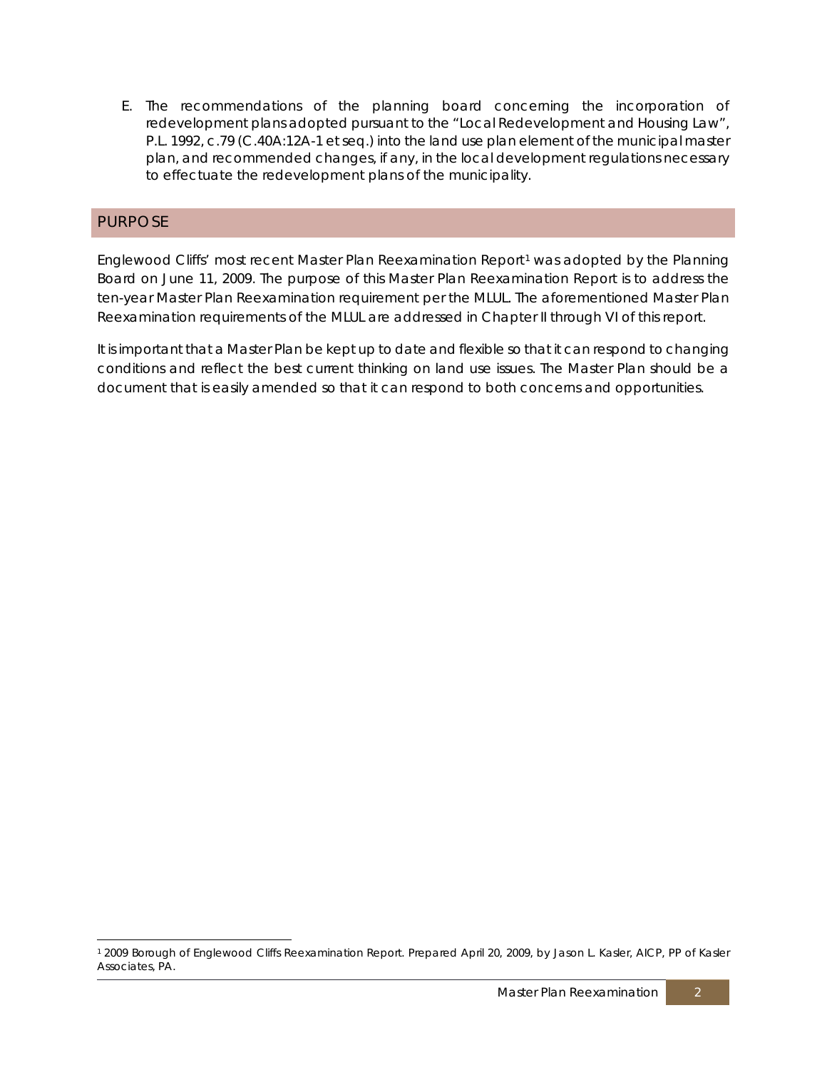E. The recommendations of the planning board concerning the incorporation of redevelopment plans adopted pursuant to the "Local Redevelopment and Housing Law", P.L. 1992, c.79 (C.40A:12A-1 et seq.) into the land use plan element of the municipal master plan, and recommended changes, if any, in the local development regulations necessary to effectuate the redevelopment plans of the municipality.

## PURPOSE

Englewood Cliffs' most recent Master Plan Reexamination Report[1] was adopted by the Planning Board on June 11, 2009. The purpose of this Master Plan Reexamination Report is to address the ten-year Master Plan Reexamination requirement per the MLUL. The aforementioned Master Plan Reexamination requirements of the MLUL are addressed in Chapter II through VI of this report.

It is important that a Master Plan be kept up to date and flexible so that it can respond to changing conditions and reflect the best current thinking on land use issues. The Master Plan should be a document that is easily amended so that it can respond to both concerns and opportunities.

---

[1] 2009 Borough of Englewood Cliffs Reexamination Report. Prepared April 20, 2009, by Jason L. Kasler, AICP, PP of Kasler Associates, PA.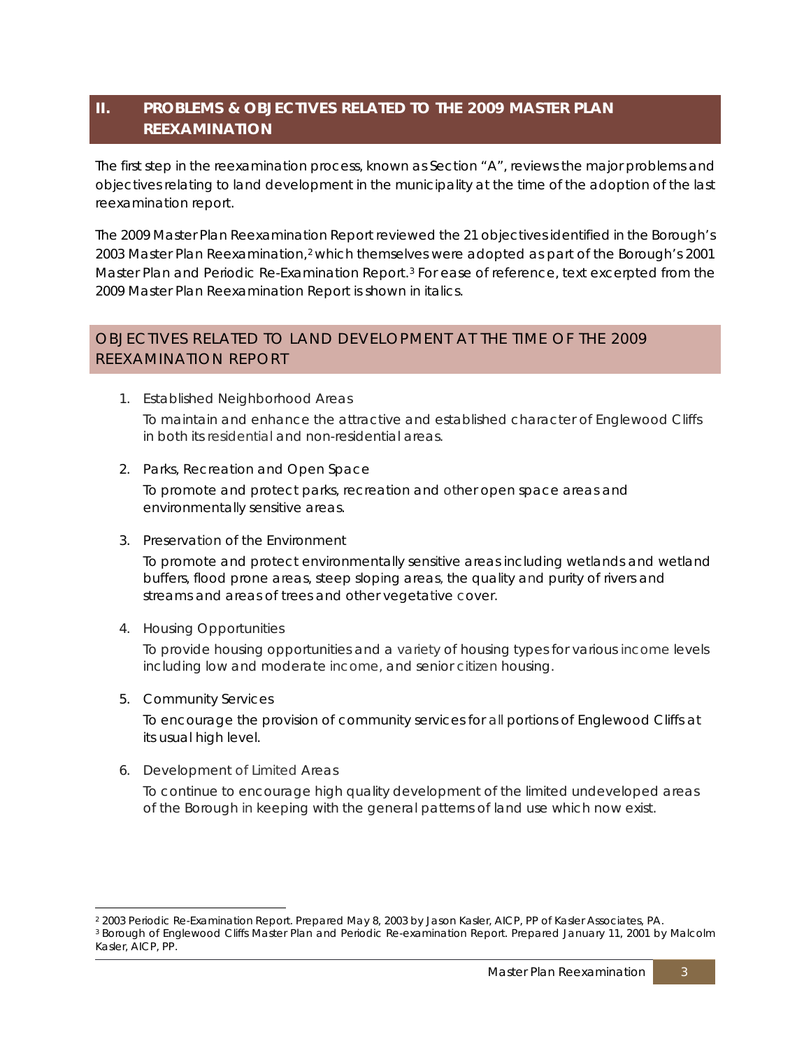## II. PROBLEMS & OBJECTIVES RELATED TO THE 2009 MASTER PLAN REEXAMINATION

The first step in the reexamination process, known as Section "A", reviews the major problems and objectives relating to land development in the municipality at the time of the adoption of the last reexamination report.

The 2009 Master Plan Reexamination Report reviewed the 21 objectives identified in the Borough's 2003 Master Plan Reexamination,[2] which themselves were adopted as part of the Borough's 2001 Master Plan and Periodic Re-Examination Report.[3] For ease of reference, text excerpted from the 2009 Master Plan Reexamination Report is shown in italics.

### OBJECTIVES RELATED TO LAND DEVELOPMENT AT THE TIME OF THE 2009 REEXAMINATION REPORT

1. *Established Neighborhood Areas*

   *To maintain and enhance the attractive and established character of Englewood Cliffs in both its residential and non-residential areas.*

2. *Parks, Recreation and Open Space*

   *To promote and protect parks, recreation and other open space areas and environmentally sensitive areas.*

3. *Preservation of the Environment*

   *To promote and protect environmentally sensitive areas including wetlands and wetland buffers, flood prone areas, steep sloping areas, the quality and purity of rivers and streams and areas of trees and other vegetative cover.*

4. *Housing Opportunities*

   *To provide housing opportunities and a variety of housing types for various income levels including low and moderate income, and senior citizen housing.*

5. *Community Services*

   *To encourage the provision of community services for all portions of Englewood Cliffs at its usual high level.*

6. *Development of Limited Areas*

   *To continue to encourage high quality development of the limited undeveloped areas of the Borough in keeping with the general patterns of land use which now exist.*

---

[2] 2003 Periodic Re-Examination Report. Prepared May 8, 2003 by Jason Kasler, AICP, PP of Kasler Associates, PA.

[3] Borough of Englewood Cliffs Master Plan and Periodic Re-examination Report. Prepared January 11, 2001 by Malcolm Kasler, AICP, PP.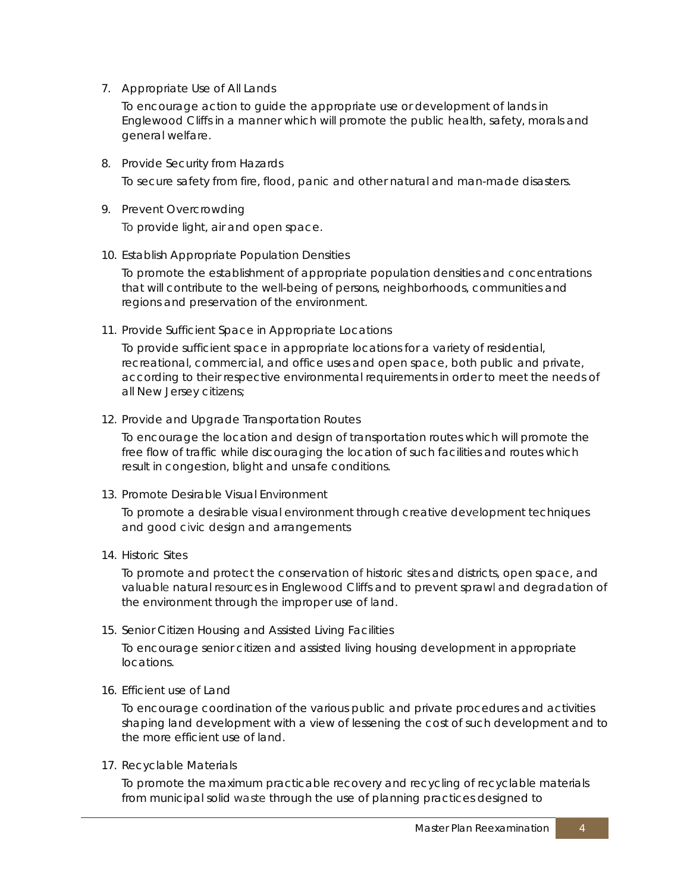7. Appropriate Use of All Lands

   To encourage action to guide the appropriate use or development of lands in Englewood Cliffs in a manner which will promote the public health, safety, morals and general welfare.

8. Provide Security from Hazards

   To secure safety from fire, flood, panic and other natural and man-made disasters.

9. Prevent Overcrowding

   To provide light, air and open space.

10. Establish Appropriate Population Densities

    To promote the establishment of appropriate population densities and concentrations that will contribute to the well-being of persons, neighborhoods, communities and regions and preservation of the environment.

11. Provide Sufficient Space in Appropriate Locations

    To provide sufficient space in appropriate locations for a variety of residential, recreational, commercial, and office uses and open space, both public and private, according to their respective environmental requirements in order to meet the needs of all New Jersey citizens;

12. Provide and Upgrade Transportation Routes

    To encourage the location and design of transportation routes which will promote the free flow of traffic while discouraging the location of such facilities and routes which result in congestion, blight and unsafe conditions.

13. Promote Desirable Visual Environment

    To promote a desirable visual environment through creative development techniques and good civic design and arrangements

14. Historic Sites

    To promote and protect the conservation of historic sites and districts, open space, and valuable natural resources in Englewood Cliffs and to prevent sprawl and degradation of the environment through the improper use of land.

15. Senior Citizen Housing and Assisted Living Facilities

    To encourage senior citizen and assisted living housing development in appropriate locations.

16. Efficient use of Land

    To encourage coordination of the various public and private procedures and activities shaping land development with a view of lessening the cost of such development and to the more efficient use of land.

17. Recyclable Materials

    To promote the maximum practicable recovery and recycling of recyclable materials from municipal solid waste through the use of planning practices designed to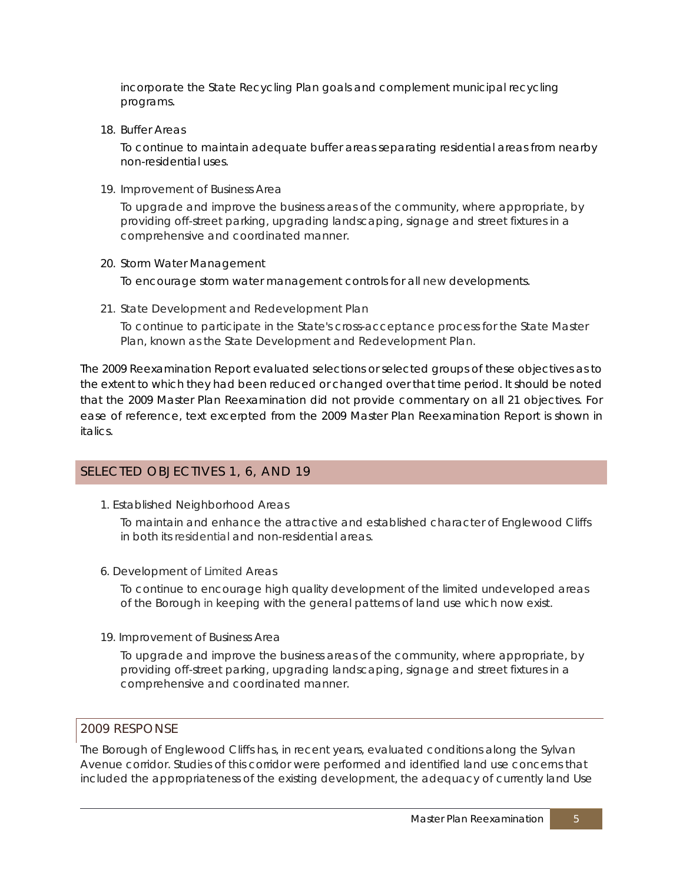incorporate the State Recycling Plan goals and complement municipal recycling programs.

18. Buffer Areas

    To continue to maintain adequate buffer areas separating residential areas from nearby non-residential uses.

19. Improvement of Business Area

    To upgrade and improve the business areas of the community, where appropriate, by providing off-street parking, upgrading landscaping, signage and street fixtures in a comprehensive and coordinated manner.

20. Storm Water Management

    To encourage storm water management controls for all new developments.

21. State Development and Redevelopment Plan

    To continue to participate in the State's cross-acceptance process for the State Master Plan, known as the State Development and Redevelopment Plan.

The 2009 Reexamination Report evaluated selections or selected groups of these objectives as to the extent to which they had been reduced or changed over that time period. It should be noted that the 2009 Master Plan Reexamination did not provide commentary on all 21 objectives. For ease of reference, text excerpted from the 2009 Master Plan Reexamination Report is shown in italics.

## SELECTED OBJECTIVES 1, 6, AND 19

1. Established Neighborhood Areas

   To maintain and enhance the attractive and established character of Englewood Cliffs in both its residential and non-residential areas.

6. Development of Limited Areas

   To continue to encourage high quality development of the limited undeveloped areas of the Borough in keeping with the general patterns of land use which now exist.

19. Improvement of Business Area

    To upgrade and improve the business areas of the community, where appropriate, by providing off-street parking, upgrading landscaping, signage and street fixtures in a comprehensive and coordinated manner.

### 2009 RESPONSE

The Borough of Englewood Cliffs has, in recent years, evaluated conditions along the Sylvan Avenue corridor. Studies of this corridor were performed and identified land use concerns that included the appropriateness of the existing development, the adequacy of currently land Use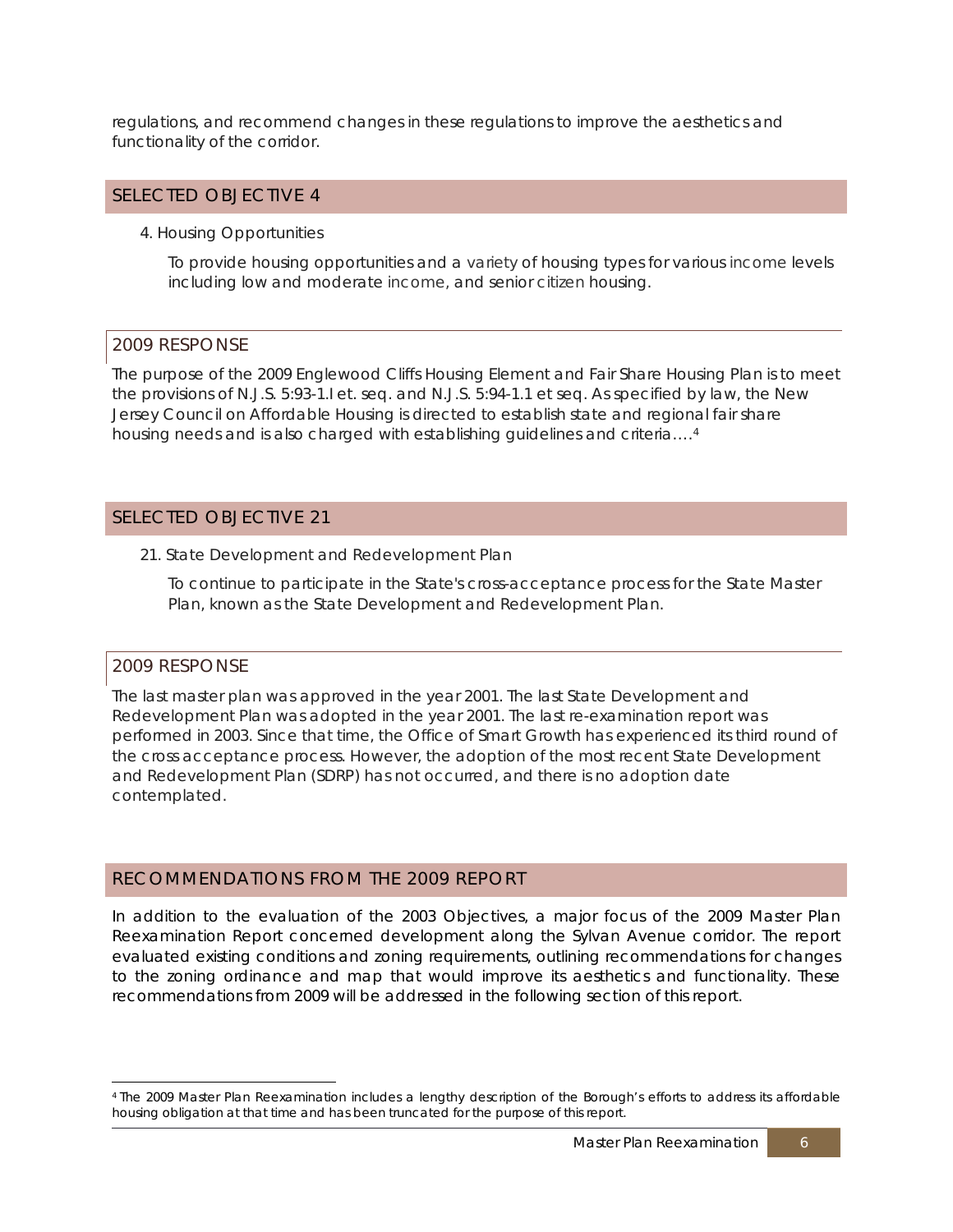regulations, and recommend changes in these regulations to improve the aesthetics and functionality of the corridor.

## SELECTED OBJECTIVE 4

4. Housing Opportunities

To provide housing opportunities and a variety of housing types for various income levels including low and moderate income, and senior citizen housing.

### 2009 RESPONSE

The purpose of the 2009 Englewood Cliffs Housing Element and Fair Share Housing Plan is to meet the provisions of N.J.S. 5:93-1.I et. seq. and N.J.S. 5:94-1.1 et seq. As specified by law, the New Jersey Council on Affordable Housing is directed to establish state and regional fair share housing needs and is also charged with establishing guidelines and criteria….[4]

## SELECTED OBJECTIVE 21

21. State Development and Redevelopment Plan

To continue to participate in the State's cross-acceptance process for the State Master Plan, known as the State Development and Redevelopment Plan.

### 2009 RESPONSE

The last master plan was approved in the year 2001. The last State Development and Redevelopment Plan was adopted in the year 2001. The last re-examination report was performed in 2003. Since that time, the Office of Smart Growth has experienced its third round of the cross acceptance process. However, the adoption of the most recent State Development and Redevelopment Plan (SDRP) has not occurred, and there is no adoption date contemplated.

## RECOMMENDATIONS FROM THE 2009 REPORT

In addition to the evaluation of the 2003 Objectives, a major focus of the 2009 Master Plan Reexamination Report concerned development along the Sylvan Avenue corridor. The report evaluated existing conditions and zoning requirements, outlining recommendations for changes to the zoning ordinance and map that would improve its aesthetics and functionality. These recommendations from 2009 will be addressed in the following section of this report.

[4] The 2009 Master Plan Reexamination includes a lengthy description of the Borough's efforts to address its affordable housing obligation at that time and has been truncated for the purpose of this report.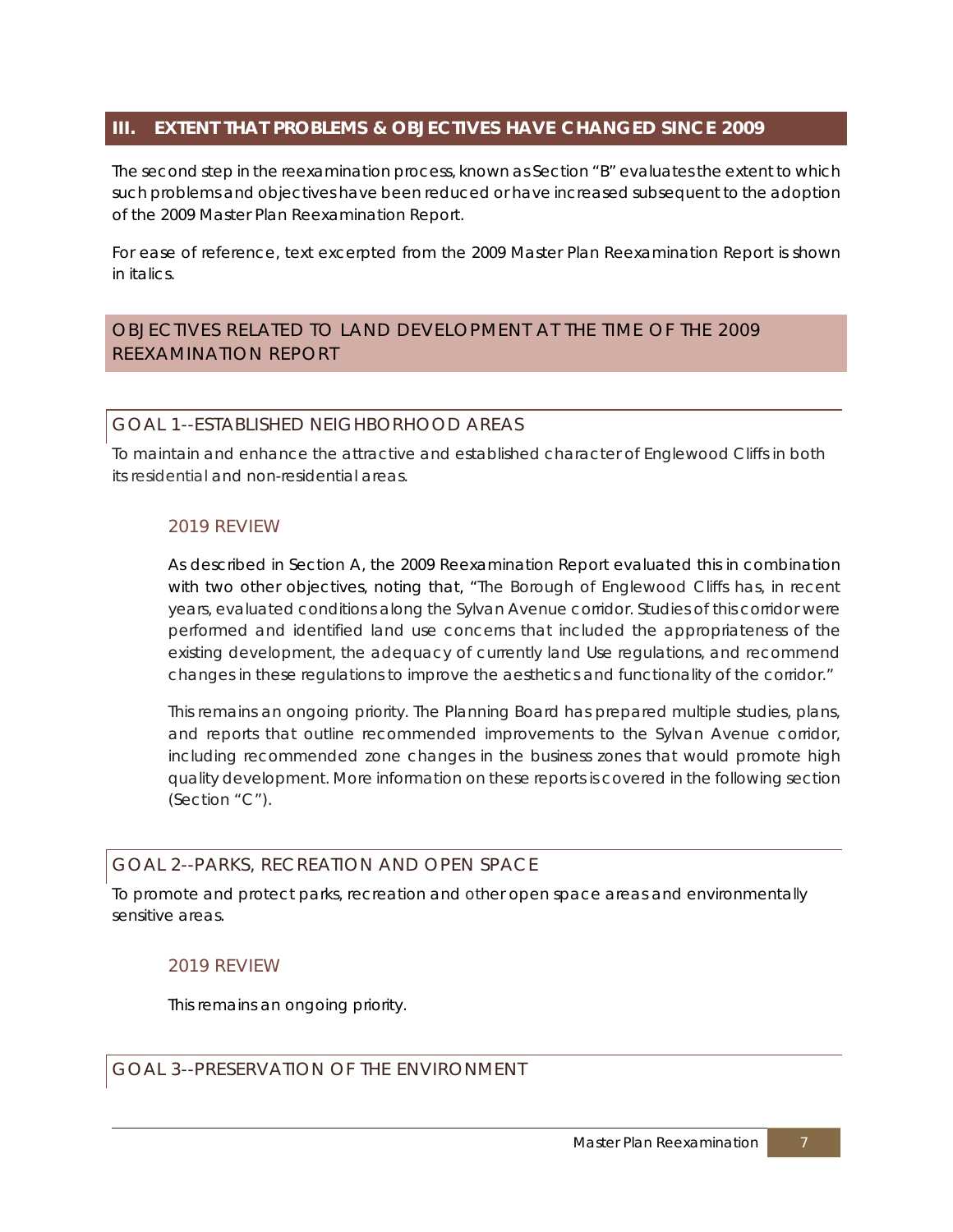## III. EXTENT THAT PROBLEMS & OBJECTIVES HAVE CHANGED SINCE 2009

The second step in the reexamination process, known as Section "B" evaluates the extent to which such problems and objectives have been reduced or have increased subsequent to the adoption of the 2009 Master Plan Reexamination Report.

For ease of reference, text excerpted from the 2009 Master Plan Reexamination Report is shown in italics.

### OBJECTIVES RELATED TO LAND DEVELOPMENT AT THE TIME OF THE 2009 REEXAMINATION REPORT

#### GOAL 1--ESTABLISHED NEIGHBORHOOD AREAS

*To maintain and enhance the attractive and established character of Englewood Cliffs in both its residential and non-residential areas.*

##### 2019 REVIEW

As described in Section A, the 2009 Reexamination Report evaluated this in combination with two other objectives, noting that, "*The Borough of Englewood Cliffs has, in recent years, evaluated conditions along the Sylvan Avenue corridor. Studies of this corridor were performed and identified land use concerns that included the appropriateness of the existing development, the adequacy of currently land Use regulations, and recommend changes in these regulations to improve the aesthetics and functionality of the corridor.*"

This remains an ongoing priority. The Planning Board has prepared multiple studies, plans, and reports that outline recommended improvements to the Sylvan Avenue corridor, including recommended zone changes in the business zones that would promote high quality development. More information on these reports is covered in the following section (Section "C").

#### GOAL 2--PARKS, RECREATION AND OPEN SPACE

*To promote and protect parks, recreation and other open space areas and environmentally sensitive areas.*

##### 2019 REVIEW

This remains an ongoing priority.

#### GOAL 3--PRESERVATION OF THE ENVIRONMENT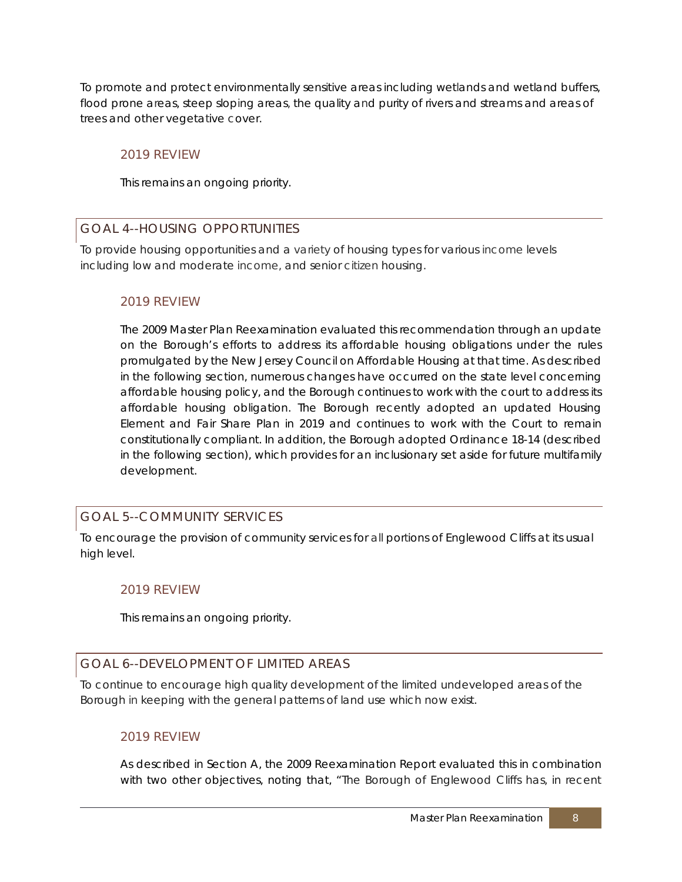To promote and protect environmentally sensitive areas including wetlands and wetland buffers, flood prone areas, steep sloping areas, the quality and purity of rivers and streams and areas of trees and other vegetative cover.

### 2019 REVIEW

This remains an ongoing priority.

## GOAL 4--HOUSING OPPORTUNITIES

To provide housing opportunities and a variety of housing types for various income levels including low and moderate income, and senior citizen housing.

### 2019 REVIEW

The 2009 Master Plan Reexamination evaluated this recommendation through an update on the Borough's efforts to address its affordable housing obligations under the rules promulgated by the New Jersey Council on Affordable Housing at that time. As described in the following section, numerous changes have occurred on the state level concerning affordable housing policy, and the Borough continues to work with the court to address its affordable housing obligation. The Borough recently adopted an updated Housing Element and Fair Share Plan in 2019 and continues to work with the Court to remain constitutionally compliant. In addition, the Borough adopted Ordinance 18-14 (described in the following section), which provides for an inclusionary set aside for future multifamily development.

## GOAL 5--COMMUNITY SERVICES

To encourage the provision of community services for all portions of Englewood Cliffs at its usual high level.

### 2019 REVIEW

This remains an ongoing priority.

## GOAL 6--DEVELOPMENT OF LIMITED AREAS

To continue to encourage high quality development of the limited undeveloped areas of the Borough in keeping with the general patterns of land use which now exist.

### 2019 REVIEW

As described in Section A, the 2009 Reexamination Report evaluated this in combination with two other objectives, noting that, "The Borough of Englewood Cliffs has, in recent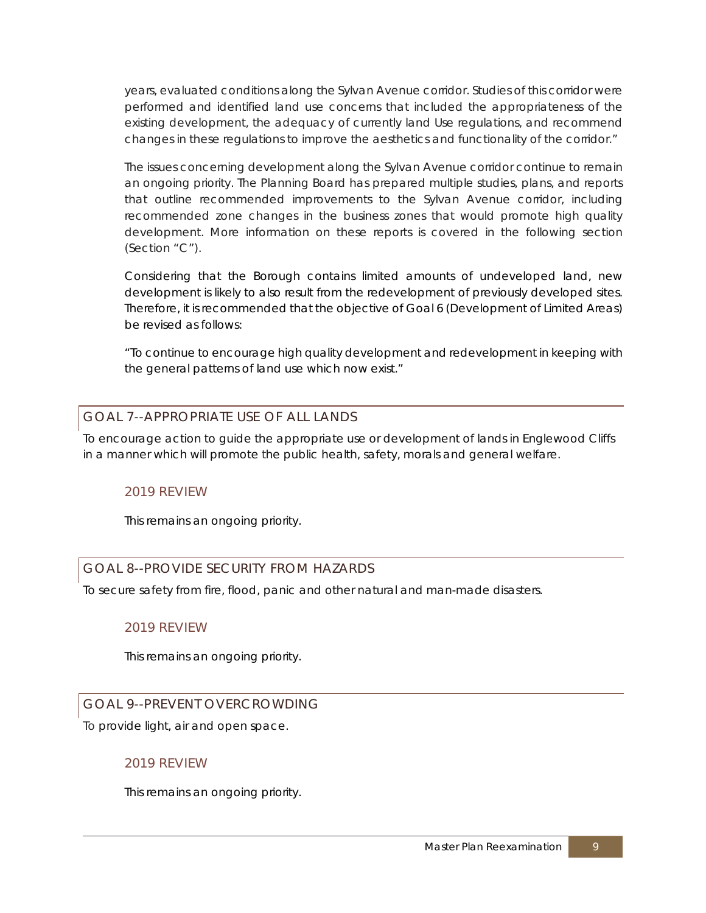years, evaluated conditions along the Sylvan Avenue corridor. Studies of this corridor were performed and identified land use concerns that included the appropriateness of the existing development, the adequacy of currently land Use regulations, and recommend changes in these regulations to improve the aesthetics and functionality of the corridor."

The issues concerning development along the Sylvan Avenue corridor continue to remain an ongoing priority. The Planning Board has prepared multiple studies, plans, and reports that outline recommended improvements to the Sylvan Avenue corridor, including recommended zone changes in the business zones that would promote high quality development. More information on these reports is covered in the following section (Section "C").

Considering that the Borough contains limited amounts of undeveloped land, new development is likely to also result from the redevelopment of previously developed sites. Therefore, it is recommended that the objective of Goal 6 (Development of Limited Areas) be revised as follows:

"To continue to encourage high quality development and redevelopment in keeping with the general patterns of land use which now exist."

## GOAL 7--APPROPRIATE USE OF ALL LANDS

To encourage action to guide the appropriate use or development of lands in Englewood Cliffs in a manner which will promote the public health, safety, morals and general welfare.

### 2019 REVIEW

This remains an ongoing priority.

## GOAL 8--PROVIDE SECURITY FROM HAZARDS

To secure safety from fire, flood, panic and other natural and man-made disasters.

### 2019 REVIEW

This remains an ongoing priority.

## GOAL 9--PREVENT OVERCROWDING

To provide light, air and open space.

### 2019 REVIEW

This remains an ongoing priority.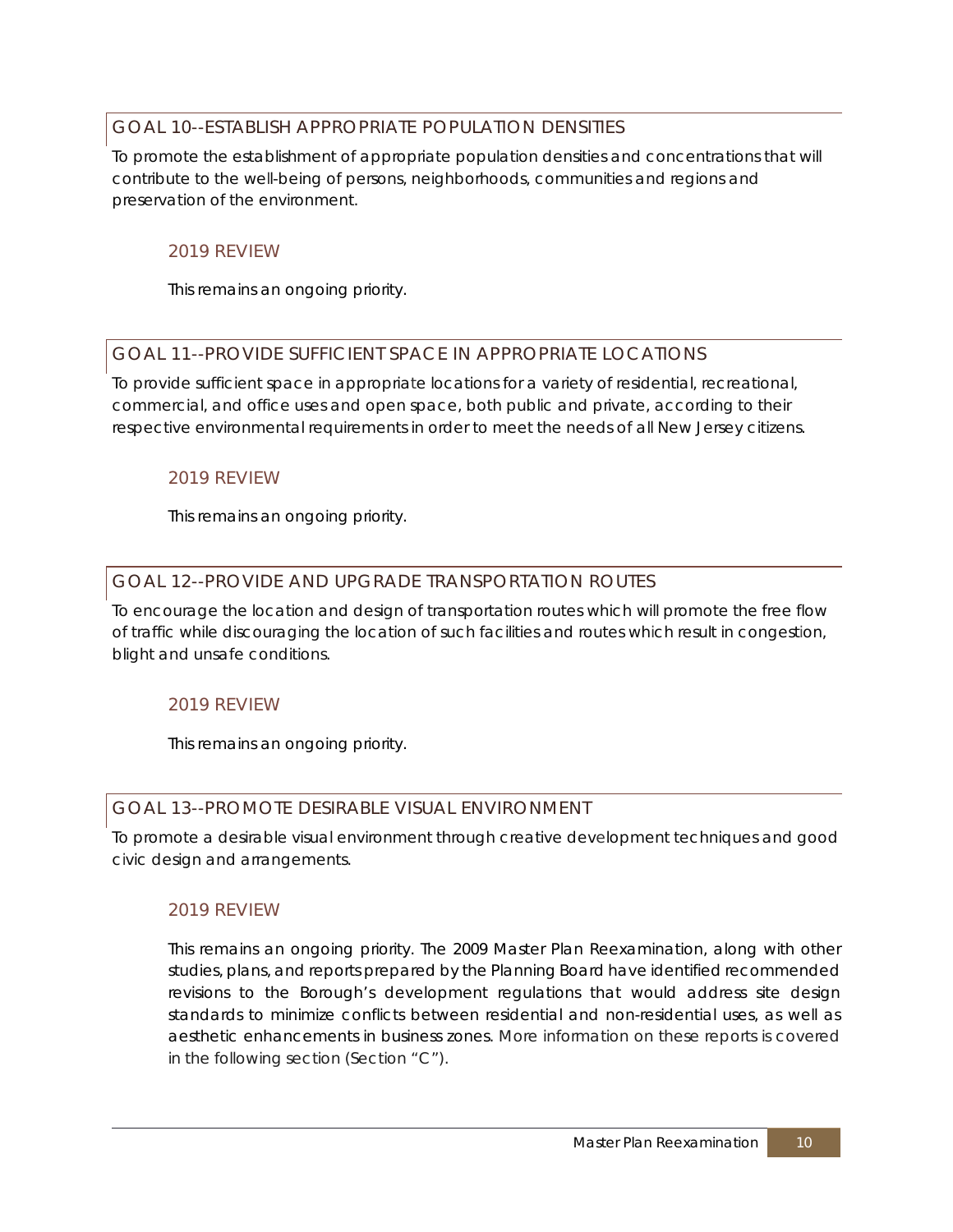## GOAL 10--ESTABLISH APPROPRIATE POPULATION DENSITIES

To promote the establishment of appropriate population densities and concentrations that will contribute to the well-being of persons, neighborhoods, communities and regions and preservation of the environment.

### 2019 REVIEW

This remains an ongoing priority.

## GOAL 11--PROVIDE SUFFICIENT SPACE IN APPROPRIATE LOCATIONS

To provide sufficient space in appropriate locations for a variety of residential, recreational, commercial, and office uses and open space, both public and private, according to their respective environmental requirements in order to meet the needs of all New Jersey citizens.

### 2019 REVIEW

This remains an ongoing priority.

## GOAL 12--PROVIDE AND UPGRADE TRANSPORTATION ROUTES

To encourage the location and design of transportation routes which will promote the free flow of traffic while discouraging the location of such facilities and routes which result in congestion, blight and unsafe conditions.

### 2019 REVIEW

This remains an ongoing priority.

## GOAL 13--PROMOTE DESIRABLE VISUAL ENVIRONMENT

To promote a desirable visual environment through creative development techniques and good civic design and arrangements.

### 2019 REVIEW

This remains an ongoing priority. The 2009 Master Plan Reexamination, along with other studies, plans, and reports prepared by the Planning Board have identified recommended revisions to the Borough's development regulations that would address site design standards to minimize conflicts between residential and non-residential uses, as well as aesthetic enhancements in business zones. More information on these reports is covered in the following section (Section "C").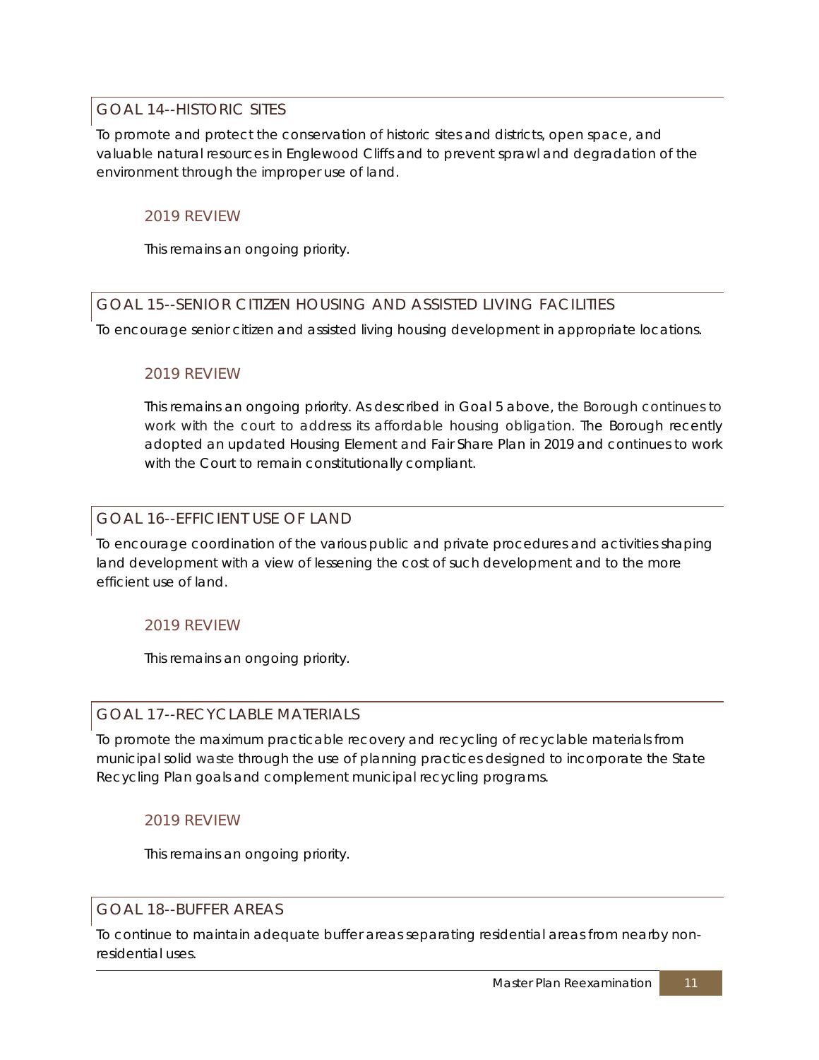## GOAL 14--HISTORIC SITES

To promote and protect the conservation of historic sites and districts, open space, and valuable natural resources in Englewood Cliffs and to prevent sprawl and degradation of the environment through the improper use of land.

### 2019 REVIEW

This remains an ongoing priority.

## GOAL 15--SENIOR CITIZEN HOUSING AND ASSISTED LIVING FACILITIES

To encourage senior citizen and assisted living housing development in appropriate locations.

### 2019 REVIEW

This remains an ongoing priority. As described in Goal 5 above, the Borough continues to work with the court to address its affordable housing obligation. The Borough recently adopted an updated Housing Element and Fair Share Plan in 2019 and continues to work with the Court to remain constitutionally compliant.

## GOAL 16--EFFICIENT USE OF LAND

To encourage coordination of the various public and private procedures and activities shaping land development with a view of lessening the cost of such development and to the more efficient use of land.

### 2019 REVIEW

This remains an ongoing priority.

## GOAL 17--RECYCLABLE MATERIALS

To promote the maximum practicable recovery and recycling of recyclable materials from municipal solid waste through the use of planning practices designed to incorporate the State Recycling Plan goals and complement municipal recycling programs.

### 2019 REVIEW

This remains an ongoing priority.

## GOAL 18--BUFFER AREAS

To continue to maintain adequate buffer areas separating residential areas from nearby non-residential uses.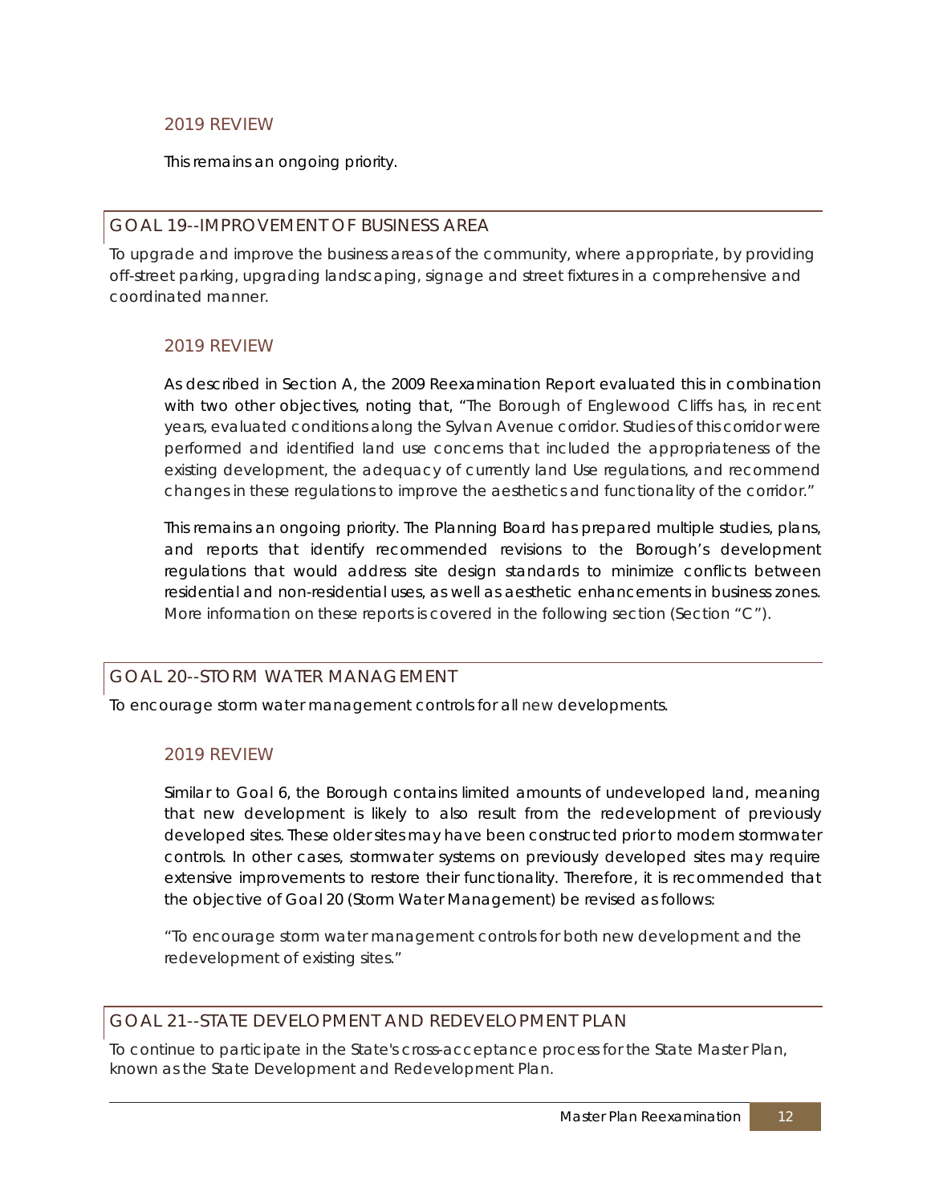### 2019 REVIEW

This remains an ongoing priority.

## GOAL 19--IMPROVEMENT OF BUSINESS AREA

To upgrade and improve the business areas of the community, where appropriate, by providing off-street parking, upgrading landscaping, signage and street fixtures in a comprehensive and coordinated manner.

### 2019 REVIEW

As described in Section A, the 2009 Reexamination Report evaluated this in combination with two other objectives, noting that, "The Borough of Englewood Cliffs has, in recent years, evaluated conditions along the Sylvan Avenue corridor. Studies of this corridor were performed and identified land use concerns that included the appropriateness of the existing development, the adequacy of currently land Use regulations, and recommend changes in these regulations to improve the aesthetics and functionality of the corridor."

This remains an ongoing priority. The Planning Board has prepared multiple studies, plans, and reports that identify recommended revisions to the Borough's development regulations that would address site design standards to minimize conflicts between residential and non-residential uses, as well as aesthetic enhancements in business zones. More information on these reports is covered in the following section (Section "C").

## GOAL 20--STORM WATER MANAGEMENT

To encourage storm water management controls for all new developments.

### 2019 REVIEW

Similar to Goal 6, the Borough contains limited amounts of undeveloped land, meaning that new development is likely to also result from the redevelopment of previously developed sites. These older sites may have been constructed prior to modern stormwater controls. In other cases, stormwater systems on previously developed sites may require extensive improvements to restore their functionality. Therefore, it is recommended that the objective of Goal 20 (Storm Water Management) be revised as follows:

"To encourage storm water management controls for both new development and the redevelopment of existing sites."

## GOAL 21--STATE DEVELOPMENT AND REDEVELOPMENT PLAN

To continue to participate in the State's cross-acceptance process for the State Master Plan, known as the State Development and Redevelopment Plan.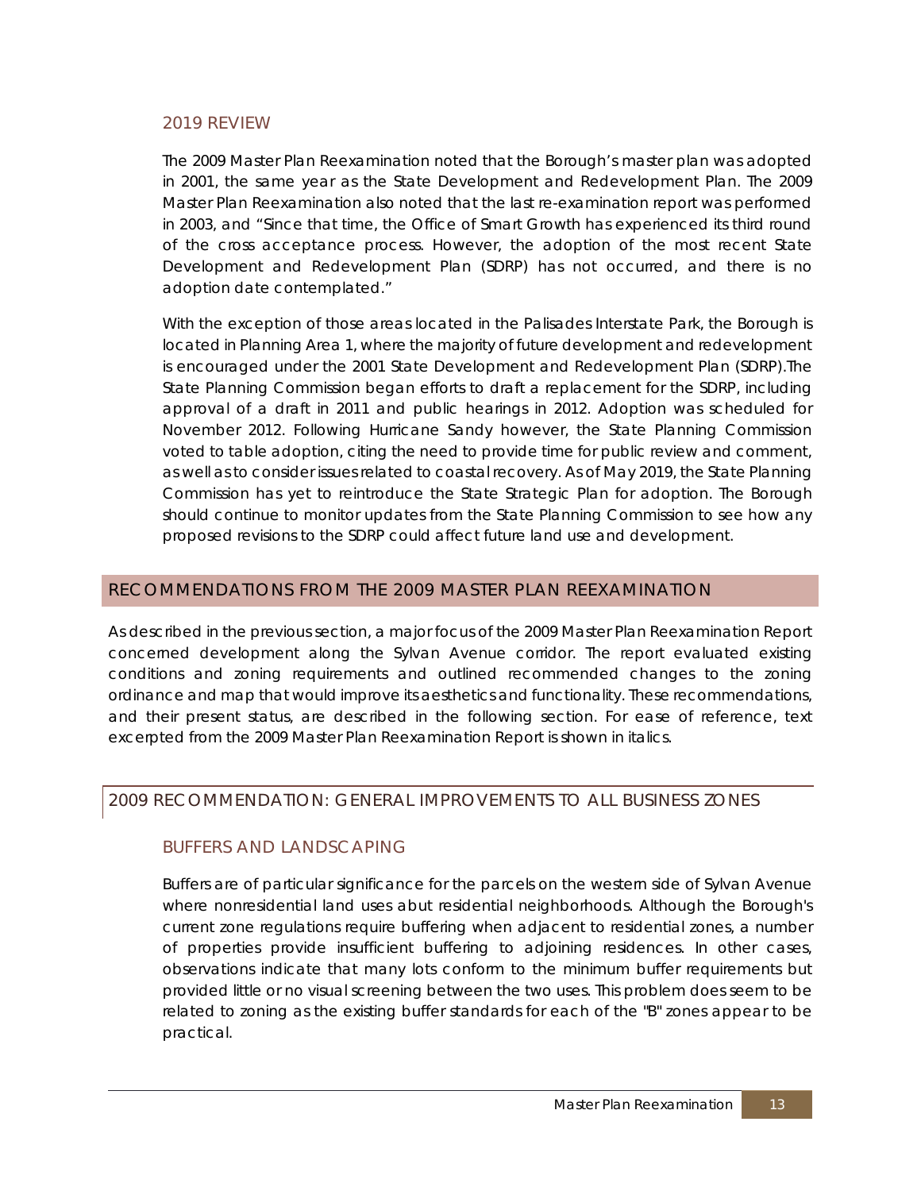### 2019 REVIEW

The 2009 Master Plan Reexamination noted that the Borough's master plan was adopted in 2001, the same year as the State Development and Redevelopment Plan. The 2009 Master Plan Reexamination also noted that the last re-examination report was performed in 2003, and "Since that time, the Office of Smart Growth has experienced its third round of the cross acceptance process. However, the adoption of the most recent State Development and Redevelopment Plan (SDRP) has not occurred, and there is no adoption date contemplated."

With the exception of those areas located in the Palisades Interstate Park, the Borough is located in Planning Area 1, where the majority of future development and redevelopment is encouraged under the 2001 State Development and Redevelopment Plan (SDRP).The State Planning Commission began efforts to draft a replacement for the SDRP, including approval of a draft in 2011 and public hearings in 2012. Adoption was scheduled for November 2012. Following Hurricane Sandy however, the State Planning Commission voted to table adoption, citing the need to provide time for public review and comment, as well as to consider issues related to coastal recovery. As of May 2019, the State Planning Commission has yet to reintroduce the State Strategic Plan for adoption. The Borough should continue to monitor updates from the State Planning Commission to see how any proposed revisions to the SDRP could affect future land use and development.

## RECOMMENDATIONS FROM THE 2009 MASTER PLAN REEXAMINATION

As described in the previous section, a major focus of the 2009 Master Plan Reexamination Report concerned development along the Sylvan Avenue corridor. The report evaluated existing conditions and zoning requirements and outlined recommended changes to the zoning ordinance and map that would improve its aesthetics and functionality. These recommendations, and their present status, are described in the following section. For ease of reference, text excerpted from the 2009 Master Plan Reexamination Report is shown in italics.

## 2009 RECOMMENDATION: GENERAL IMPROVEMENTS TO ALL BUSINESS ZONES

### BUFFERS AND LANDSCAPING

*Buffers are of particular significance for the parcels on the western side of Sylvan Avenue where nonresidential land uses abut residential neighborhoods. Although the Borough's current zone regulations require buffering when adjacent to residential zones, a number of properties provide insufficient buffering to adjoining residences. In other cases, observations indicate that many lots conform to the minimum buffer requirements but provided little or no visual screening between the two uses. This problem does seem to be related to zoning as the existing buffer standards for each of the "B" zones appear to be practical.*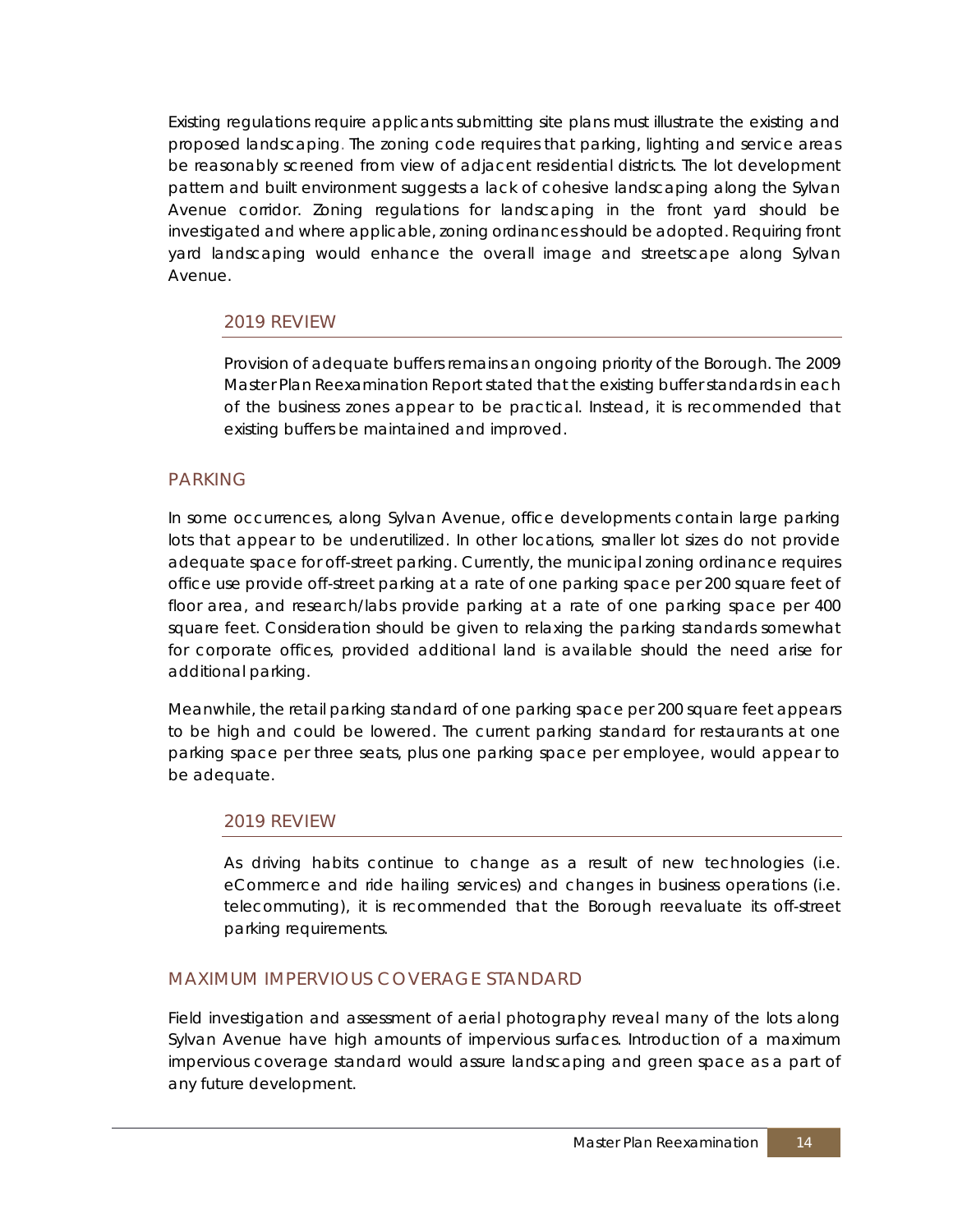Existing regulations require applicants submitting site plans must illustrate the existing and proposed landscaping. The zoning code requires that parking, lighting and service areas be reasonably screened from view of adjacent residential districts. The lot development pattern and built environment suggests a lack of cohesive landscaping along the Sylvan Avenue corridor. Zoning regulations for landscaping in the front yard should be investigated and where applicable, zoning ordinances should be adopted. Requiring front yard landscaping would enhance the overall image and streetscape along Sylvan Avenue.

### 2019 REVIEW

Provision of adequate buffers remains an ongoing priority of the Borough. The 2009 Master Plan Reexamination Report stated that the existing buffer standards in each of the business zones appear to be practical. Instead, it is recommended that existing buffers be maintained and improved.

## PARKING

In some occurrences, along Sylvan Avenue, office developments contain large parking lots that appear to be underutilized. In other locations, smaller lot sizes do not provide adequate space for off-street parking. Currently, the municipal zoning ordinance requires office use provide off-street parking at a rate of one parking space per 200 square feet of floor area, and research/labs provide parking at a rate of one parking space per 400 square feet. Consideration should be given to relaxing the parking standards somewhat for corporate offices, provided additional land is available should the need arise for additional parking.

Meanwhile, the retail parking standard of one parking space per 200 square feet appears to be high and could be lowered. The current parking standard for restaurants at one parking space per three seats, plus one parking space per employee, would appear to be adequate.

### 2019 REVIEW

As driving habits continue to change as a result of new technologies (i.e. eCommerce and ride hailing services) and changes in business operations (i.e. telecommuting), it is recommended that the Borough reevaluate its off-street parking requirements.

## MAXIMUM IMPERVIOUS COVERAGE STANDARD

Field investigation and assessment of aerial photography reveal many of the lots along Sylvan Avenue have high amounts of impervious surfaces. Introduction of a maximum impervious coverage standard would assure landscaping and green space as a part of any future development.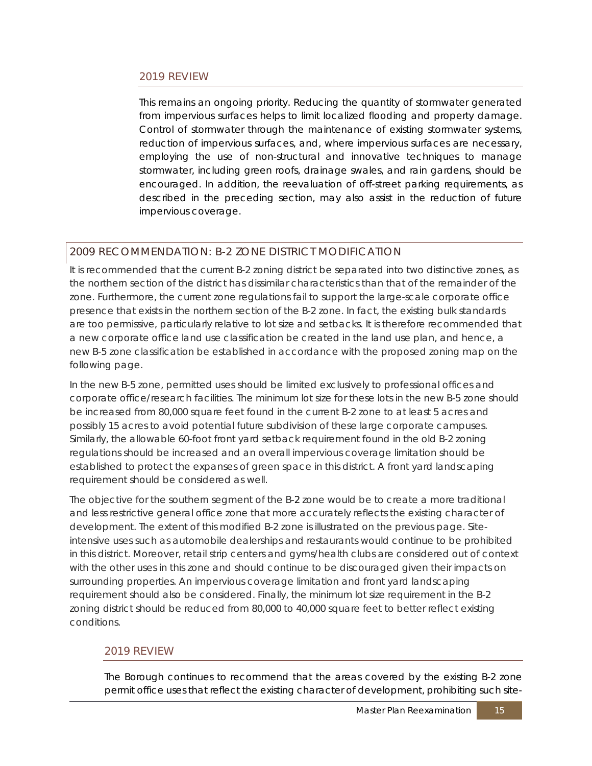## 2019 REVIEW

This remains an ongoing priority. Reducing the quantity of stormwater generated from impervious surfaces helps to limit localized flooding and property damage. Control of stormwater through the maintenance of existing stormwater systems, reduction of impervious surfaces, and, where impervious surfaces are necessary, employing the use of non-structural and innovative techniques to manage stormwater, including green roofs, drainage swales, and rain gardens, should be encouraged. In addition, the reevaluation of off-street parking requirements, as described in the preceding section, may also assist in the reduction of future impervious coverage.

## 2009 RECOMMENDATION: B-2 ZONE DISTRICT MODIFICATION

It is recommended that the current B-2 zoning district be separated into two distinctive zones, as the northern section of the district has dissimilar characteristics than that of the remainder of the zone. Furthermore, the current zone regulations fail to support the large-scale corporate office presence that exists in the northern section of the B-2 zone. In fact, the existing bulk standards are too permissive, particularly relative to lot size and setbacks. It is therefore recommended that a new corporate office land use classification be created in the land use plan, and hence, a new B-5 zone classification be established in accordance with the proposed zoning map on the following page.

In the new B-5 zone, permitted uses should be limited exclusively to professional offices and corporate office/research facilities. The minimum lot size for these lots in the new B-5 zone should be increased from 80,000 square feet found in the current B-2 zone to at least 5 acres and possibly 15 acres to avoid potential future subdivision of these large corporate campuses. Similarly, the allowable 60-foot front yard setback requirement found in the old B-2 zoning regulations should be increased and an overall impervious coverage limitation should be established to protect the expanses of green space in this district. A front yard landscaping requirement should be considered as well.

The objective for the southern segment of the B-2 zone would be to create a more traditional and less restrictive general office zone that more accurately reflects the existing character of development. The extent of this modified B-2 zone is illustrated on the previous page. Site-intensive uses such as automobile dealerships and restaurants would continue to be prohibited in this district. Moreover, retail strip centers and gyms/health clubs are considered out of context with the other uses in this zone and should continue to be discouraged given their impacts on surrounding properties. An impervious coverage limitation and front yard landscaping requirement should also be considered. Finally, the minimum lot size requirement in the B-2 zoning district should be reduced from 80,000 to 40,000 square feet to better reflect existing conditions.

## 2019 REVIEW

The Borough continues to recommend that the areas covered by the existing B-2 zone permit office uses that reflect the existing character of development, prohibiting such site-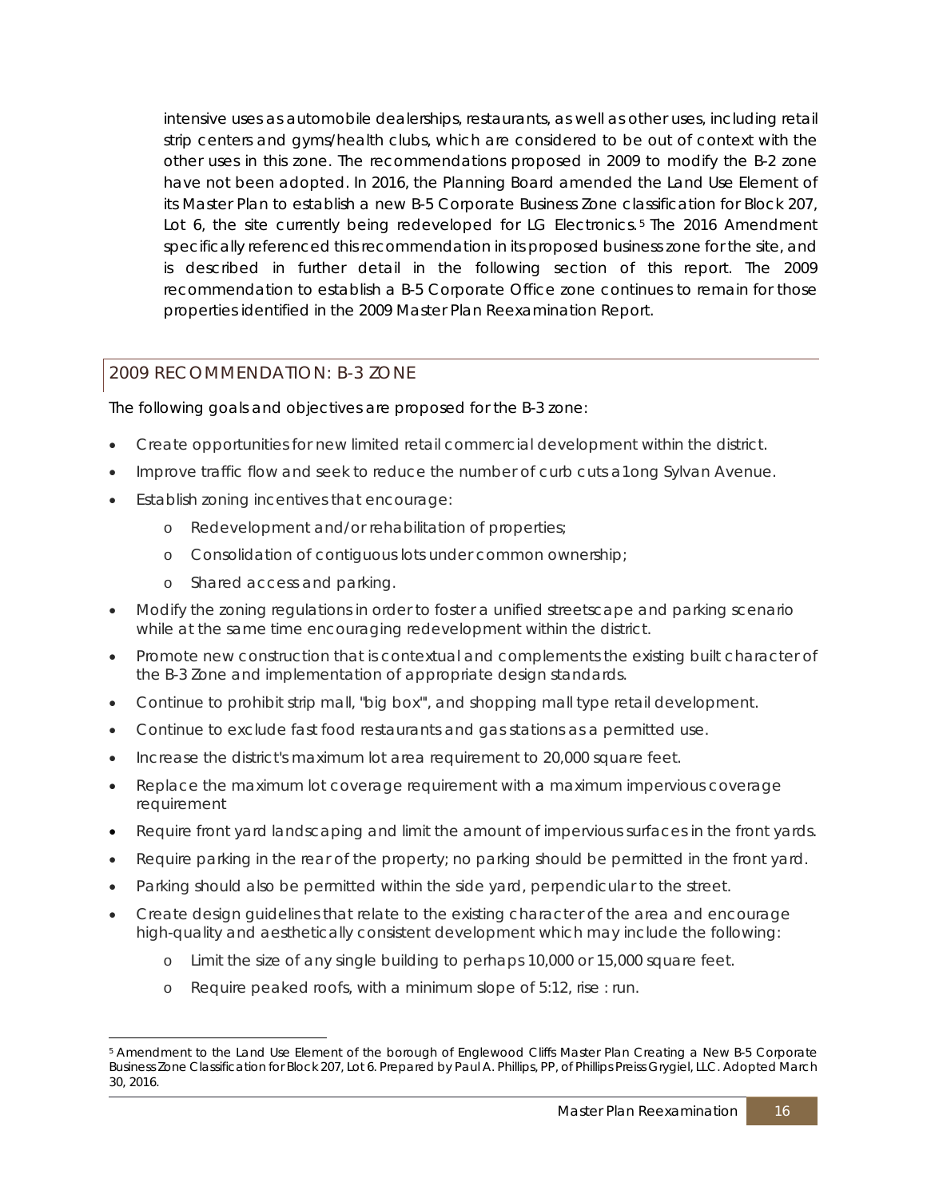intensive uses as automobile dealerships, restaurants, as well as other uses, including retail strip centers and gyms/health clubs, which are considered to be out of context with the other uses in this zone. The recommendations proposed in 2009 to modify the B-2 zone have not been adopted. In 2016, the Planning Board amended the Land Use Element of its Master Plan to establish a new B-5 Corporate Business Zone classification for Block 207, Lot 6, the site currently being redeveloped for LG Electronics.[5] The 2016 Amendment specifically referenced this recommendation in its proposed business zone for the site, and is described in further detail in the following section of this report. The 2009 recommendation to establish a B-5 Corporate Office zone continues to remain for those properties identified in the 2009 Master Plan Reexamination Report.

## 2009 RECOMMENDATION: B-3 ZONE

The following goals and objectives are proposed for the B-3 zone:

- Create opportunities for new limited retail commercial development within the district.
- Improve traffic flow and seek to reduce the number of curb cuts a1ong Sylvan Avenue.
- Establish zoning incentives that encourage:
  - Redevelopment and/or rehabilitation of properties;
  - Consolidation of contiguous lots under common ownership;
  - Shared access and parking.
- Modify the zoning regulations in order to foster a unified streetscape and parking scenario while at the same time encouraging redevelopment within the district.
- Promote new construction that is contextual and complements the existing built character of the B-3 Zone and implementation of appropriate design standards.
- Continue to prohibit strip mall, "big box", and shopping mall type retail development.
- Continue to exclude fast food restaurants and gas stations as a permitted use.
- Increase the district's maximum lot area requirement to 20,000 square feet.
- Replace the maximum lot coverage requirement with a maximum impervious coverage requirement
- Require front yard landscaping and limit the amount of impervious surfaces in the front yards.
- Require parking in the rear of the property; no parking should be permitted in the front yard.
- Parking should also be permitted within the side yard, perpendicular to the street.
- Create design guidelines that relate to the existing character of the area and encourage high-quality and aesthetically consistent development which may include the following:
  - Limit the size of any single building to perhaps 10,000 or 15,000 square feet.
  - Require peaked roofs, with a minimum slope of 5:12, rise : run.

[5] Amendment to the Land Use Element of the borough of Englewood Cliffs Master Plan Creating a New B-5 Corporate Business Zone Classification for Block 207, Lot 6. Prepared by Paul A. Phillips, PP, of Phillips Preiss Grygiel, LLC. Adopted March 30, 2016.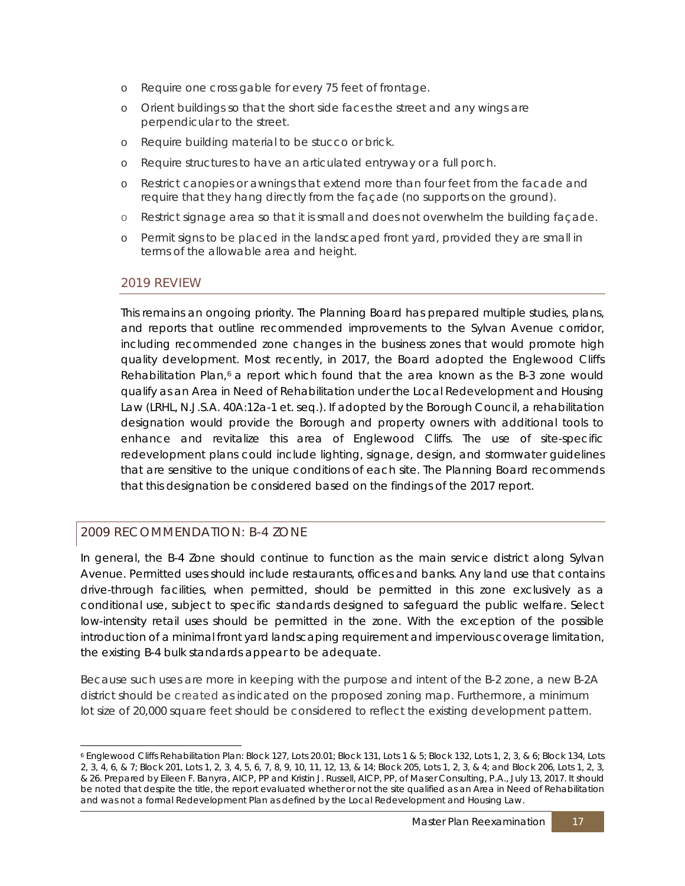- Require one cross gable for every 75 feet of frontage.
- Orient buildings so that the short side faces the street and any wings are perpendicular to the street.
- Require building material to be stucco or brick.
- Require structures to have an articulated entryway or a full porch.
- Restrict canopies or awnings that extend more than four feet from the facade and require that they hang directly from the façade (no supports on the ground).
- Restrict signage area so that it is small and does not overwhelm the building façade.
- Permit signs to be placed in the landscaped front yard, provided they are small in terms of the allowable area and height.

### 2019 REVIEW

This remains an ongoing priority. The Planning Board has prepared multiple studies, plans, and reports that outline recommended improvements to the Sylvan Avenue corridor, including recommended zone changes in the business zones that would promote high quality development. Most recently, in 2017, the Board adopted the Englewood Cliffs Rehabilitation Plan,[6] a report which found that the area known as the B-3 zone would qualify as an Area in Need of Rehabilitation under the Local Redevelopment and Housing Law (LRHL, N.J.S.A. 40A:12a-1 et. seq.). If adopted by the Borough Council, a rehabilitation designation would provide the Borough and property owners with additional tools to enhance and revitalize this area of Englewood Cliffs. The use of site-specific redevelopment plans could include lighting, signage, design, and stormwater guidelines that are sensitive to the unique conditions of each site. The Planning Board recommends that this designation be considered based on the findings of the 2017 report.

## 2009 RECOMMENDATION: B-4 ZONE

In general, the B-4 Zone should continue to function as the main service district along Sylvan Avenue. Permitted uses should include restaurants, offices and banks. Any land use that contains drive-through facilities, when permitted, should be permitted in this zone exclusively as a conditional use, subject to specific standards designed to safeguard the public welfare. Select low-intensity retail uses should be permitted in the zone. With the exception of the possible introduction of a minimal front yard landscaping requirement and impervious coverage limitation, the existing B-4 bulk standards appear to be adequate.

Because such uses are more in keeping with the purpose and intent of the B-2 zone, a new B-2A district should be created as indicated on the proposed zoning map. Furthermore, a minimum lot size of 20,000 square feet should be considered to reflect the existing development pattern.

[6] Englewood Cliffs Rehabilitation Plan: Block 127, Lots 20.01; Block 131, Lots 1 & 5; Block 132, Lots 1, 2, 3, & 6; Block 134, Lots 2, 3, 4, 6, & 7; Block 201, Lots 1, 2, 3, 4, 5, 6, 7, 8, 9, 10, 11, 12, 13, & 14; Block 205, Lots 1, 2, 3, & 4; and Block 206, Lots 1, 2, 3, & 26. Prepared by Eileen F. Banyra, AICP, PP and Kristin J. Russell, AICP, PP, of Maser Consulting, P.A., July 13, 2017. It should be noted that despite the title, the report evaluated whether or not the site qualified as an Area in Need of Rehabilitation and was not a formal Redevelopment Plan as defined by the Local Redevelopment and Housing Law.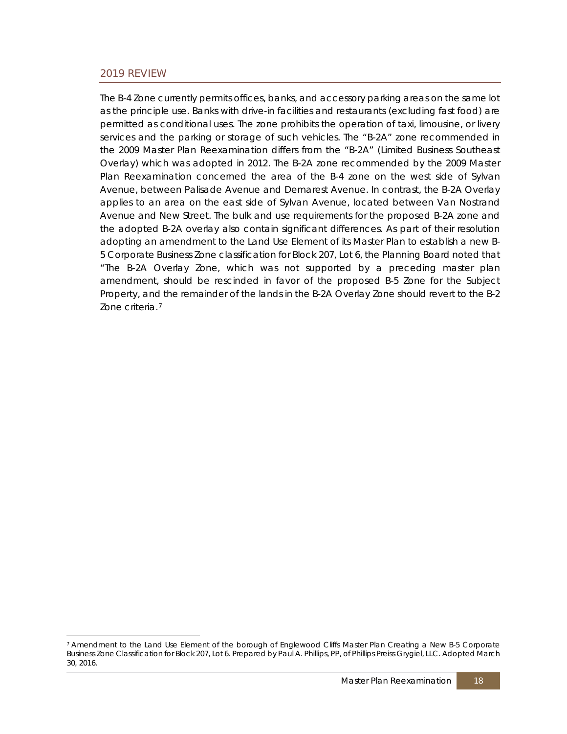## 2019 REVIEW

The B-4 Zone currently permits offices, banks, and accessory parking areas on the same lot as the principle use. Banks with drive-in facilities and restaurants (excluding fast food) are permitted as conditional uses. The zone prohibits the operation of taxi, limousine, or livery services and the parking or storage of such vehicles. The "B-2A" zone recommended in the 2009 Master Plan Reexamination differs from the "B-2A" (Limited Business Southeast Overlay) which was adopted in 2012. The B-2A zone recommended by the 2009 Master Plan Reexamination concerned the area of the B-4 zone on the west side of Sylvan Avenue, between Palisade Avenue and Demarest Avenue. In contrast, the B-2A Overlay applies to an area on the east side of Sylvan Avenue, located between Van Nostrand Avenue and New Street. The bulk and use requirements for the proposed B-2A zone and the adopted B-2A overlay also contain significant differences. As part of their resolution adopting an amendment to the Land Use Element of its Master Plan to establish a new B-5 Corporate Business Zone classification for Block 207, Lot 6, the Planning Board noted that "The B-2A Overlay Zone, which was not supported by a preceding master plan amendment, should be rescinded in favor of the proposed B-5 Zone for the Subject Property, and the remainder of the lands in the B-2A Overlay Zone should revert to the B-2 Zone criteria.[7]

[7] Amendment to the Land Use Element of the borough of Englewood Cliffs Master Plan Creating a New B-5 Corporate Business Zone Classification for Block 207, Lot 6. Prepared by Paul A. Phillips, PP, of Phillips Preiss Grygiel, LLC. Adopted March 30, 2016.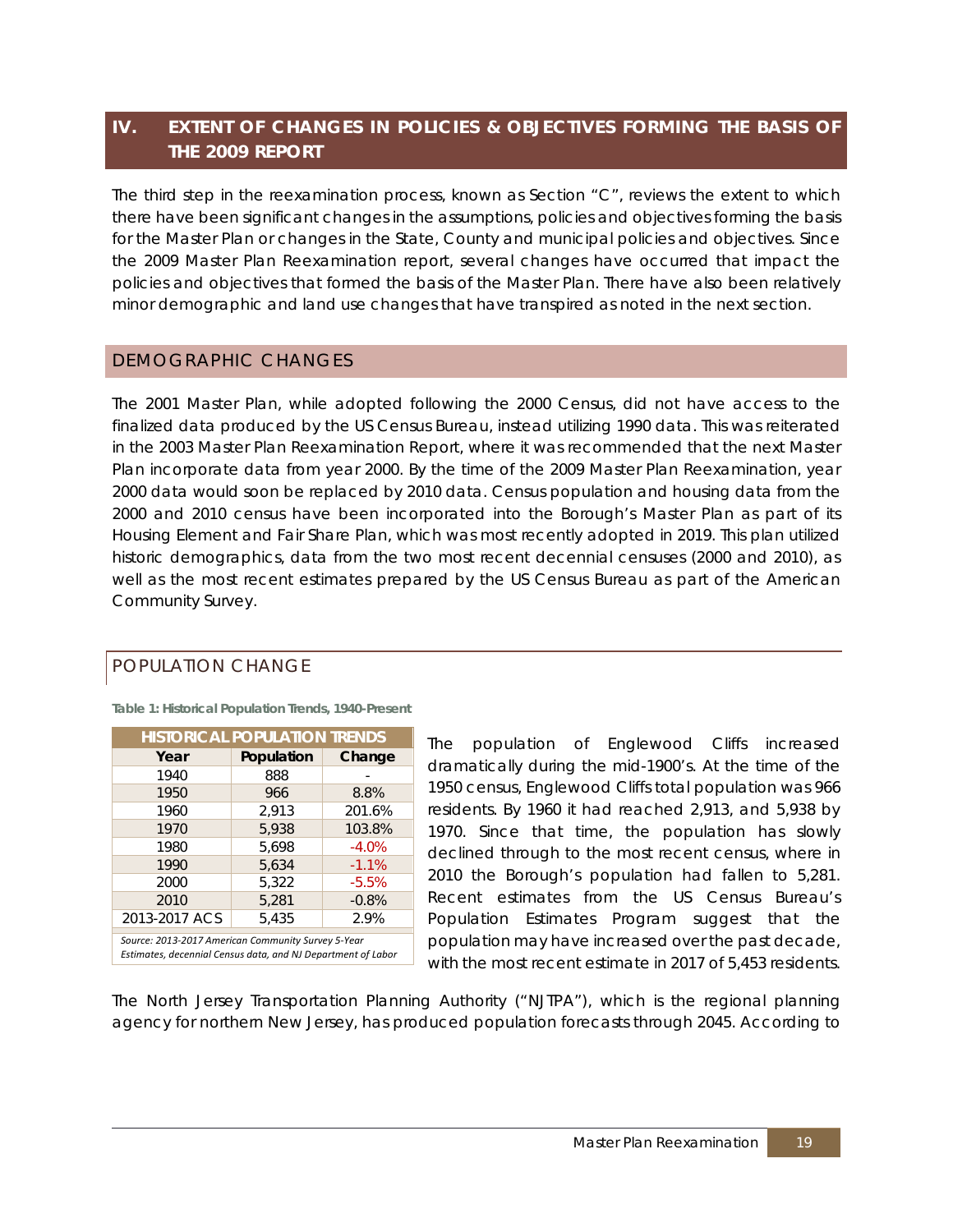## IV. EXTENT OF CHANGES IN POLICIES & OBJECTIVES FORMING THE BASIS OF THE 2009 REPORT

The third step in the reexamination process, known as Section "C", reviews the extent to which there have been significant changes in the assumptions, policies and objectives forming the basis for the Master Plan or changes in the State, County and municipal policies and objectives. Since the 2009 Master Plan Reexamination report, several changes have occurred that impact the policies and objectives that formed the basis of the Master Plan. There have also been relatively minor demographic and land use changes that have transpired as noted in the next section.

### DEMOGRAPHIC CHANGES

The 2001 Master Plan, while adopted following the 2000 Census, did not have access to the finalized data produced by the US Census Bureau, instead utilizing 1990 data. This was reiterated in the 2003 Master Plan Reexamination Report, where it was recommended that the next Master Plan incorporate data from year 2000. By the time of the 2009 Master Plan Reexamination, year 2000 data would soon be replaced by 2010 data. Census population and housing data from the 2000 and 2010 census have been incorporated into the Borough's Master Plan as part of its Housing Element and Fair Share Plan, which was most recently adopted in 2019. This plan utilized historic demographics, data from the two most recent decennial censuses (2000 and 2010), as well as the most recent estimates prepared by the US Census Bureau as part of the American Community Survey.

#### POPULATION CHANGE

**Table 1: Historical Population Trends, 1940-Present**

| HISTORICAL POPULATION TRENDS | | |
|---|---|---|
| **Year** | **Population** | **Change** |
| 1940 | 888 | - |
| 1950 | 966 | 8.8% |
| 1960 | 2,913 | 201.6% |
| 1970 | 5,938 | 103.8% |
| 1980 | 5,698 | -4.0% |
| 1990 | 5,634 | -1.1% |
| 2000 | 5,322 | -5.5% |
| 2010 | 5,281 | -0.8% |
| 2013-2017 ACS | 5,435 | 2.9% |

*Source: 2013-2017 American Community Survey 5-Year Estimates, decennial Census data, and NJ Department of Labor*

The population of Englewood Cliffs increased dramatically during the mid-1900's. At the time of the 1950 census, Englewood Cliffs total population was 966 residents. By 1960 it had reached 2,913, and 5,938 by 1970. Since that time, the population has slowly declined through to the most recent census, where in 2010 the Borough's population had fallen to 5,281. Recent estimates from the US Census Bureau's Population Estimates Program suggest that the population may have increased over the past decade, with the most recent estimate in 2017 of 5,453 residents.

The North Jersey Transportation Planning Authority ("NJTPA"), which is the regional planning agency for northern New Jersey, has produced population forecasts through 2045. According to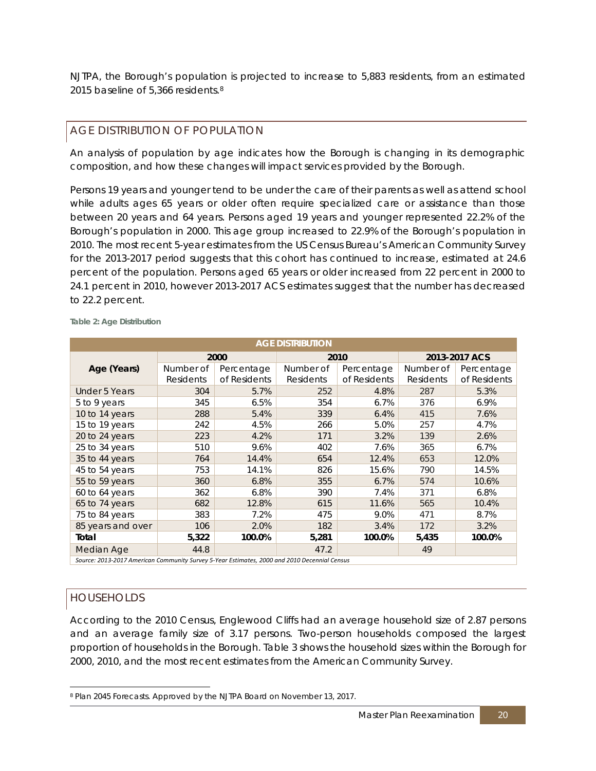NJTPA, the Borough's population is projected to increase to 5,883 residents, from an estimated 2015 baseline of 5,366 residents.[8]

## AGE DISTRIBUTION OF POPULATION

An analysis of population by age indicates how the Borough is changing in its demographic composition, and how these changes will impact services provided by the Borough.

Persons 19 years and younger tend to be under the care of their parents as well as attend school while adults ages 65 years or older often require specialized care or assistance than those between 20 years and 64 years. Persons aged 19 years and younger represented 22.2% of the Borough's population in 2000. This age group increased to 22.9% of the Borough's population in 2010. The most recent 5-year estimates from the US Census Bureau's American Community Survey for the 2013-2017 period suggests that this cohort has continued to increase, estimated at 24.6 percent of the population. Persons aged 65 years or older increased from 22 percent in 2000 to 24.1 percent in 2010, however 2013-2017 ACS estimates suggest that the number has decreased to 22.2 percent.

**Table 2: Age Distribution**

| AGE DISTRIBUTION | | | | | | |
|---|---|---|---|---|---|---|
| Age (Years) | 2000 | | 2010 | | 2013-2017 ACS | |
| | Number of Residents | Percentage of Residents | Number of Residents | Percentage of Residents | Number of Residents | Percentage of Residents |
| Under 5 Years | 304 | 5.7% | 252 | 4.8% | 287 | 5.3% |
| 5 to 9 years | 345 | 6.5% | 354 | 6.7% | 376 | 6.9% |
| 10 to 14 years | 288 | 5.4% | 339 | 6.4% | 415 | 7.6% |
| 15 to 19 years | 242 | 4.5% | 266 | 5.0% | 257 | 4.7% |
| 20 to 24 years | 223 | 4.2% | 171 | 3.2% | 139 | 2.6% |
| 25 to 34 years | 510 | 9.6% | 402 | 7.6% | 365 | 6.7% |
| 35 to 44 years | 764 | 14.4% | 654 | 12.4% | 653 | 12.0% |
| 45 to 54 years | 753 | 14.1% | 826 | 15.6% | 790 | 14.5% |
| 55 to 59 years | 360 | 6.8% | 355 | 6.7% | 574 | 10.6% |
| 60 to 64 years | 362 | 6.8% | 390 | 7.4% | 371 | 6.8% |
| 65 to 74 years | 682 | 12.8% | 615 | 11.6% | 565 | 10.4% |
| 75 to 84 years | 383 | 7.2% | 475 | 9.0% | 471 | 8.7% |
| 85 years and over | 106 | 2.0% | 182 | 3.4% | 172 | 3.2% |
| **Total** | **5,322** | **100.0%** | **5,281** | **100.0%** | **5,435** | **100.0%** |
| Median Age | 44.8 | | 47.2 | | 49 | |

*Source: 2013-2017 American Community Survey 5-Year Estimates, 2000 and 2010 Decennial Census*

## HOUSEHOLDS

According to the 2010 Census, Englewood Cliffs had an average household size of 2.87 persons and an average family size of 3.17 persons. Two-person households composed the largest proportion of households in the Borough. Table 3 shows the household sizes within the Borough for 2000, 2010, and the most recent estimates from the American Community Survey.

[8] Plan 2045 Forecasts. Approved by the NJTPA Board on November 13, 2017.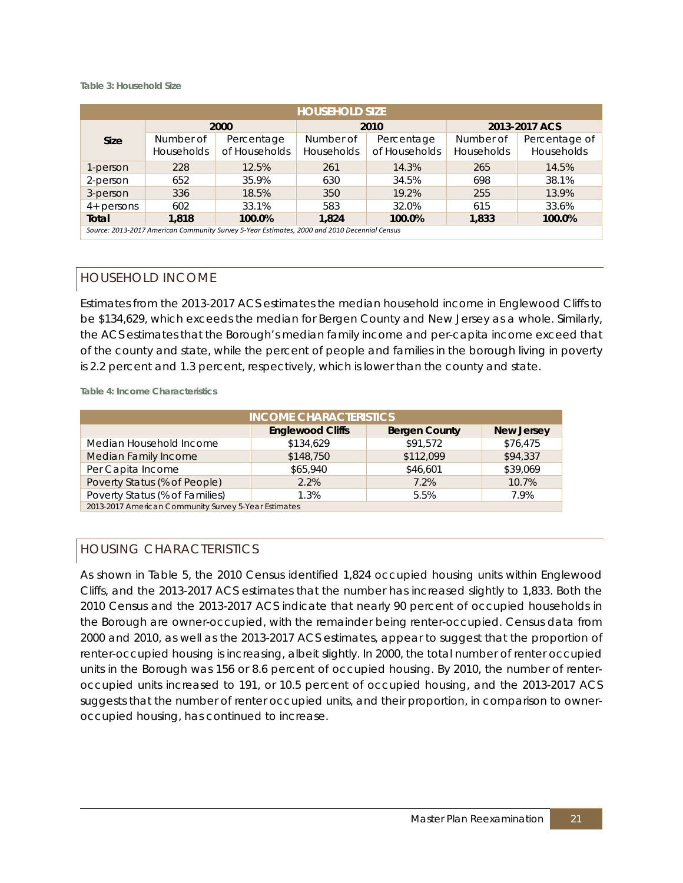**Table 3: Household Size**

| HOUSEHOLD SIZE | | | | | | |
|---|---|---|---|---|---|---|
| **Size** | **2000** | | **2010** | | **2013-2017 ACS** | |
| | Number of Households | Percentage of Households | Number of Households | Percentage of Households | Number of Households | Percentage of Households |
| 1-person | 228 | 12.5% | 261 | 14.3% | 265 | 14.5% |
| 2-person | 652 | 35.9% | 630 | 34.5% | 698 | 38.1% |
| 3-person | 336 | 18.5% | 350 | 19.2% | 255 | 13.9% |
| 4+ persons | 602 | 33.1% | 583 | 32.0% | 615 | 33.6% |
| **Total** | **1,818** | **100.0%** | **1,824** | **100.0%** | **1,833** | **100.0%** |

*Source: 2013-2017 American Community Survey 5-Year Estimates, 2000 and 2010 Decennial Census*

## HOUSEHOLD INCOME

Estimates from the 2013-2017 ACS estimates the median household income in Englewood Cliffs to be $134,629, which exceeds the median for Bergen County and New Jersey as a whole. Similarly, the ACS estimates that the Borough's median family income and per-capita income exceed that of the county and state, while the percent of people and families in the borough living in poverty is 2.2 percent and 1.3 percent, respectively, which is lower than the county and state.

**Table 4: Income Characteristics**

| INCOME CHARACTERISTICS | | | |
|---|---|---|---|
| | **Englewood Cliffs** | **Bergen County** | **New Jersey** |
| Median Household Income | $134,629 | $91,572 | $76,475 |
| Median Family Income | $148,750 | $112,099 | $94,337 |
| Per Capita Income | $65,940 | $46,601 | $39,069 |
| Poverty Status (% of People) | 2.2% | 7.2% | 10.7% |
| Poverty Status (% of Families) | 1.3% | 5.5% | 7.9% |

2013-2017 American Community Survey 5-Year Estimates

## HOUSING CHARACTERISTICS

As shown in Table 5, the 2010 Census identified 1,824 occupied housing units within Englewood Cliffs, and the 2013-2017 ACS estimates that the number has increased slightly to 1,833. Both the 2010 Census and the 2013-2017 ACS indicate that nearly 90 percent of occupied households in the Borough are owner-occupied, with the remainder being renter-occupied. Census data from 2000 and 2010, as well as the 2013-2017 ACS estimates, appear to suggest that the proportion of renter-occupied housing is increasing, albeit slightly. In 2000, the total number of renter occupied units in the Borough was 156 or 8.6 percent of occupied housing. By 2010, the number of renter-occupied units increased to 191, or 10.5 percent of occupied housing, and the 2013-2017 ACS suggests that the number of renter occupied units, and their proportion, in comparison to owner-occupied housing, has continued to increase.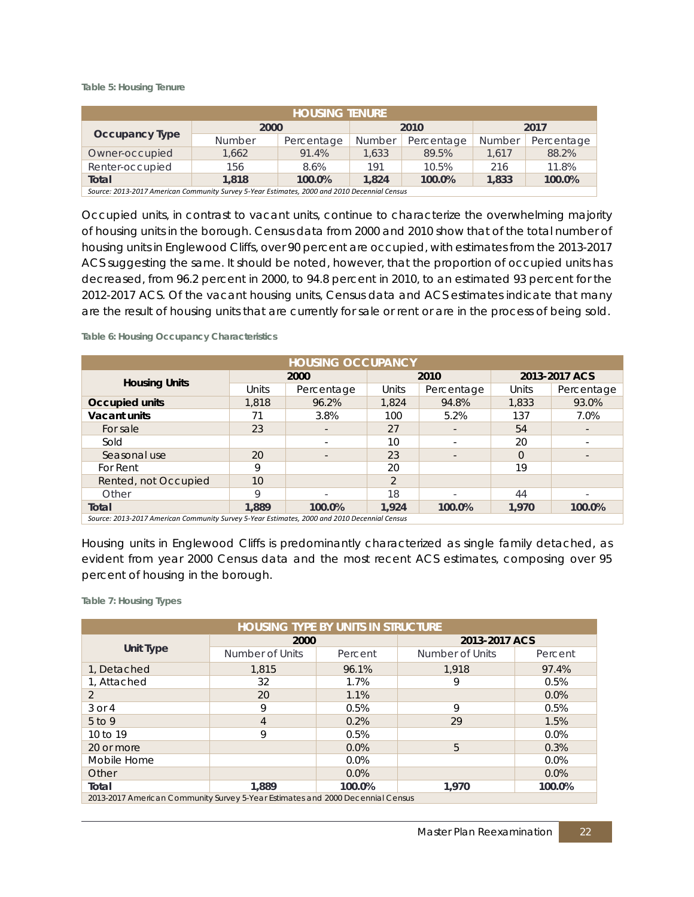**Table 5: Housing Tenure**

| HOUSING TENURE | | | | | | |
|---|---|---|---|---|---|---|
| Occupancy Type | 2000 | | 2010 | | 2017 | |
| | Number | Percentage | Number | Percentage | Number | Percentage |
| Owner-occupied | 1,662 | 91.4% | 1,633 | 89.5% | 1,617 | 88.2% |
| Renter-occupied | 156 | 8.6% | 191 | 10.5% | 216 | 11.8% |
| **Total** | **1,818** | **100.0%** | **1,824** | **100.0%** | **1,833** | **100.0%** |

*Source: 2013-2017 American Community Survey 5-Year Estimates, 2000 and 2010 Decennial Census*

Occupied units, in contrast to vacant units, continue to characterize the overwhelming majority of housing units in the borough. Census data from 2000 and 2010 show that of the total number of housing units in Englewood Cliffs, over 90 percent are occupied, with estimates from the 2013-2017 ACS suggesting the same. It should be noted, however, that the proportion of occupied units has decreased, from 96.2 percent in 2000, to 94.8 percent in 2010, to an estimated 93 percent for the 2012-2017 ACS. Of the vacant housing units, Census data and ACS estimates indicate that many are the result of housing units that are currently for sale or rent or are in the process of being sold.

**Table 6: Housing Occupancy Characteristics**

| HOUSING OCCUPANCY | | | | | | |
|---|---|---|---|---|---|---|
| Housing Units | 2000 | | 2010 | | 2013-2017 ACS | |
| | Units | Percentage | Units | Percentage | Units | Percentage |
| **Occupied units** | 1,818 | 96.2% | 1,824 | 94.8% | 1,833 | 93.0% |
| **Vacant units** | 71 | 3.8% | 100 | 5.2% | 137 | 7.0% |
| For sale | 23 | - | 27 | - | 54 | - |
| Sold | | - | 10 | - | 20 | - |
| Seasonal use | 20 | - | 23 | - | 0 | - |
| For Rent | 9 | | 20 | | 19 | |
| Rented, not Occupied | 10 | | 2 | | | |
| Other | 9 | - | 18 | - | 44 | - |
| **Total** | **1,889** | **100.0%** | **1,924** | **100.0%** | **1,970** | **100.0%** |

*Source: 2013-2017 American Community Survey 5-Year Estimates, 2000 and 2010 Decennial Census*

Housing units in Englewood Cliffs is predominantly characterized as single family detached, as evident from year 2000 Census data and the most recent ACS estimates, composing over 95 percent of housing in the borough.

**Table 7: Housing Types**

| HOUSING TYPE BY UNITS IN STRUCTURE | | | | |
|---|---|---|---|---|
| Unit Type | 2000 | | 2013-2017 ACS | |
| | Number of Units | Percent | Number of Units | Percent |
| 1, Detached | 1,815 | 96.1% | 1,918 | 97.4% |
| 1, Attached | 32 | 1.7% | 9 | 0.5% |
| 2 | 20 | 1.1% | | 0.0% |
| 3 or 4 | 9 | 0.5% | 9 | 0.5% |
| 5 to 9 | 4 | 0.2% | 29 | 1.5% |
| 10 to 19 | 9 | 0.5% | | 0.0% |
| 20 or more | | 0.0% | 5 | 0.3% |
| Mobile Home | | 0.0% | | 0.0% |
| Other | | 0.0% | | 0.0% |
| **Total** | **1,889** | **100.0%** | **1,970** | **100.0%** |

2013-2017 American Community Survey 5-Year Estimates and 2000 Decennial Census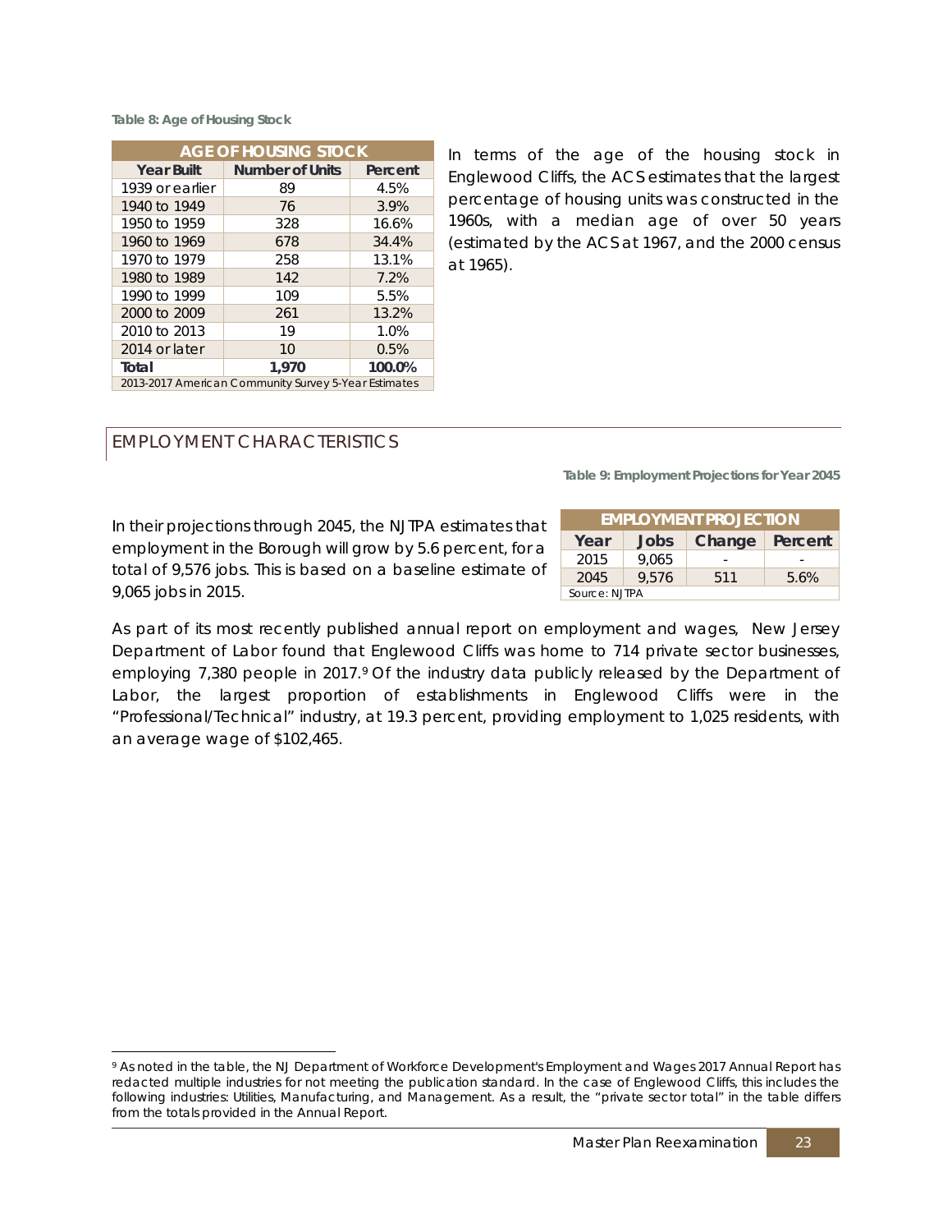Table 8: Age of Housing Stock

| AGE OF HOUSING STOCK | | |
|---|---|---|
| **Year Built** | **Number of Units** | **Percent** |
| 1939 or earlier | 89 | 4.5% |
| 1940 to 1949 | 76 | 3.9% |
| 1950 to 1959 | 328 | 16.6% |
| 1960 to 1969 | 678 | 34.4% |
| 1970 to 1979 | 258 | 13.1% |
| 1980 to 1989 | 142 | 7.2% |
| 1990 to 1999 | 109 | 5.5% |
| 2000 to 2009 | 261 | 13.2% |
| 2010 to 2013 | 19 | 1.0% |
| 2014 or later | 10 | 0.5% |
| **Total** | **1,970** | **100.0%** |
| 2013-2017 American Community Survey 5-Year Estimates | | |

In terms of the age of the housing stock in Englewood Cliffs, the ACS estimates that the largest percentage of housing units was constructed in the 1960s, with a median age of over 50 years (estimated by the ACS at 1967, and the 2000 census at 1965).

## EMPLOYMENT CHARACTERISTICS

In their projections through 2045, the NJTPA estimates that employment in the Borough will grow by 5.6 percent, for a total of 9,576 jobs. This is based on a baseline estimate of 9,065 jobs in 2015.

Table 9: Employment Projections for Year 2045

| EMPLOYMENT PROJECTION | | | |
|---|---|---|---|
| **Year** | **Jobs** | **Change** | **Percent** |
| 2015 | 9,065 | - | - |
| 2045 | 9,576 | 511 | 5.6% |
| Source: NJTPA | | | |

As part of its most recently published annual report on employment and wages, New Jersey Department of Labor found that Englewood Cliffs was home to 714 private sector businesses, employing 7,380 people in 2017.[9] Of the industry data publicly released by the Department of Labor, the largest proportion of establishments in Englewood Cliffs were in the "Professional/Technical" industry, at 19.3 percent, providing employment to 1,025 residents, with an average wage of $102,465.

[9] As noted in the table, the NJ Department of Workforce Development's Employment and Wages 2017 Annual Report has redacted multiple industries for not meeting the publication standard. In the case of Englewood Cliffs, this includes the following industries: Utilities, Manufacturing, and Management. As a result, the "private sector total" in the table differs from the totals provided in the Annual Report.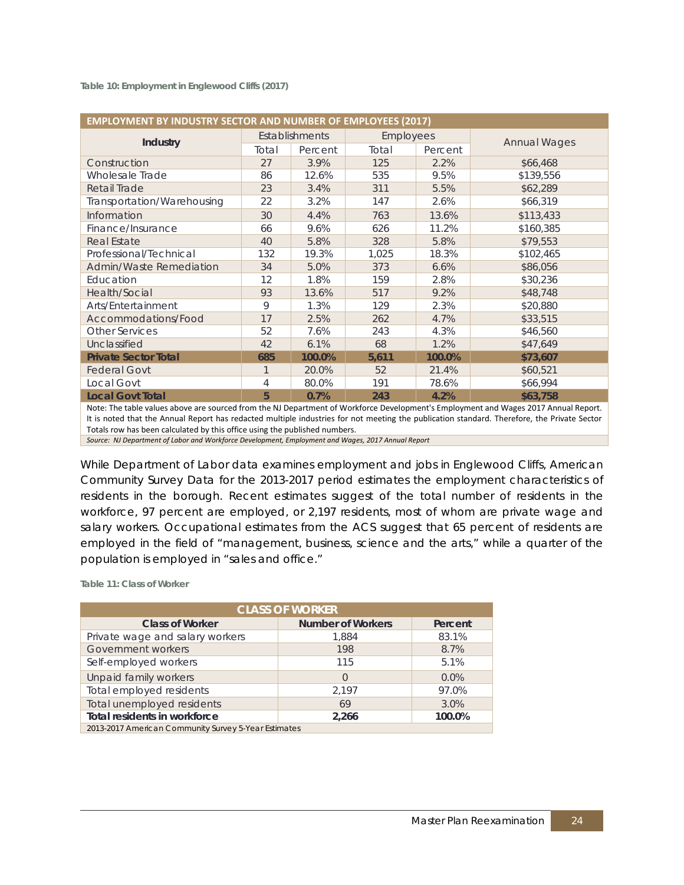**Table 10: Employment in Englewood Cliffs (2017)**

| EMPLOYMENT BY INDUSTRY SECTOR AND NUMBER OF EMPLOYEES (2017) | | | | | |
|---|---|---|---|---|---|
| Industry | Establishments | | Employees | | Annual Wages |
| | Total | Percent | Total | Percent | |
| Construction | 27 | 3.9% | 125 | 2.2% | $66,468 |
| Wholesale Trade | 86 | 12.6% | 535 | 9.5% | $139,556 |
| Retail Trade | 23 | 3.4% | 311 | 5.5% | $62,289 |
| Transportation/Warehousing | 22 | 3.2% | 147 | 2.6% | $66,319 |
| Information | 30 | 4.4% | 763 | 13.6% | $113,433 |
| Finance/Insurance | 66 | 9.6% | 626 | 11.2% | $160,385 |
| Real Estate | 40 | 5.8% | 328 | 5.8% | $79,553 |
| Professional/Technical | 132 | 19.3% | 1,025 | 18.3% | $102,465 |
| Admin/Waste Remediation | 34 | 5.0% | 373 | 6.6% | $86,056 |
| Education | 12 | 1.8% | 159 | 2.8% | $30,236 |
| Health/Social | 93 | 13.6% | 517 | 9.2% | $48,748 |
| Arts/Entertainment | 9 | 1.3% | 129 | 2.3% | $20,880 |
| Accommodations/Food | 17 | 2.5% | 262 | 4.7% | $33,515 |
| Other Services | 52 | 7.6% | 243 | 4.3% | $46,560 |
| Unclassified | 42 | 6.1% | 68 | 1.2% | $47,649 |
| **Private Sector Total** | **685** | **100.0%** | **5,611** | **100.0%** | **$73,607** |
| Federal Govt | 1 | 20.0% | 52 | 21.4% | $60,521 |
| Local Govt | 4 | 80.0% | 191 | 78.6% | $66,994 |
| **Local Govt Total** | **5** | **0.7%** | **243** | **4.2%** | **$63,758** |

Note: The table values above are sourced from the NJ Department of Workforce Development's Employment and Wages 2017 Annual Report. It is noted that the Annual Report has redacted multiple industries for not meeting the publication standard. Therefore, the Private Sector Totals row has been calculated by this office using the published numbers.

*Source: NJ Department of Labor and Workforce Development, Employment and Wages, 2017 Annual Report*

While Department of Labor data examines employment and jobs in Englewood Cliffs, American Community Survey Data for the 2013-2017 period estimates the employment characteristics of residents in the borough. Recent estimates suggest of the total number of residents in the workforce, 97 percent are employed, or 2,197 residents, most of whom are private wage and salary workers. Occupational estimates from the ACS suggest that 65 percent of residents are employed in the field of "management, business, science and the arts," while a quarter of the population is employed in "sales and office."

**Table 11: Class of Worker**

| CLASS OF WORKER | | |
|---|---|---|
| **Class of Worker** | **Number of Workers** | **Percent** |
| Private wage and salary workers | 1,884 | 83.1% |
| Government workers | 198 | 8.7% |
| Self-employed workers | 115 | 5.1% |
| Unpaid family workers | 0 | 0.0% |
| Total employed residents | 2,197 | 97.0% |
| Total unemployed residents | 69 | 3.0% |
| **Total residents in workforce** | **2,266** | **100.0%** |

2013-2017 American Community Survey 5-Year Estimates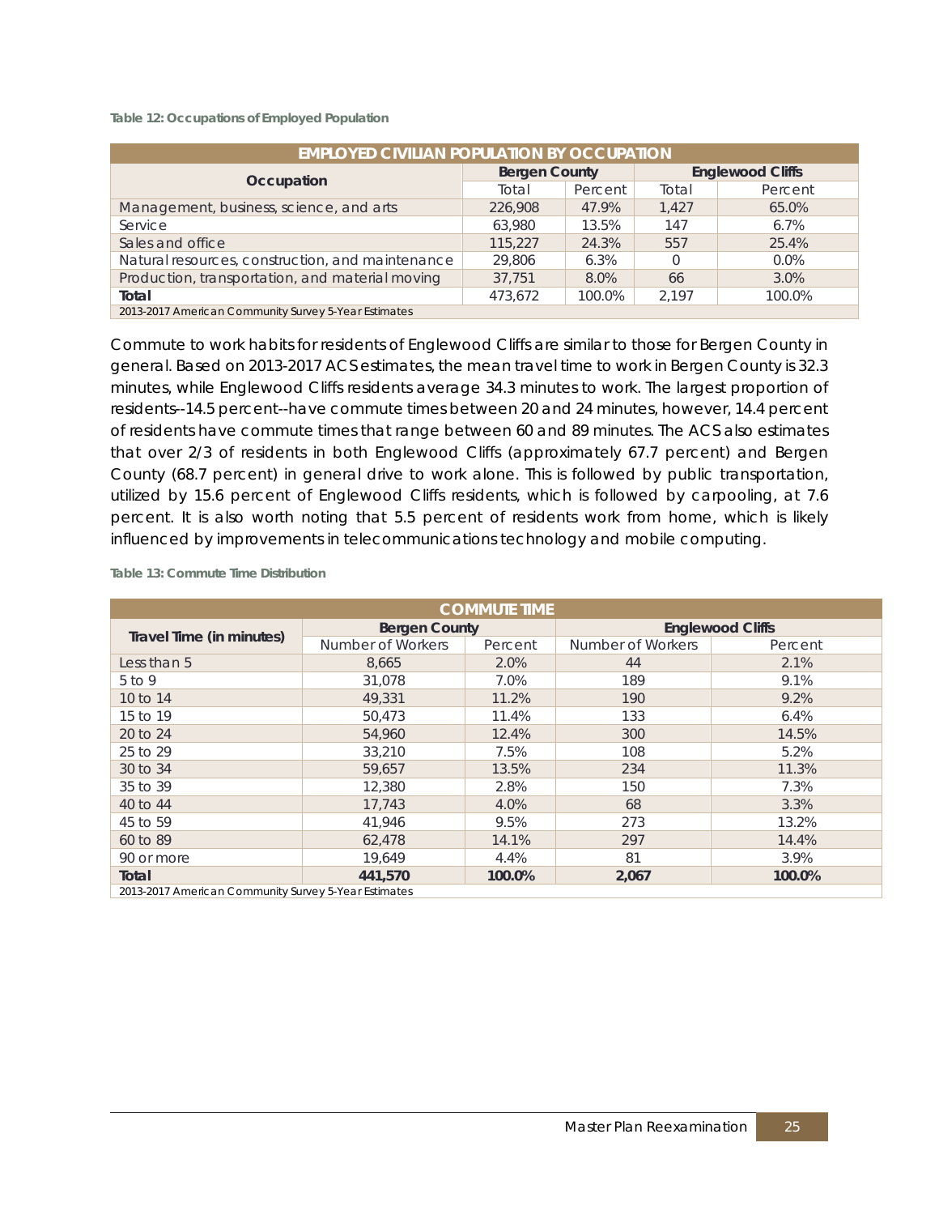**Table 12: Occupations of Employed Population**

| EMPLOYED CIVILIAN POPULATION BY OCCUPATION | | | | |
|---|---|---|---|---|
| Occupation | Bergen County | | Englewood Cliffs | |
| | Total | Percent | Total | Percent |
| Management, business, science, and arts | 226,908 | 47.9% | 1,427 | 65.0% |
| Service | 63,980 | 13.5% | 147 | 6.7% |
| Sales and office | 115,227 | 24.3% | 557 | 25.4% |
| Natural resources, construction, and maintenance | 29,806 | 6.3% | 0 | 0.0% |
| Production, transportation, and material moving | 37,751 | 8.0% | 66 | 3.0% |
| **Total** | 473,672 | 100.0% | 2,197 | 100.0% |

2013-2017 American Community Survey 5-Year Estimates

Commute to work habits for residents of Englewood Cliffs are similar to those for Bergen County in general. Based on 2013-2017 ACS estimates, the mean travel time to work in Bergen County is 32.3 minutes, while Englewood Cliffs residents average 34.3 minutes to work. The largest proportion of residents--14.5 percent--have commute times between 20 and 24 minutes, however, 14.4 percent of residents have commute times that range between 60 and 89 minutes. The ACS also estimates that over 2/3 of residents in both Englewood Cliffs (approximately 67.7 percent) and Bergen County (68.7 percent) in general drive to work alone. This is followed by public transportation, utilized by 15.6 percent of Englewood Cliffs residents, which is followed by carpooling, at 7.6 percent. It is also worth noting that 5.5 percent of residents work from home, which is likely influenced by improvements in telecommunications technology and mobile computing.

**Table 13: Commute Time Distribution**

| COMMUTE TIME | | | | |
|---|---|---|---|---|
| Travel Time (in minutes) | Bergen County | | Englewood Cliffs | |
| | Number of Workers | Percent | Number of Workers | Percent |
| Less than 5 | 8,665 | 2.0% | 44 | 2.1% |
| 5 to 9 | 31,078 | 7.0% | 189 | 9.1% |
| 10 to 14 | 49,331 | 11.2% | 190 | 9.2% |
| 15 to 19 | 50,473 | 11.4% | 133 | 6.4% |
| 20 to 24 | 54,960 | 12.4% | 300 | 14.5% |
| 25 to 29 | 33,210 | 7.5% | 108 | 5.2% |
| 30 to 34 | 59,657 | 13.5% | 234 | 11.3% |
| 35 to 39 | 12,380 | 2.8% | 150 | 7.3% |
| 40 to 44 | 17,743 | 4.0% | 68 | 3.3% |
| 45 to 59 | 41,946 | 9.5% | 273 | 13.2% |
| 60 to 89 | 62,478 | 14.1% | 297 | 14.4% |
| 90 or more | 19,649 | 4.4% | 81 | 3.9% |
| **Total** | **441,570** | **100.0%** | **2,067** | **100.0%** |

2013-2017 American Community Survey 5-Year Estimates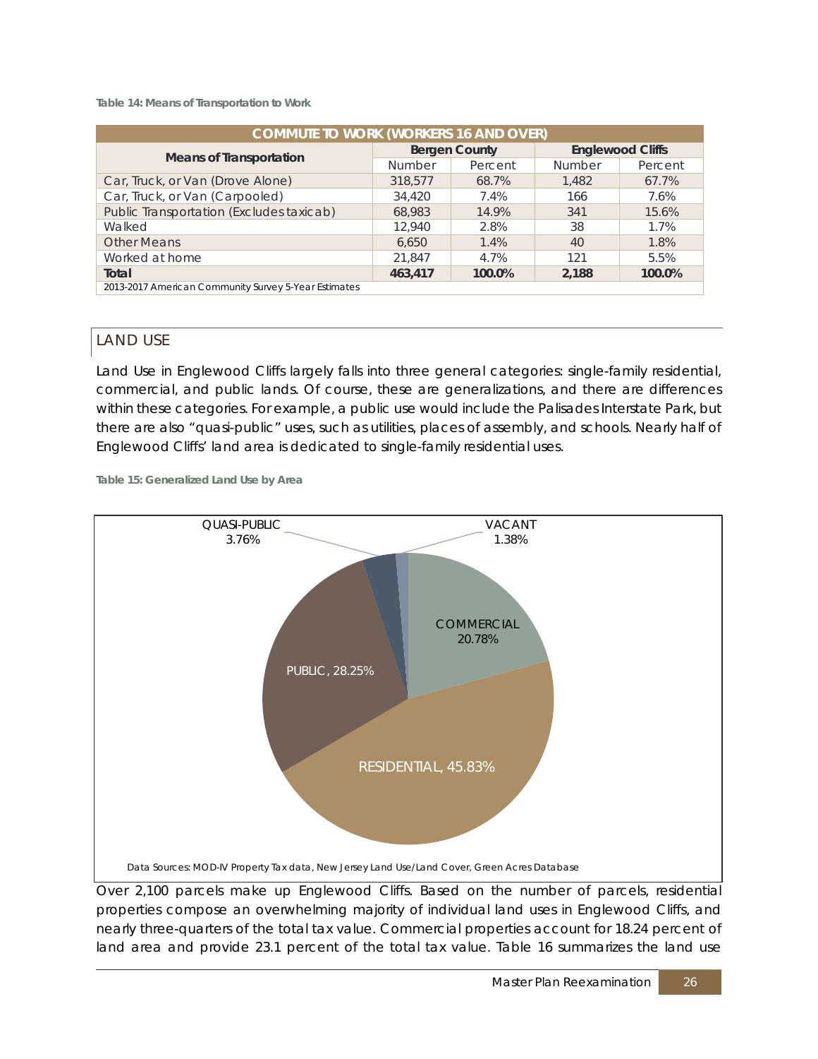Table 14: Means of Transportation to Work

| COMMUTE TO WORK (WORKERS 16 AND OVER) | | | | |
|---|---|---|---|---|
| Means of Transportation | Bergen County | | Englewood Cliffs | |
| | Number | Percent | Number | Percent |
| Car, Truck, or Van (Drove Alone) | 318,577 | 68.7% | 1,482 | 67.7% |
| Car, Truck, or Van (Carpooled) | 34,420 | 7.4% | 166 | 7.6% |
| Public Transportation (Excludes taxicab) | 68,983 | 14.9% | 341 | 15.6% |
| Walked | 12,940 | 2.8% | 38 | 1.7% |
| Other Means | 6,650 | 1.4% | 40 | 1.8% |
| Worked at home | 21,847 | 4.7% | 121 | 5.5% |
| **Total** | **463,417** | **100.0%** | **2,188** | **100.0%** |

2013-2017 American Community Survey 5-Year Estimates

## LAND USE

Land Use in Englewood Cliffs largely falls into three general categories: single-family residential, commercial, and public lands. Of course, these are generalizations, and there are differences within these categories. For example, a public use would include the Palisades Interstate Park, but there are also "quasi-public" uses, such as utilities, places of assembly, and schools. Nearly half of Englewood Cliffs' land area is dedicated to single-family residential uses.

Table 15: Generalized Land Use by Area

| Land Use | Percent |
|---|---|
| RESIDENTIAL | 45.83% |
| PUBLIC | 28.25% |
| COMMERCIAL | 20.78% |
| QUASI-PUBLIC | 3.76% |
| VACANT | 1.38% |

Data Sources: MOD-IV Property Tax data, New Jersey Land Use/Land Cover, Green Acres Database

Over 2,100 parcels make up Englewood Cliffs. Based on the number of parcels, residential properties compose an overwhelming majority of individual land uses in Englewood Cliffs, and nearly three-quarters of the total tax value. Commercial properties account for 18.24 percent of land area and provide 23.1 percent of the total tax value. Table 16 summarizes the land use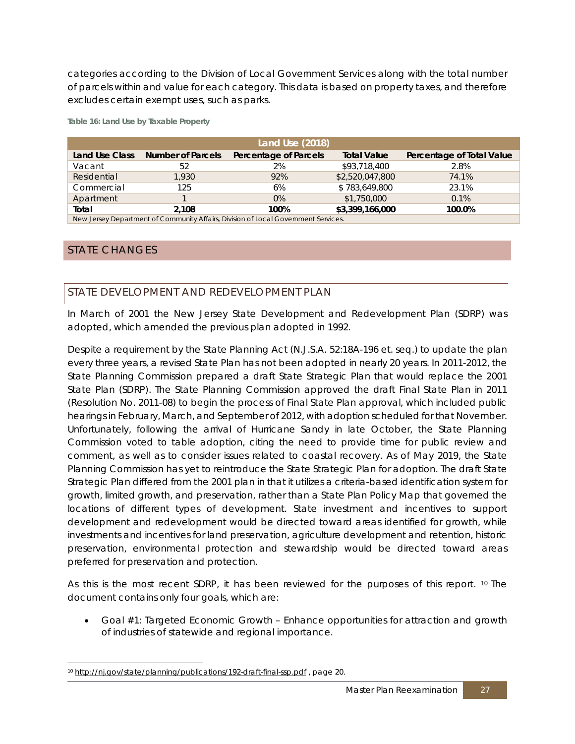categories according to the Division of Local Government Services along with the total number of parcels within and value for each category. This data is based on property taxes, and therefore excludes certain exempt uses, such as parks.

Table 16: Land Use by Taxable Property

| Land Use (2018) | | | | |
|---|---|---|---|---|
| **Land Use Class** | **Number of Parcels** | **Percentage of Parcels** | **Total Value** | **Percentage of Total Value** |
| Vacant | 52 | 2% | $93,718,400 | 2.8% |
| Residential | 1,930 | 92% | $2,520,047,800 | 74.1% |
| Commercial | 125 | 6% | $ 783,649,800 | 23.1% |
| Apartment | 1 | 0% | $1,750,000 | 0.1% |
| **Total** | **2,108** | **100%** | **$3,399,166,000** | **100.0%** |
| New Jersey Department of Community Affairs, Division of Local Government Services. | | | | |

## STATE CHANGES

### STATE DEVELOPMENT AND REDEVELOPMENT PLAN

In March of 2001 the New Jersey State Development and Redevelopment Plan (SDRP) was adopted, which amended the previous plan adopted in 1992.

Despite a requirement by the State Planning Act (N.J.S.A. 52:18A-196 et. seq.) to update the plan every three years, a revised State Plan has not been adopted in nearly 20 years. In 2011-2012, the State Planning Commission prepared a draft State Strategic Plan that would replace the 2001 State Plan (SDRP). The State Planning Commission approved the draft Final State Plan in 2011 (Resolution No. 2011-08) to begin the process of Final State Plan approval, which included public hearings in February, March, and September of 2012, with adoption scheduled for that November. Unfortunately, following the arrival of Hurricane Sandy in late October, the State Planning Commission voted to table adoption, citing the need to provide time for public review and comment, as well as to consider issues related to coastal recovery. As of May 2019, the State Planning Commission has yet to reintroduce the State Strategic Plan for adoption. The draft State Strategic Plan differed from the 2001 plan in that it utilizes a criteria-based identification system for growth, limited growth, and preservation, rather than a State Plan Policy Map that governed the locations of different types of development. State investment and incentives to support development and redevelopment would be directed toward areas identified for growth, while investments and incentives for land preservation, agriculture development and retention, historic preservation, environmental protection and stewardship would be directed toward areas preferred for preservation and protection.

As this is the most recent SDRP, it has been reviewed for the purposes of this report. [10] The document contains only four goals, which are:

- Goal #1: Targeted Economic Growth – Enhance opportunities for attraction and growth of industries of statewide and regional importance.

[10] http://nj.gov/state/planning/publications/192-draft-final-ssp.pdf , page 20.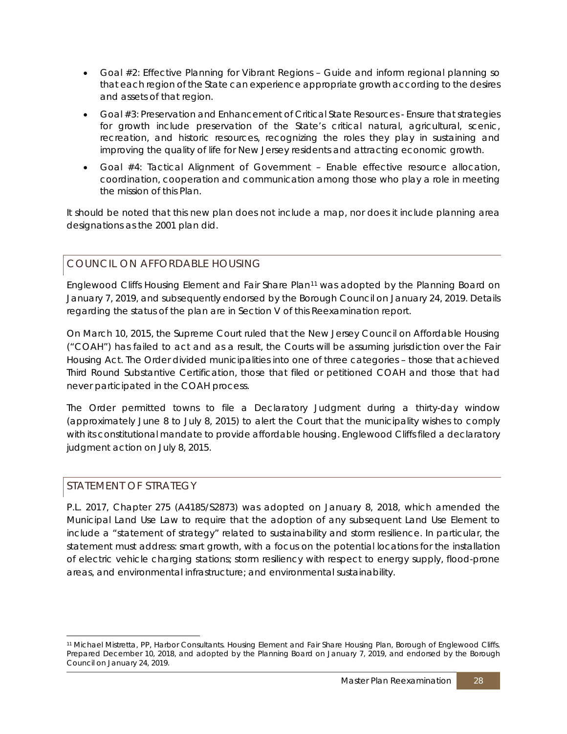- Goal #2: Effective Planning for Vibrant Regions – Guide and inform regional planning so that each region of the State can experience appropriate growth according to the desires and assets of that region.
- Goal #3: Preservation and Enhancement of Critical State Resources - Ensure that strategies for growth include preservation of the State's critical natural, agricultural, scenic, recreation, and historic resources, recognizing the roles they play in sustaining and improving the quality of life for New Jersey residents and attracting economic growth.
- Goal #4: Tactical Alignment of Government – Enable effective resource allocation, coordination, cooperation and communication among those who play a role in meeting the mission of this Plan.

It should be noted that this new plan does not include a map, nor does it include planning area designations as the 2001 plan did.

## COUNCIL ON AFFORDABLE HOUSING

Englewood Cliffs Housing Element and Fair Share Plan[11] was adopted by the Planning Board on January 7, 2019, and subsequently endorsed by the Borough Council on January 24, 2019. Details regarding the status of the plan are in Section V of this Reexamination report.

On March 10, 2015, the Supreme Court ruled that the New Jersey Council on Affordable Housing ("COAH") has failed to act and as a result, the Courts will be assuming jurisdiction over the Fair Housing Act. The Order divided municipalities into one of three categories – those that achieved Third Round Substantive Certification, those that filed or petitioned COAH and those that had never participated in the COAH process.

The Order permitted towns to file a Declaratory Judgment during a thirty-day window (approximately June 8 to July 8, 2015) to alert the Court that the municipality wishes to comply with its constitutional mandate to provide affordable housing. Englewood Cliffs filed a declaratory judgment action on July 8, 2015.

## STATEMENT OF STRATEGY

P.L. 2017, Chapter 275 (A4185/S2873) was adopted on January 8, 2018, which amended the Municipal Land Use Law to require that the adoption of any subsequent Land Use Element to include a "statement of strategy" related to sustainability and storm resilience. In particular, the statement must address: smart growth, with a focus on the potential locations for the installation of electric vehicle charging stations; storm resiliency with respect to energy supply, flood-prone areas, and environmental infrastructure; and environmental sustainability.

---

[11] Michael Mistretta, PP, Harbor Consultants. Housing Element and Fair Share Housing Plan, Borough of Englewood Cliffs. Prepared December 10, 2018, and adopted by the Planning Board on January 7, 2019, and endorsed by the Borough Council on January 24, 2019.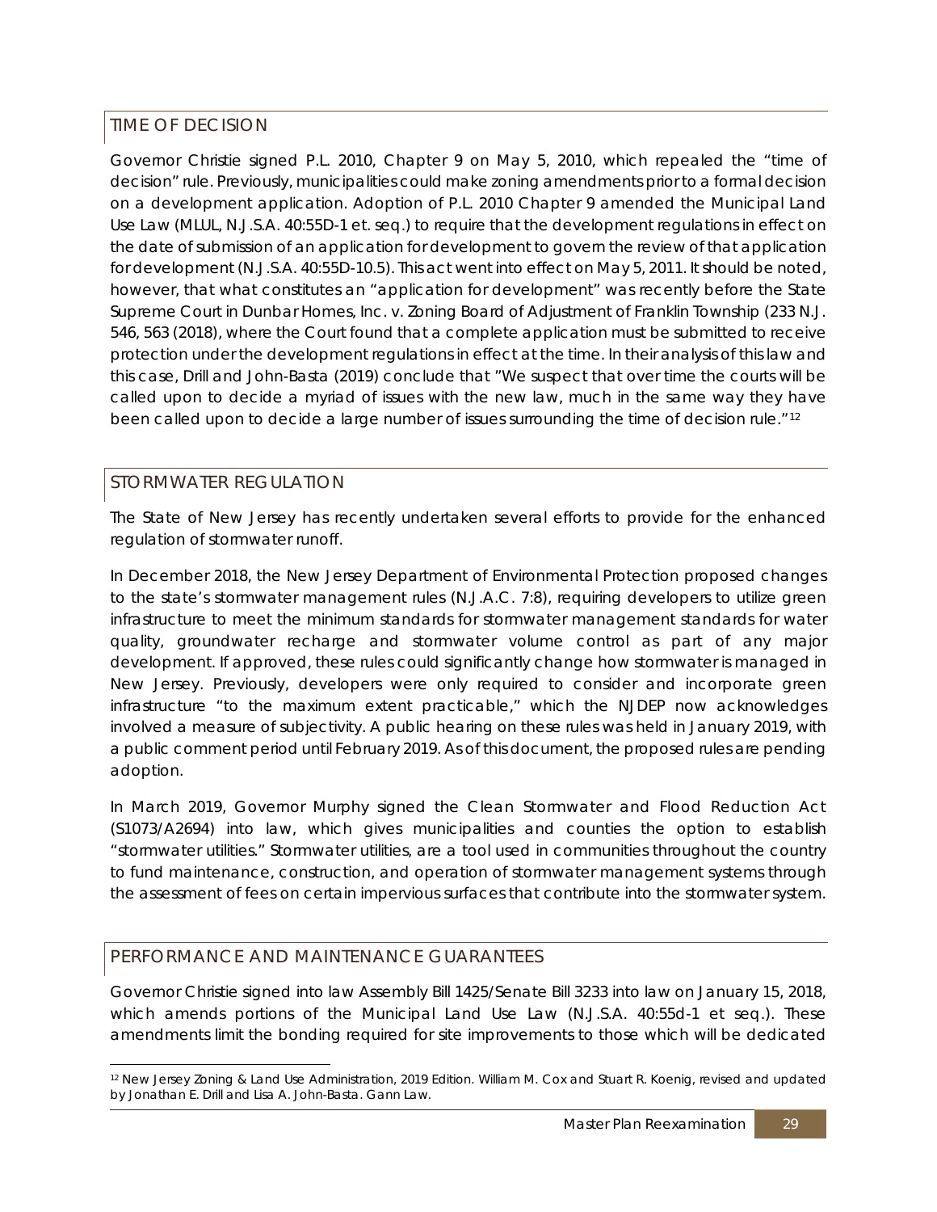## TIME OF DECISION

Governor Christie signed P.L. 2010, Chapter 9 on May 5, 2010, which repealed the "time of decision" rule. Previously, municipalities could make zoning amendments prior to a formal decision on a development application. Adoption of P.L. 2010 Chapter 9 amended the Municipal Land Use Law (MLUL, N.J.S.A. 40:55D-1 et. seq.) to require that the development regulations in effect on the date of submission of an application for development to govern the review of that application for development (N.J.S.A. 40:55D-10.5). This act went into effect on May 5, 2011. It should be noted, however, that what constitutes an "application for development" was recently before the State Supreme Court in Dunbar Homes, Inc. v. Zoning Board of Adjustment of Franklin Township (233 N.J. 546, 563 (2018), where the Court found that a complete application must be submitted to receive protection under the development regulations in effect at the time. In their analysis of this law and this case, Drill and John-Basta (2019) conclude that "We suspect that over time the courts will be called upon to decide a myriad of issues with the new law, much in the same way they have been called upon to decide a large number of issues surrounding the time of decision rule."[12]

## STORMWATER REGULATION

The State of New Jersey has recently undertaken several efforts to provide for the enhanced regulation of stormwater runoff.

In December 2018, the New Jersey Department of Environmental Protection proposed changes to the state's stormwater management rules (N.J.A.C. 7:8), requiring developers to utilize green infrastructure to meet the minimum standards for stormwater management standards for water quality, groundwater recharge and stormwater volume control as part of any major development. If approved, these rules could significantly change how stormwater is managed in New Jersey. Previously, developers were only required to consider and incorporate green infrastructure "to the maximum extent practicable," which the NJDEP now acknowledges involved a measure of subjectivity. A public hearing on these rules was held in January 2019, with a public comment period until February 2019. As of this document, the proposed rules are pending adoption.

In March 2019, Governor Murphy signed the Clean Stormwater and Flood Reduction Act (S1073/A2694) into law, which gives municipalities and counties the option to establish "stormwater utilities." Stormwater utilities, are a tool used in communities throughout the country to fund maintenance, construction, and operation of stormwater management systems through the assessment of fees on certain impervious surfaces that contribute into the stormwater system.

## PERFORMANCE AND MAINTENANCE GUARANTEES

Governor Christie signed into law Assembly Bill 1425/Senate Bill 3233 into law on January 15, 2018, which amends portions of the Municipal Land Use Law (N.J.S.A. 40:55d-1 et seq.). These amendments limit the bonding required for site improvements to those which will be dedicated

---

[12] New Jersey Zoning & Land Use Administration, 2019 Edition. William M. Cox and Stuart R. Koenig, revised and updated by Jonathan E. Drill and Lisa A. John-Basta. Gann Law.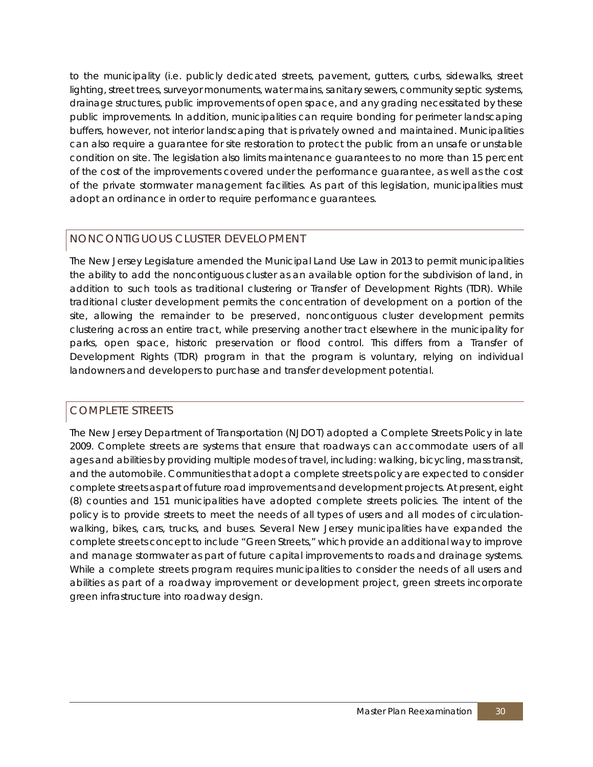to the municipality (i.e. publicly dedicated streets, pavement, gutters, curbs, sidewalks, street lighting, street trees, surveyor monuments, water mains, sanitary sewers, community septic systems, drainage structures, public improvements of open space, and any grading necessitated by these public improvements. In addition, municipalities can require bonding for perimeter landscaping buffers, however, not interior landscaping that is privately owned and maintained. Municipalities can also require a guarantee for site restoration to protect the public from an unsafe or unstable condition on site. The legislation also limits maintenance guarantees to no more than 15 percent of the cost of the improvements covered under the performance guarantee, as well as the cost of the private stormwater management facilities. As part of this legislation, municipalities must adopt an ordinance in order to require performance guarantees.

## NONCONTIGUOUS CLUSTER DEVELOPMENT

The New Jersey Legislature amended the Municipal Land Use Law in 2013 to permit municipalities the ability to add the noncontiguous cluster as an available option for the subdivision of land, in addition to such tools as traditional clustering or Transfer of Development Rights (TDR). While traditional cluster development permits the concentration of development on a portion of the site, allowing the remainder to be preserved, noncontiguous cluster development permits clustering across an entire tract, while preserving another tract elsewhere in the municipality for parks, open space, historic preservation or flood control. This differs from a Transfer of Development Rights (TDR) program in that the program is voluntary, relying on individual landowners and developers to purchase and transfer development potential.

## COMPLETE STREETS

The New Jersey Department of Transportation (NJDOT) adopted a Complete Streets Policy in late 2009. Complete streets are systems that ensure that roadways can accommodate users of all ages and abilities by providing multiple modes of travel, including: walking, bicycling, mass transit, and the automobile. Communities that adopt a complete streets policy are expected to consider complete streets as part of future road improvements and development projects. At present, eight (8) counties and 151 municipalities have adopted complete streets policies. The intent of the policy is to provide streets to meet the needs of all types of users and all modes of circulation-walking, bikes, cars, trucks, and buses. Several New Jersey municipalities have expanded the complete streets concept to include "Green Streets," which provide an additional way to improve and manage stormwater as part of future capital improvements to roads and drainage systems. While a complete streets program requires municipalities to consider the needs of all users and abilities as part of a roadway improvement or development project, green streets incorporate green infrastructure into roadway design.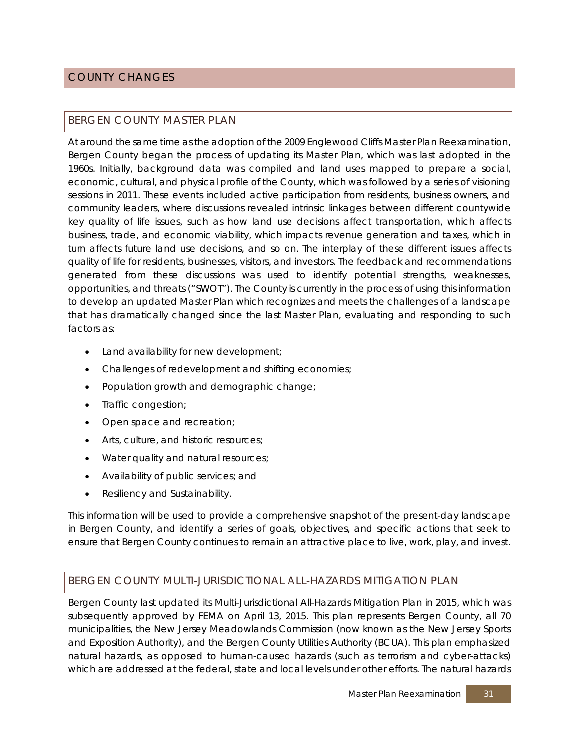## COUNTY CHANGES

### BERGEN COUNTY MASTER PLAN

At around the same time as the adoption of the 2009 Englewood Cliffs Master Plan Reexamination, Bergen County began the process of updating its Master Plan, which was last adopted in the 1960s. Initially, background data was compiled and land uses mapped to prepare a social, economic, cultural, and physical profile of the County, which was followed by a series of visioning sessions in 2011. These events included active participation from residents, business owners, and community leaders, where discussions revealed intrinsic linkages between different countywide key quality of life issues, such as how land use decisions affect transportation, which affects business, trade, and economic viability, which impacts revenue generation and taxes, which in turn affects future land use decisions, and so on. The interplay of these different issues affects quality of life for residents, businesses, visitors, and investors. The feedback and recommendations generated from these discussions was used to identify potential strengths, weaknesses, opportunities, and threats ("SWOT"). The County is currently in the process of using this information to develop an updated Master Plan which recognizes and meets the challenges of a landscape that has dramatically changed since the last Master Plan, evaluating and responding to such factors as:

- Land availability for new development;
- Challenges of redevelopment and shifting economies;
- Population growth and demographic change;
- Traffic congestion;
- Open space and recreation;
- Arts, culture, and historic resources;
- Water quality and natural resources;
- Availability of public services; and
- Resiliency and Sustainability.

This information will be used to provide a comprehensive snapshot of the present-day landscape in Bergen County, and identify a series of goals, objectives, and specific actions that seek to ensure that Bergen County continues to remain an attractive place to live, work, play, and invest.

### BERGEN COUNTY MULTI-JURISDICTIONAL ALL-HAZARDS MITIGATION PLAN

Bergen County last updated its Multi-Jurisdictional All-Hazards Mitigation Plan in 2015, which was subsequently approved by FEMA on April 13, 2015. This plan represents Bergen County, all 70 municipalities, the New Jersey Meadowlands Commission (now known as the New Jersey Sports and Exposition Authority), and the Bergen County Utilities Authority (BCUA). This plan emphasized natural hazards, as opposed to human-caused hazards (such as terrorism and cyber-attacks) which are addressed at the federal, state and local levels under other efforts. The natural hazards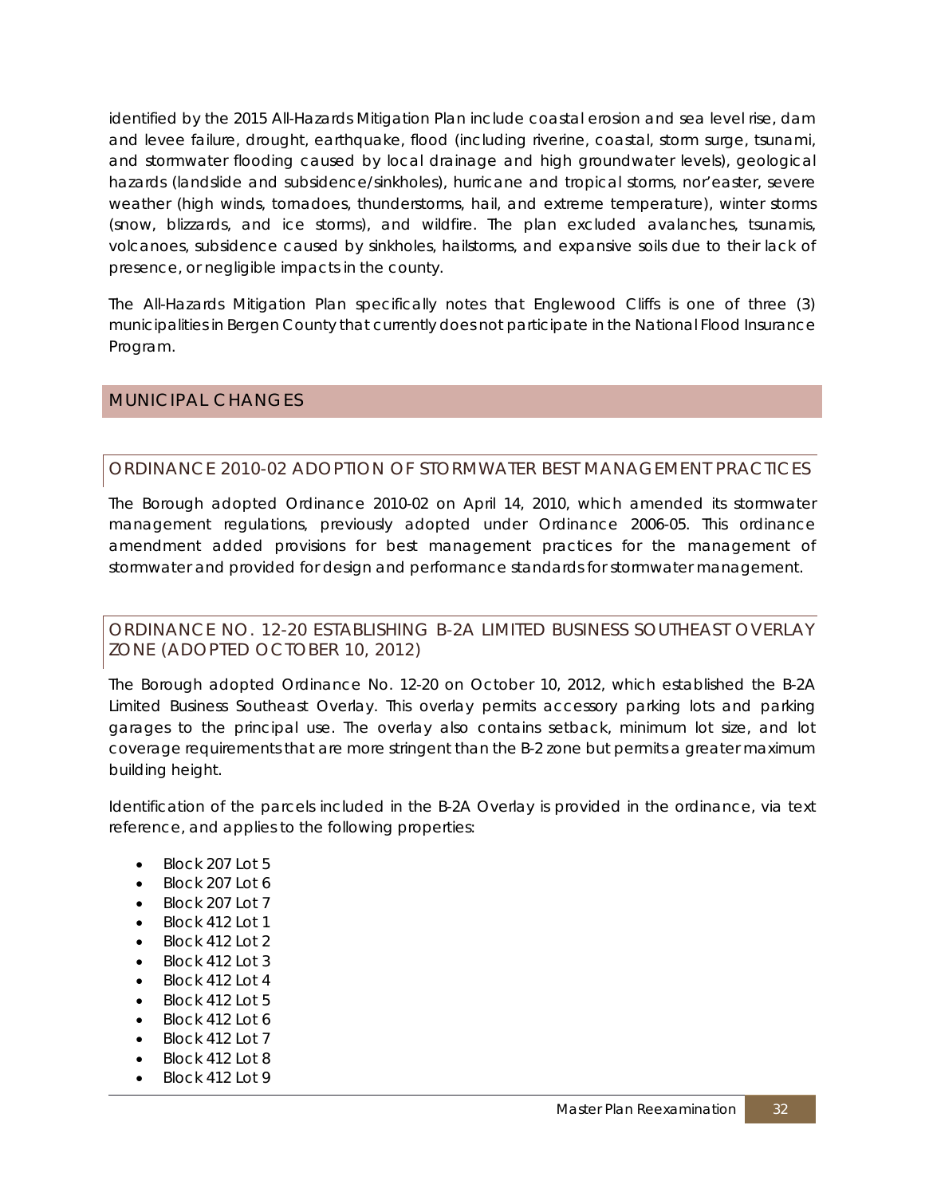identified by the 2015 All-Hazards Mitigation Plan include coastal erosion and sea level rise, dam and levee failure, drought, earthquake, flood (including riverine, coastal, storm surge, tsunami, and stormwater flooding caused by local drainage and high groundwater levels), geological hazards (landslide and subsidence/sinkholes), hurricane and tropical storms, nor'easter, severe weather (high winds, tornadoes, thunderstorms, hail, and extreme temperature), winter storms (snow, blizzards, and ice storms), and wildfire. The plan excluded avalanches, tsunamis, volcanoes, subsidence caused by sinkholes, hailstorms, and expansive soils due to their lack of presence, or negligible impacts in the county.

The All-Hazards Mitigation Plan specifically notes that Englewood Cliffs is one of three (3) municipalities in Bergen County that currently does not participate in the National Flood Insurance Program.

## MUNICIPAL CHANGES

### ORDINANCE 2010-02 ADOPTION OF STORMWATER BEST MANAGEMENT PRACTICES

The Borough adopted Ordinance 2010-02 on April 14, 2010, which amended its stormwater management regulations, previously adopted under Ordinance 2006-05. This ordinance amendment added provisions for best management practices for the management of stormwater and provided for design and performance standards for stormwater management.

### ORDINANCE NO. 12-20 ESTABLISHING B-2A LIMITED BUSINESS SOUTHEAST OVERLAY ZONE (ADOPTED OCTOBER 10, 2012)

The Borough adopted Ordinance No. 12-20 on October 10, 2012, which established the B-2A Limited Business Southeast Overlay. This overlay permits accessory parking lots and parking garages to the principal use. The overlay also contains setback, minimum lot size, and lot coverage requirements that are more stringent than the B-2 zone but permits a greater maximum building height.

Identification of the parcels included in the B-2A Overlay is provided in the ordinance, via text reference, and applies to the following properties:

- Block 207 Lot 5
- Block 207 Lot 6
- Block 207 Lot 7
- Block 412 Lot 1
- Block 412 Lot 2
- Block 412 Lot 3
- Block 412 Lot 4
- Block 412 Lot 5
- Block 412 Lot 6
- Block 412 Lot 7
- Block 412 Lot 8
- Block 412 Lot 9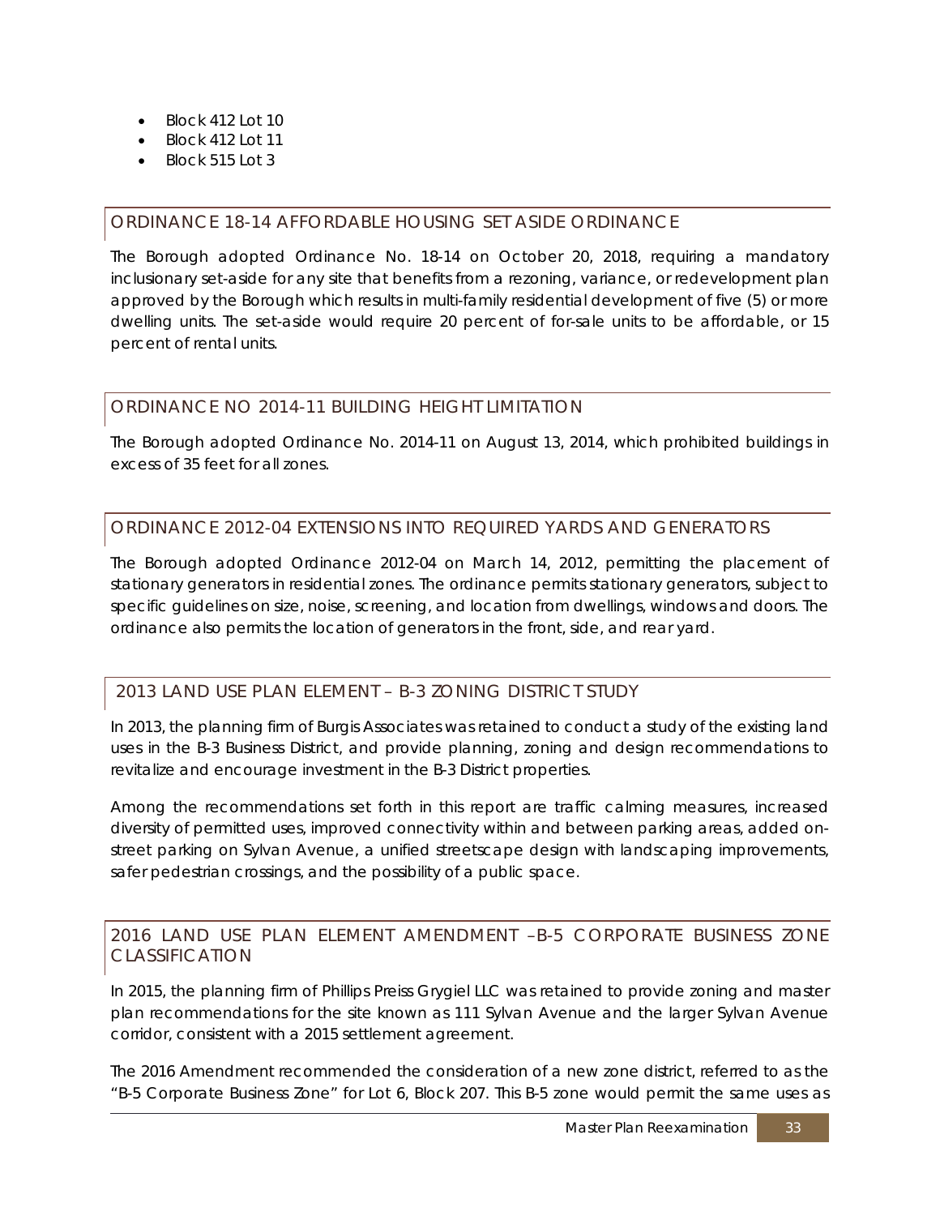- Block 412 Lot 10
- Block 412 Lot 11
- Block 515 Lot 3

## ORDINANCE 18-14 AFFORDABLE HOUSING SET ASIDE ORDINANCE

The Borough adopted Ordinance No. 18-14 on October 20, 2018, requiring a mandatory inclusionary set-aside for any site that benefits from a rezoning, variance, or redevelopment plan approved by the Borough which results in multi-family residential development of five (5) or more dwelling units. The set-aside would require 20 percent of for-sale units to be affordable, or 15 percent of rental units.

## ORDINANCE NO 2014-11 BUILDING HEIGHT LIMITATION

The Borough adopted Ordinance No. 2014-11 on August 13, 2014, which prohibited buildings in excess of 35 feet for all zones.

## ORDINANCE 2012-04 EXTENSIONS INTO REQUIRED YARDS AND GENERATORS

The Borough adopted Ordinance 2012-04 on March 14, 2012, permitting the placement of stationary generators in residential zones. The ordinance permits stationary generators, subject to specific guidelines on size, noise, screening, and location from dwellings, windows and doors. The ordinance also permits the location of generators in the front, side, and rear yard.

## 2013 LAND USE PLAN ELEMENT – B-3 ZONING DISTRICT STUDY

In 2013, the planning firm of Burgis Associates was retained to conduct a study of the existing land uses in the B-3 Business District, and provide planning, zoning and design recommendations to revitalize and encourage investment in the B-3 District properties.

Among the recommendations set forth in this report are traffic calming measures, increased diversity of permitted uses, improved connectivity within and between parking areas, added on-street parking on Sylvan Avenue, a unified streetscape design with landscaping improvements, safer pedestrian crossings, and the possibility of a public space.

## 2016 LAND USE PLAN ELEMENT AMENDMENT –B-5 CORPORATE BUSINESS ZONE CLASSIFICATION

In 2015, the planning firm of Phillips Preiss Grygiel LLC was retained to provide zoning and master plan recommendations for the site known as 111 Sylvan Avenue and the larger Sylvan Avenue corridor, consistent with a 2015 settlement agreement.

The 2016 Amendment recommended the consideration of a new zone district, referred to as the "B-5 Corporate Business Zone" for Lot 6, Block 207. This B-5 zone would permit the same uses as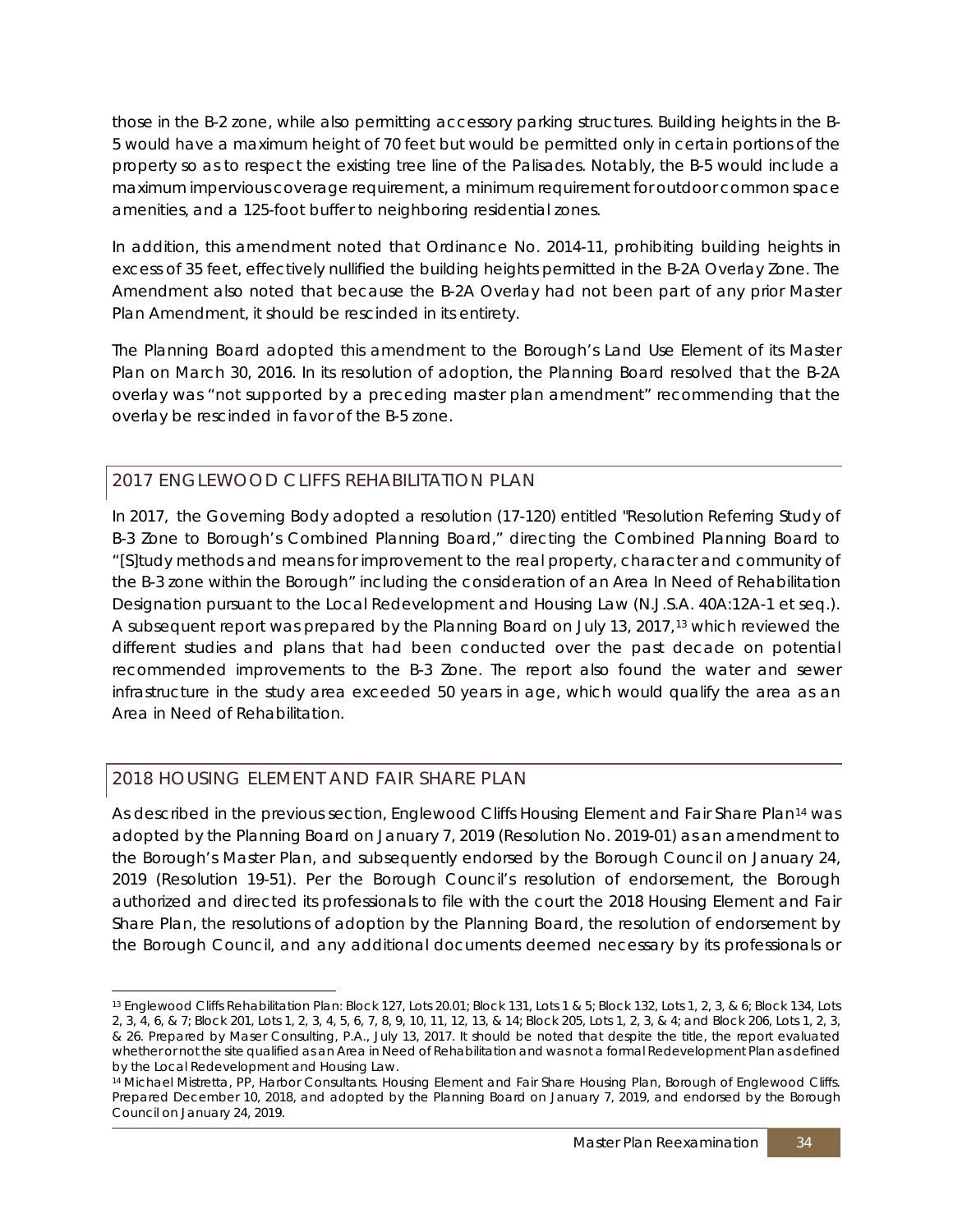those in the B-2 zone, while also permitting accessory parking structures. Building heights in the B-5 would have a maximum height of 70 feet but would be permitted only in certain portions of the property so as to respect the existing tree line of the Palisades. Notably, the B-5 would include a maximum impervious coverage requirement, a minimum requirement for outdoor common space amenities, and a 125-foot buffer to neighboring residential zones.

In addition, this amendment noted that Ordinance No. 2014-11, prohibiting building heights in excess of 35 feet, effectively nullified the building heights permitted in the B-2A Overlay Zone. The Amendment also noted that because the B-2A Overlay had not been part of any prior Master Plan Amendment, it should be rescinded in its entirety.

The Planning Board adopted this amendment to the Borough's Land Use Element of its Master Plan on March 30, 2016. In its resolution of adoption, the Planning Board resolved that the B-2A overlay was "not supported by a preceding master plan amendment" recommending that the overlay be rescinded in favor of the B-5 zone.

## 2017 ENGLEWOOD CLIFFS REHABILITATION PLAN

In 2017, the Governing Body adopted a resolution (17-120) entitled "Resolution Referring Study of B-3 Zone to Borough's Combined Planning Board," directing the Combined Planning Board to "[S]tudy methods and means for improvement to the real property, character and community of the B-3 zone within the Borough" including the consideration of an Area In Need of Rehabilitation Designation pursuant to the Local Redevelopment and Housing Law (N.J.S.A. 40A:12A-1 et seq.). A subsequent report was prepared by the Planning Board on July 13, 2017,[13] which reviewed the different studies and plans that had been conducted over the past decade on potential recommended improvements to the B-3 Zone. The report also found the water and sewer infrastructure in the study area exceeded 50 years in age, which would qualify the area as an Area in Need of Rehabilitation.

## 2018 HOUSING ELEMENT AND FAIR SHARE PLAN

As described in the previous section, Englewood Cliffs Housing Element and Fair Share Plan[14] was adopted by the Planning Board on January 7, 2019 (Resolution No. 2019-01) as an amendment to the Borough's Master Plan, and subsequently endorsed by the Borough Council on January 24, 2019 (Resolution 19-51). Per the Borough Council's resolution of endorsement, the Borough authorized and directed its professionals to file with the court the 2018 Housing Element and Fair Share Plan, the resolutions of adoption by the Planning Board, the resolution of endorsement by the Borough Council, and any additional documents deemed necessary by its professionals or

---

[13] Englewood Cliffs Rehabilitation Plan: Block 127, Lots 20.01; Block 131, Lots 1 & 5; Block 132, Lots 1, 2, 3, & 6; Block 134, Lots 2, 3, 4, 6, & 7; Block 201, Lots 1, 2, 3, 4, 5, 6, 7, 8, 9, 10, 11, 12, 13, & 14; Block 205, Lots 1, 2, 3, & 4; and Block 206, Lots 1, 2, 3, & 26. Prepared by Maser Consulting, P.A., July 13, 2017. It should be noted that despite the title, the report evaluated whether or not the site qualified as an Area in Need of Rehabilitation and was not a formal Redevelopment Plan as defined by the Local Redevelopment and Housing Law.

[14] Michael Mistretta, PP, Harbor Consultants. Housing Element and Fair Share Housing Plan, Borough of Englewood Cliffs. Prepared December 10, 2018, and adopted by the Planning Board on January 7, 2019, and endorsed by the Borough Council on January 24, 2019.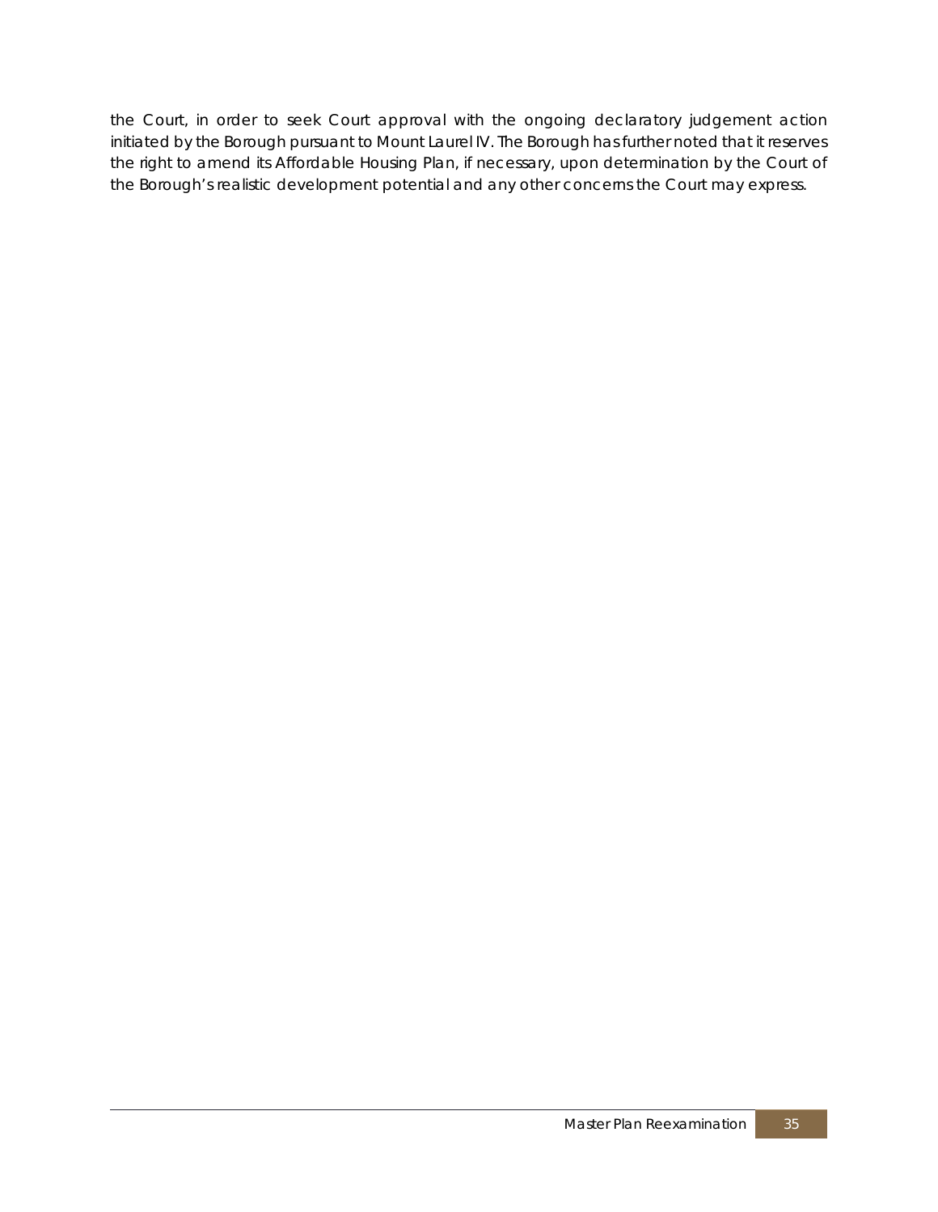the Court, in order to seek Court approval with the ongoing declaratory judgement action initiated by the Borough pursuant to Mount Laurel IV. The Borough has further noted that it reserves the right to amend its Affordable Housing Plan, if necessary, upon determination by the Court of the Borough's realistic development potential and any other concerns the Court may express.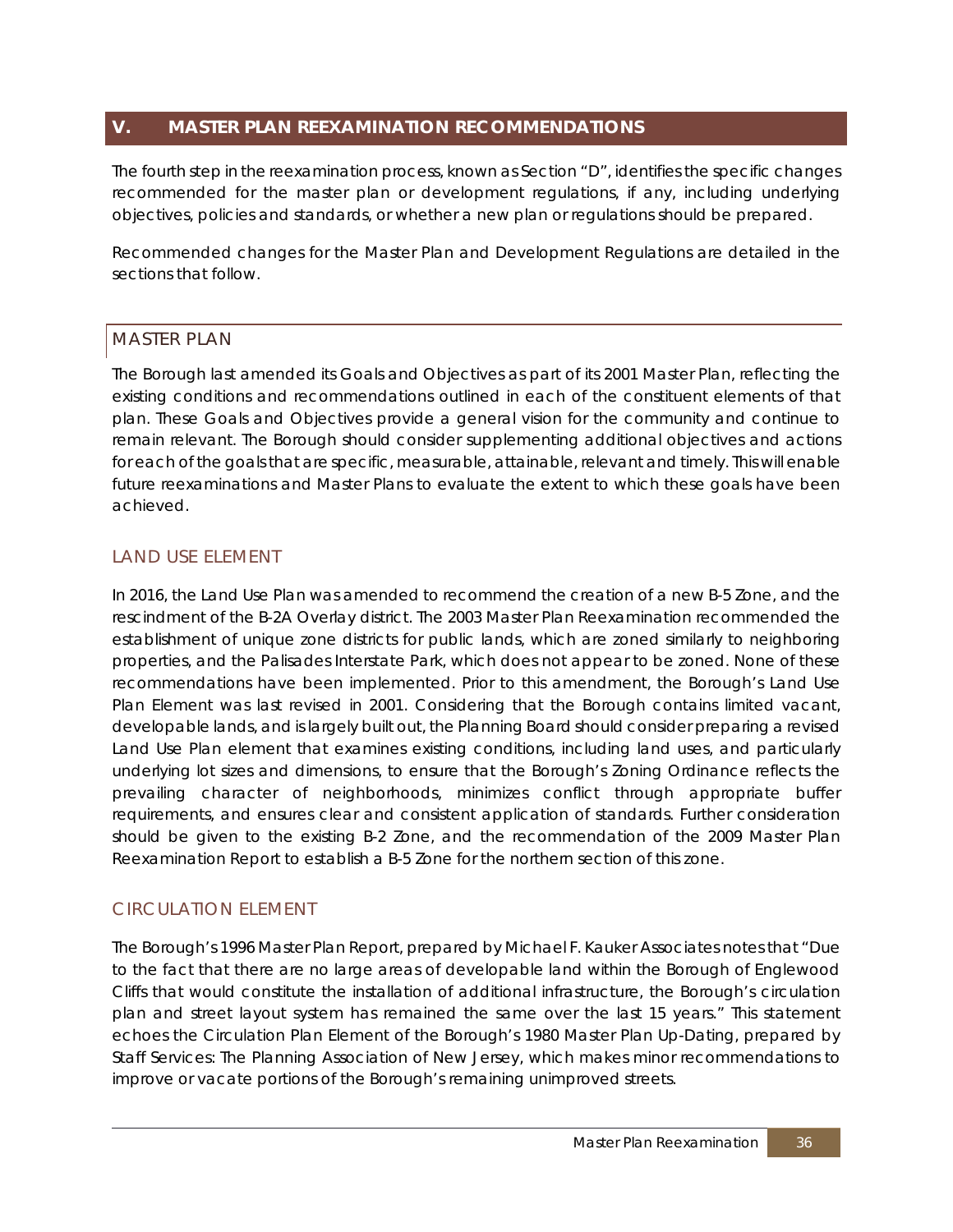## V. MASTER PLAN REEXAMINATION RECOMMENDATIONS

The fourth step in the reexamination process, known as Section "D", identifies the specific changes recommended for the master plan or development regulations, if any, including underlying objectives, policies and standards, or whether a new plan or regulations should be prepared.

Recommended changes for the Master Plan and Development Regulations are detailed in the sections that follow.

### MASTER PLAN

The Borough last amended its Goals and Objectives as part of its 2001 Master Plan, reflecting the existing conditions and recommendations outlined in each of the constituent elements of that plan. These Goals and Objectives provide a general vision for the community and continue to remain relevant. The Borough should consider supplementing additional objectives and actions for each of the goals that are specific, measurable, attainable, relevant and timely. This will enable future reexaminations and Master Plans to evaluate the extent to which these goals have been achieved.

### LAND USE ELEMENT

In 2016, the Land Use Plan was amended to recommend the creation of a new B-5 Zone, and the rescindment of the B-2A Overlay district. The 2003 Master Plan Reexamination recommended the establishment of unique zone districts for public lands, which are zoned similarly to neighboring properties, and the Palisades Interstate Park, which does not appear to be zoned. None of these recommendations have been implemented. Prior to this amendment, the Borough's Land Use Plan Element was last revised in 2001. Considering that the Borough contains limited vacant, developable lands, and is largely built out, the Planning Board should consider preparing a revised Land Use Plan element that examines existing conditions, including land uses, and particularly underlying lot sizes and dimensions, to ensure that the Borough's Zoning Ordinance reflects the prevailing character of neighborhoods, minimizes conflict through appropriate buffer requirements, and ensures clear and consistent application of standards. Further consideration should be given to the existing B-2 Zone, and the recommendation of the 2009 Master Plan Reexamination Report to establish a B-5 Zone for the northern section of this zone.

### CIRCULATION ELEMENT

The Borough's 1996 Master Plan Report, prepared by Michael F. Kauker Associates notes that "Due to the fact that there are no large areas of developable land within the Borough of Englewood Cliffs that would constitute the installation of additional infrastructure, the Borough's circulation plan and street layout system has remained the same over the last 15 years." This statement echoes the Circulation Plan Element of the Borough's 1980 Master Plan Up-Dating, prepared by Staff Services: The Planning Association of New Jersey, which makes minor recommendations to improve or vacate portions of the Borough's remaining unimproved streets.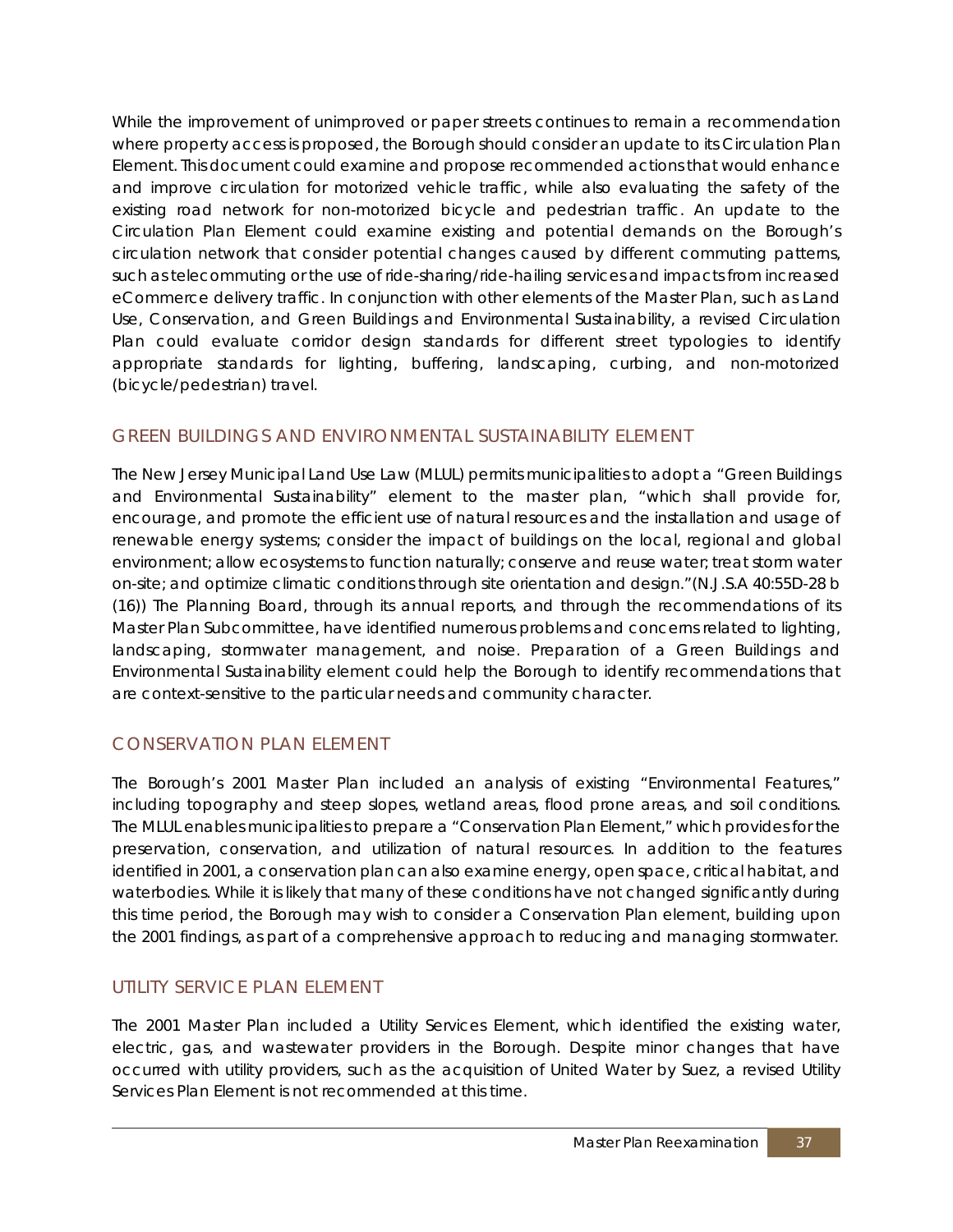While the improvement of unimproved or paper streets continues to remain a recommendation where property access is proposed, the Borough should consider an update to its Circulation Plan Element. This document could examine and propose recommended actions that would enhance and improve circulation for motorized vehicle traffic, while also evaluating the safety of the existing road network for non-motorized bicycle and pedestrian traffic. An update to the Circulation Plan Element could examine existing and potential demands on the Borough's circulation network that consider potential changes caused by different commuting patterns, such as telecommuting or the use of ride-sharing/ride-hailing services and impacts from increased eCommerce delivery traffic. In conjunction with other elements of the Master Plan, such as Land Use, Conservation, and Green Buildings and Environmental Sustainability, a revised Circulation Plan could evaluate corridor design standards for different street typologies to identify appropriate standards for lighting, buffering, landscaping, curbing, and non-motorized (bicycle/pedestrian) travel.

## GREEN BUILDINGS AND ENVIRONMENTAL SUSTAINABILITY ELEMENT

The New Jersey Municipal Land Use Law (MLUL) permits municipalities to adopt a "Green Buildings and Environmental Sustainability" element to the master plan, "which shall provide for, encourage, and promote the efficient use of natural resources and the installation and usage of renewable energy systems; consider the impact of buildings on the local, regional and global environment; allow ecosystems to function naturally; conserve and reuse water; treat storm water on-site; and optimize climatic conditions through site orientation and design."(N.J.S.A 40:55D-28 b (16)) The Planning Board, through its annual reports, and through the recommendations of its Master Plan Subcommittee, have identified numerous problems and concerns related to lighting, landscaping, stormwater management, and noise. Preparation of a Green Buildings and Environmental Sustainability element could help the Borough to identify recommendations that are context-sensitive to the particular needs and community character.

## CONSERVATION PLAN ELEMENT

The Borough's 2001 Master Plan included an analysis of existing "Environmental Features," including topography and steep slopes, wetland areas, flood prone areas, and soil conditions. The MLUL enables municipalities to prepare a "Conservation Plan Element," which provides for the preservation, conservation, and utilization of natural resources. In addition to the features identified in 2001, a conservation plan can also examine energy, open space, critical habitat, and waterbodies. While it is likely that many of these conditions have not changed significantly during this time period, the Borough may wish to consider a Conservation Plan element, building upon the 2001 findings, as part of a comprehensive approach to reducing and managing stormwater.

## UTILITY SERVICE PLAN ELEMENT

The 2001 Master Plan included a Utility Services Element, which identified the existing water, electric, gas, and wastewater providers in the Borough. Despite minor changes that have occurred with utility providers, such as the acquisition of United Water by Suez, a revised Utility Services Plan Element is not recommended at this time.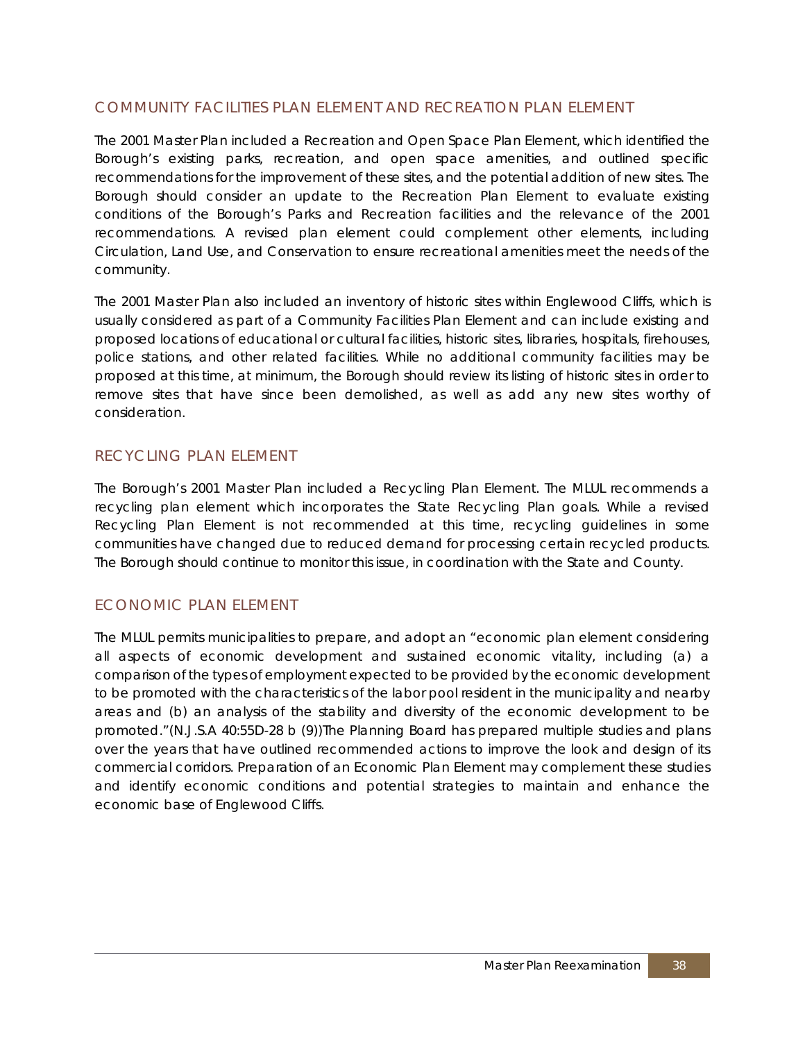## COMMUNITY FACILITIES PLAN ELEMENT AND RECREATION PLAN ELEMENT

The 2001 Master Plan included a Recreation and Open Space Plan Element, which identified the Borough's existing parks, recreation, and open space amenities, and outlined specific recommendations for the improvement of these sites, and the potential addition of new sites. The Borough should consider an update to the Recreation Plan Element to evaluate existing conditions of the Borough's Parks and Recreation facilities and the relevance of the 2001 recommendations. A revised plan element could complement other elements, including Circulation, Land Use, and Conservation to ensure recreational amenities meet the needs of the community.

The 2001 Master Plan also included an inventory of historic sites within Englewood Cliffs, which is usually considered as part of a Community Facilities Plan Element and can include existing and proposed locations of educational or cultural facilities, historic sites, libraries, hospitals, firehouses, police stations, and other related facilities. While no additional community facilities may be proposed at this time, at minimum, the Borough should review its listing of historic sites in order to remove sites that have since been demolished, as well as add any new sites worthy of consideration.

## RECYCLING PLAN ELEMENT

The Borough's 2001 Master Plan included a Recycling Plan Element. The MLUL recommends a recycling plan element which incorporates the State Recycling Plan goals. While a revised Recycling Plan Element is not recommended at this time, recycling guidelines in some communities have changed due to reduced demand for processing certain recycled products. The Borough should continue to monitor this issue, in coordination with the State and County.

## ECONOMIC PLAN ELEMENT

The MLUL permits municipalities to prepare, and adopt an "economic plan element considering all aspects of economic development and sustained economic vitality, including (a) a comparison of the types of employment expected to be provided by the economic development to be promoted with the characteristics of the labor pool resident in the municipality and nearby areas and (b) an analysis of the stability and diversity of the economic development to be promoted."(N.J.S.A 40:55D-28 b (9))The Planning Board has prepared multiple studies and plans over the years that have outlined recommended actions to improve the look and design of its commercial corridors. Preparation of an Economic Plan Element may complement these studies and identify economic conditions and potential strategies to maintain and enhance the economic base of Englewood Cliffs.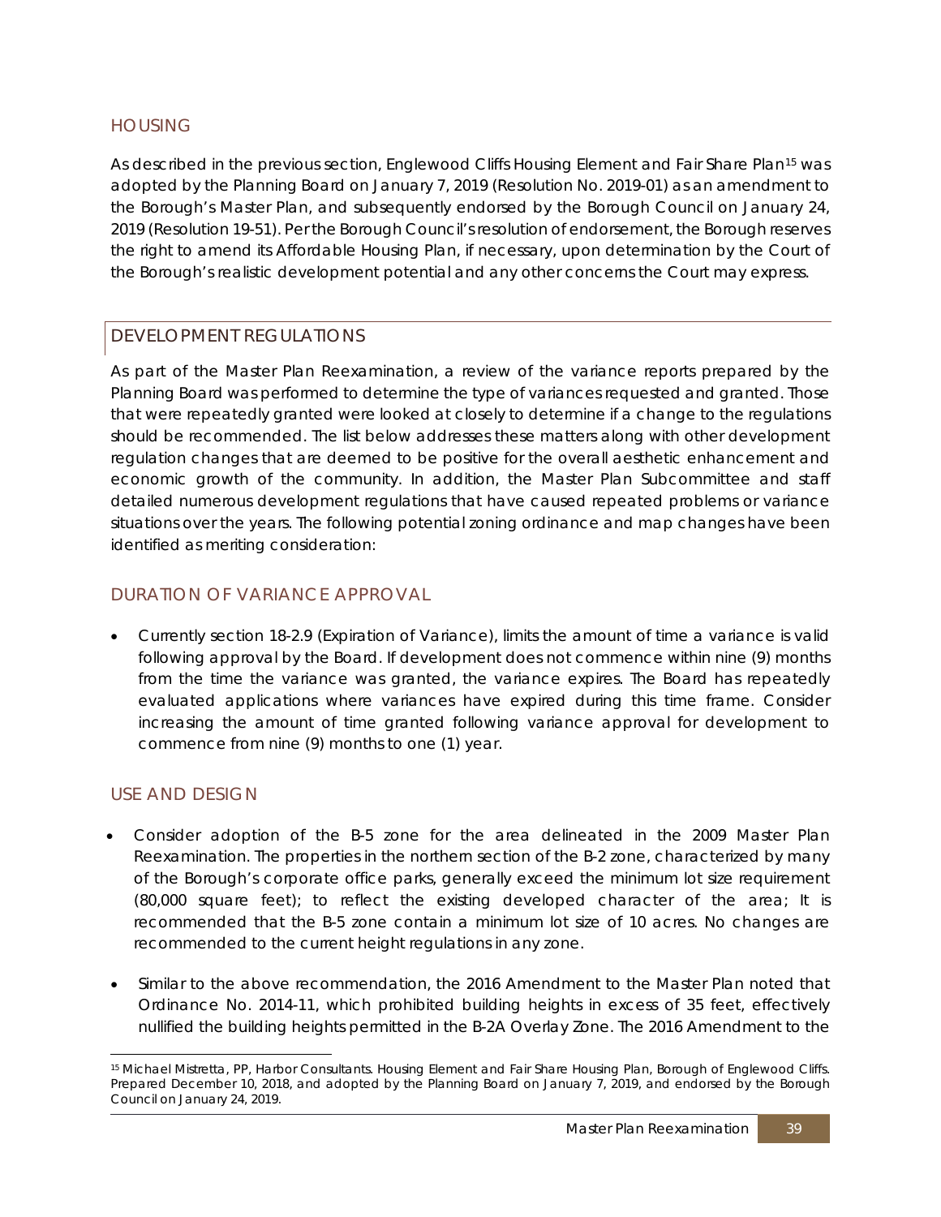## HOUSING

As described in the previous section, Englewood Cliffs Housing Element and Fair Share Plan[15] was adopted by the Planning Board on January 7, 2019 (Resolution No. 2019-01) as an amendment to the Borough's Master Plan, and subsequently endorsed by the Borough Council on January 24, 2019 (Resolution 19-51). Per the Borough Council's resolution of endorsement, the Borough reserves the right to amend its Affordable Housing Plan, if necessary, upon determination by the Court of the Borough's realistic development potential and any other concerns the Court may express.

## DEVELOPMENT REGULATIONS

As part of the Master Plan Reexamination, a review of the variance reports prepared by the Planning Board was performed to determine the type of variances requested and granted. Those that were repeatedly granted were looked at closely to determine if a change to the regulations should be recommended. The list below addresses these matters along with other development regulation changes that are deemed to be positive for the overall aesthetic enhancement and economic growth of the community. In addition, the Master Plan Subcommittee and staff detailed numerous development regulations that have caused repeated problems or variance situations over the years. The following potential zoning ordinance and map changes have been identified as meriting consideration:

### DURATION OF VARIANCE APPROVAL

- Currently section 18-2.9 (Expiration of Variance), limits the amount of time a variance is valid following approval by the Board. If development does not commence within nine (9) months from the time the variance was granted, the variance expires. The Board has repeatedly evaluated applications where variances have expired during this time frame. Consider increasing the amount of time granted following variance approval for development to commence from nine (9) months to one (1) year.

### USE AND DESIGN

- Consider adoption of the B-5 zone for the area delineated in the 2009 Master Plan Reexamination. The properties in the northern section of the B-2 zone, characterized by many of the Borough's corporate office parks, generally exceed the minimum lot size requirement (80,000 square feet); to reflect the existing developed character of the area; It is recommended that the B-5 zone contain a minimum lot size of 10 acres. No changes are recommended to the current height regulations in any zone.
- Similar to the above recommendation, the 2016 Amendment to the Master Plan noted that Ordinance No. 2014-11, which prohibited building heights in excess of 35 feet, effectively nullified the building heights permitted in the B-2A Overlay Zone. The 2016 Amendment to the

---

[15] Michael Mistretta, PP, Harbor Consultants. Housing Element and Fair Share Housing Plan, Borough of Englewood Cliffs. Prepared December 10, 2018, and adopted by the Planning Board on January 7, 2019, and endorsed by the Borough Council on January 24, 2019.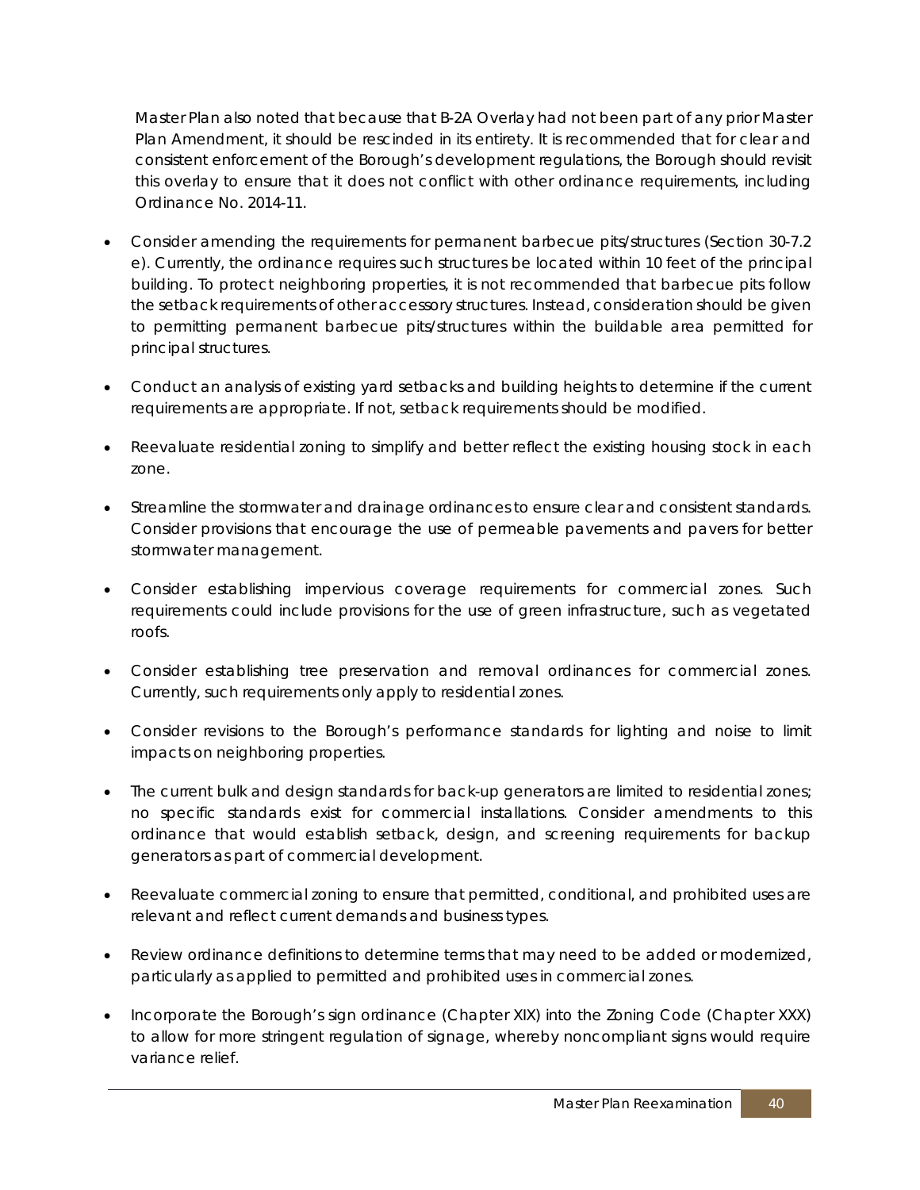Master Plan also noted that because that B-2A Overlay had not been part of any prior Master Plan Amendment, it should be rescinded in its entirety. It is recommended that for clear and consistent enforcement of the Borough's development regulations, the Borough should revisit this overlay to ensure that it does not conflict with other ordinance requirements, including Ordinance No. 2014-11.

- Consider amending the requirements for permanent barbecue pits/structures (Section 30-7.2 e). Currently, the ordinance requires such structures be located within 10 feet of the principal building. To protect neighboring properties, it is not recommended that barbecue pits follow the setback requirements of other accessory structures. Instead, consideration should be given to permitting permanent barbecue pits/structures within the buildable area permitted for principal structures.

- Conduct an analysis of existing yard setbacks and building heights to determine if the current requirements are appropriate. If not, setback requirements should be modified.

- Reevaluate residential zoning to simplify and better reflect the existing housing stock in each zone.

- Streamline the stormwater and drainage ordinances to ensure clear and consistent standards. Consider provisions that encourage the use of permeable pavements and pavers for better stormwater management.

- Consider establishing impervious coverage requirements for commercial zones. Such requirements could include provisions for the use of green infrastructure, such as vegetated roofs.

- Consider establishing tree preservation and removal ordinances for commercial zones. Currently, such requirements only apply to residential zones.

- Consider revisions to the Borough's performance standards for lighting and noise to limit impacts on neighboring properties.

- The current bulk and design standards for back-up generators are limited to residential zones; no specific standards exist for commercial installations. Consider amendments to this ordinance that would establish setback, design, and screening requirements for backup generators as part of commercial development.

- Reevaluate commercial zoning to ensure that permitted, conditional, and prohibited uses are relevant and reflect current demands and business types.

- Review ordinance definitions to determine terms that may need to be added or modernized, particularly as applied to permitted and prohibited uses in commercial zones.

- Incorporate the Borough's sign ordinance (Chapter XIX) into the Zoning Code (Chapter XXX) to allow for more stringent regulation of signage, whereby noncompliant signs would require variance relief.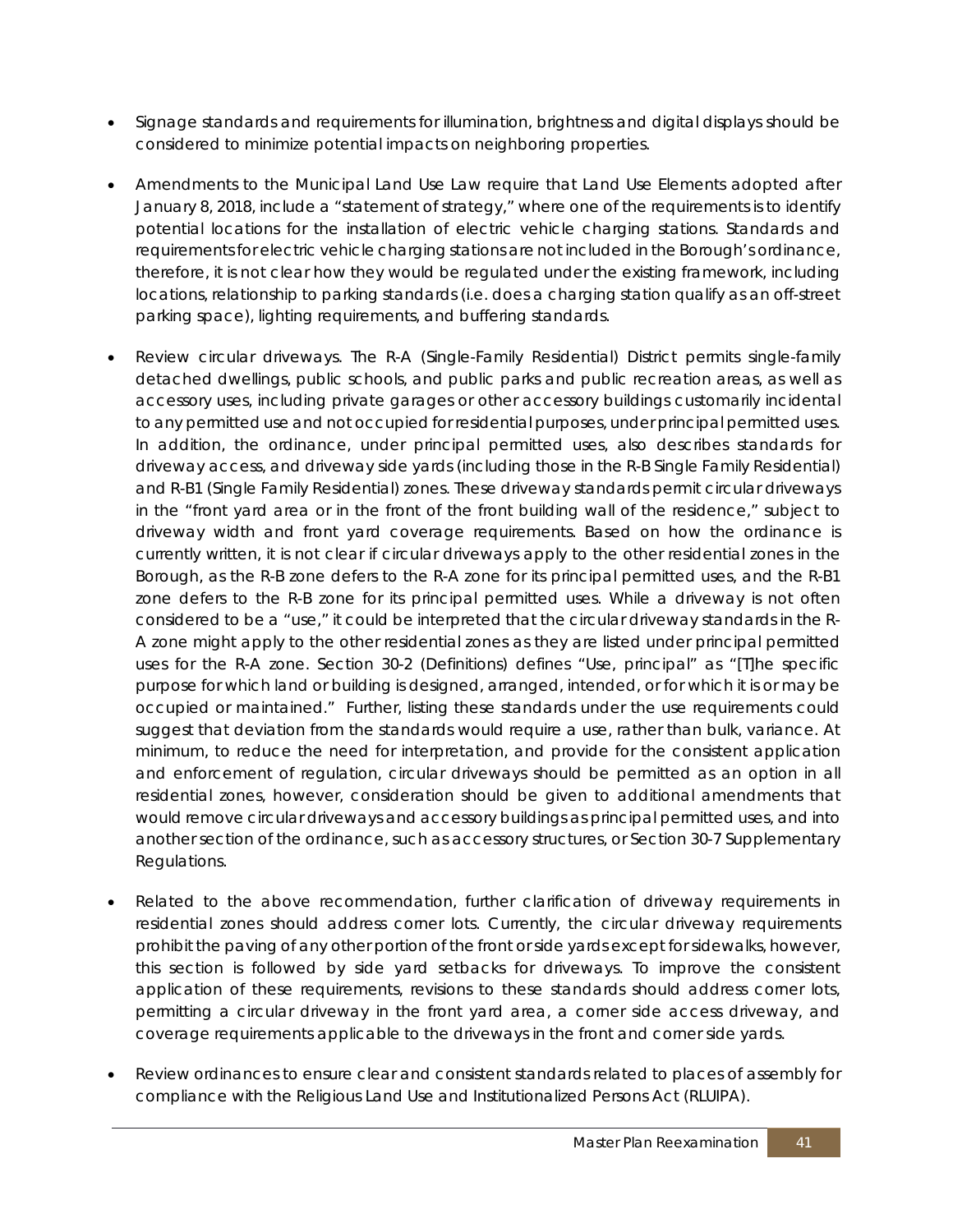- Signage standards and requirements for illumination, brightness and digital displays should be considered to minimize potential impacts on neighboring properties.

- Amendments to the Municipal Land Use Law require that Land Use Elements adopted after January 8, 2018, include a "statement of strategy," where one of the requirements is to identify potential locations for the installation of electric vehicle charging stations. Standards and requirements for electric vehicle charging stations are not included in the Borough's ordinance, therefore, it is not clear how they would be regulated under the existing framework, including locations, relationship to parking standards (i.e. does a charging station qualify as an off-street parking space), lighting requirements, and buffering standards.

- Review circular driveways. The R-A (Single-Family Residential) District permits single-family detached dwellings, public schools, and public parks and public recreation areas, as well as accessory uses, including private garages or other accessory buildings customarily incidental to any permitted use and not occupied for residential purposes, under principal permitted uses. In addition, the ordinance, under principal permitted uses, also describes standards for driveway access, and driveway side yards (including those in the R-B Single Family Residential) and R-B1 (Single Family Residential) zones. These driveway standards permit circular driveways in the "front yard area or in the front of the front building wall of the residence," subject to driveway width and front yard coverage requirements. Based on how the ordinance is currently written, it is not clear if circular driveways apply to the other residential zones in the Borough, as the R-B zone defers to the R-A zone for its principal permitted uses, and the R-B1 zone defers to the R-B zone for its principal permitted uses. While a driveway is not often considered to be a "use," it could be interpreted that the circular driveway standards in the R-A zone might apply to the other residential zones as they are listed under principal permitted uses for the R-A zone. Section 30-2 (Definitions) defines "Use, principal" as "[T]he specific purpose for which land or building is designed, arranged, intended, or for which it is or may be occupied or maintained." Further, listing these standards under the use requirements could suggest that deviation from the standards would require a use, rather than bulk, variance. At minimum, to reduce the need for interpretation, and provide for the consistent application and enforcement of regulation, circular driveways should be permitted as an option in all residential zones, however, consideration should be given to additional amendments that would remove circular driveways and accessory buildings as principal permitted uses, and into another section of the ordinance, such as accessory structures, or Section 30-7 Supplementary Regulations.

- Related to the above recommendation, further clarification of driveway requirements in residential zones should address corner lots. Currently, the circular driveway requirements prohibit the paving of any other portion of the front or side yards except for sidewalks, however, this section is followed by side yard setbacks for driveways. To improve the consistent application of these requirements, revisions to these standards should address corner lots, permitting a circular driveway in the front yard area, a corner side access driveway, and coverage requirements applicable to the driveways in the front and corner side yards.

- Review ordinances to ensure clear and consistent standards related to places of assembly for compliance with the Religious Land Use and Institutionalized Persons Act (RLUIPA).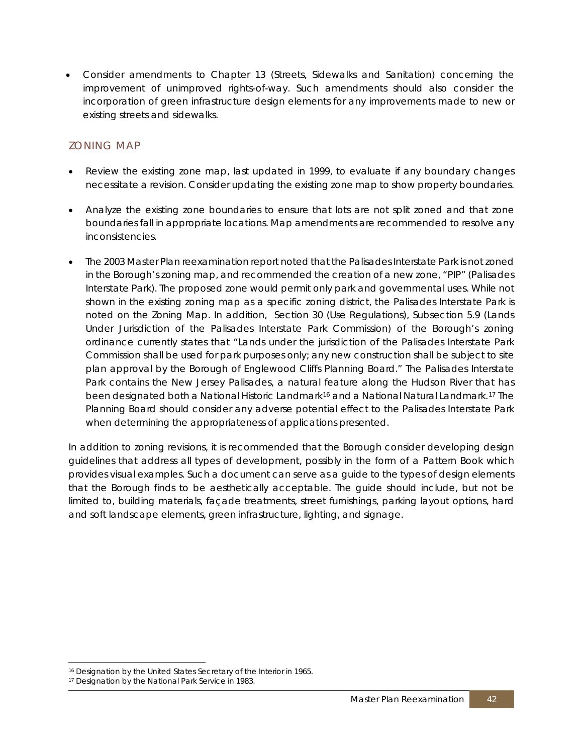- Consider amendments to Chapter 13 (Streets, Sidewalks and Sanitation) concerning the improvement of unimproved rights-of-way. Such amendments should also consider the incorporation of green infrastructure design elements for any improvements made to new or existing streets and sidewalks.

## ZONING MAP

- Review the existing zone map, last updated in 1999, to evaluate if any boundary changes necessitate a revision. Consider updating the existing zone map to show property boundaries.

- Analyze the existing zone boundaries to ensure that lots are not split zoned and that zone boundaries fall in appropriate locations. Map amendments are recommended to resolve any inconsistencies.

- The 2003 Master Plan reexamination report noted that the Palisades Interstate Park is not zoned in the Borough's zoning map, and recommended the creation of a new zone, "PIP" (Palisades Interstate Park). The proposed zone would permit only park and governmental uses. While not shown in the existing zoning map as a specific zoning district, the Palisades Interstate Park is noted on the Zoning Map. In addition, Section 30 (Use Regulations), Subsection 5.9 (Lands Under Jurisdiction of the Palisades Interstate Park Commission) of the Borough's zoning ordinance currently states that "Lands under the jurisdiction of the Palisades Interstate Park Commission shall be used for park purposes only; any new construction shall be subject to site plan approval by the Borough of Englewood Cliffs Planning Board." The Palisades Interstate Park contains the New Jersey Palisades, a natural feature along the Hudson River that has been designated both a National Historic Landmark[16] and a National Natural Landmark.[17] The Planning Board should consider any adverse potential effect to the Palisades Interstate Park when determining the appropriateness of applications presented.

In addition to zoning revisions, it is recommended that the Borough consider developing design guidelines that address all types of development, possibly in the form of a Pattern Book which provides visual examples. Such a document can serve as a guide to the types of design elements that the Borough finds to be aesthetically acceptable. The guide should include, but not be limited to, building materials, façade treatments, street furnishings, parking layout options, hard and soft landscape elements, green infrastructure, lighting, and signage.

---

[16] Designation by the United States Secretary of the Interior in 1965.

[17] Designation by the National Park Service in 1983.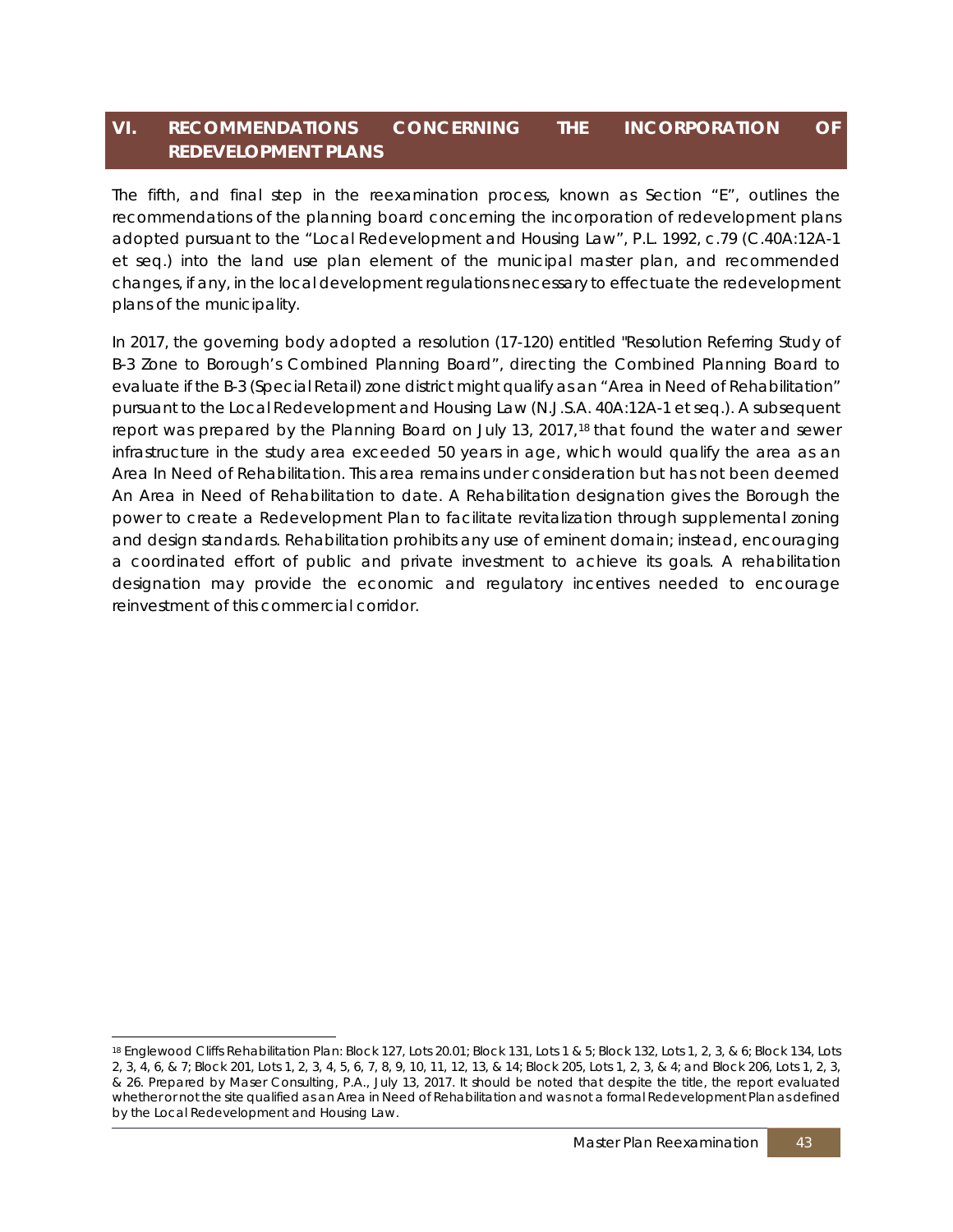## VI. RECOMMENDATIONS CONCERNING THE INCORPORATION OF REDEVELOPMENT PLANS

The fifth, and final step in the reexamination process, known as Section "E", outlines the recommendations of the planning board concerning the incorporation of redevelopment plans adopted pursuant to the "Local Redevelopment and Housing Law", P.L. 1992, c.79 (C.40A:12A-1 et seq.) into the land use plan element of the municipal master plan, and recommended changes, if any, in the local development regulations necessary to effectuate the redevelopment plans of the municipality.

In 2017, the governing body adopted a resolution (17-120) entitled "Resolution Referring Study of B-3 Zone to Borough's Combined Planning Board", directing the Combined Planning Board to evaluate if the B-3 (Special Retail) zone district might qualify as an "Area in Need of Rehabilitation" pursuant to the Local Redevelopment and Housing Law (N.J.S.A. 40A:12A-1 et seq.). A subsequent report was prepared by the Planning Board on July 13, 2017,[18] that found the water and sewer infrastructure in the study area exceeded 50 years in age, which would qualify the area as an Area In Need of Rehabilitation. This area remains under consideration but has not been deemed An Area in Need of Rehabilitation to date. A Rehabilitation designation gives the Borough the power to create a Redevelopment Plan to facilitate revitalization through supplemental zoning and design standards. Rehabilitation prohibits any use of eminent domain; instead, encouraging a coordinated effort of public and private investment to achieve its goals. A rehabilitation designation may provide the economic and regulatory incentives needed to encourage reinvestment of this commercial corridor.

---

[18] Englewood Cliffs Rehabilitation Plan: Block 127, Lots 20.01; Block 131, Lots 1 & 5; Block 132, Lots 1, 2, 3, & 6; Block 134, Lots 2, 3, 4, 6, & 7; Block 201, Lots 1, 2, 3, 4, 5, 6, 7, 8, 9, 10, 11, 12, 13, & 14; Block 205, Lots 1, 2, 3, & 4; and Block 206, Lots 1, 2, 3, & 26. Prepared by Maser Consulting, P.A., July 13, 2017. It should be noted that despite the title, the report evaluated whether or not the site qualified as an Area in Need of Rehabilitation and was not a formal Redevelopment Plan as defined by the Local Redevelopment and Housing Law.